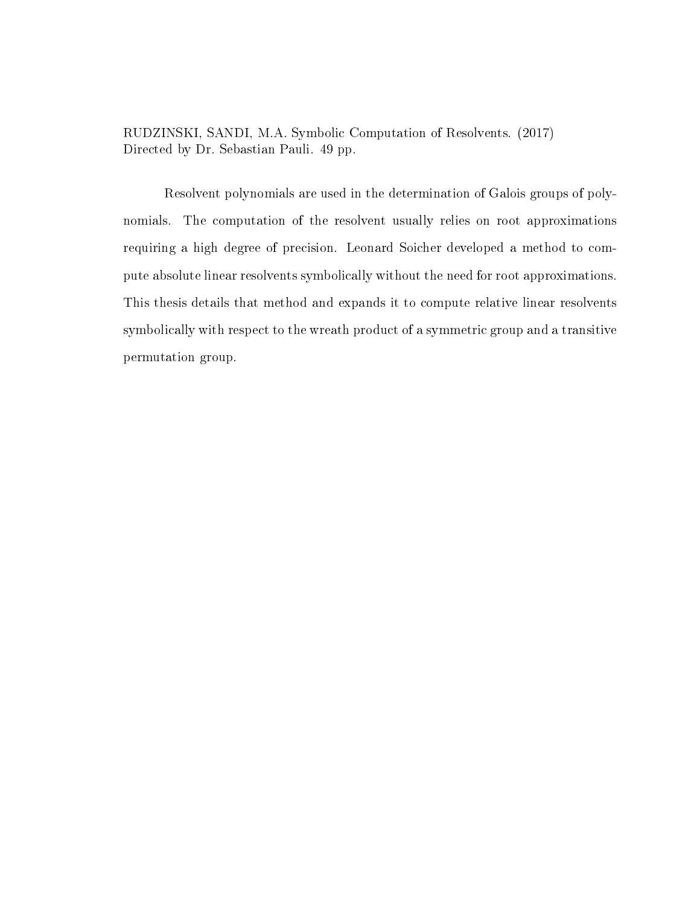RUDZINSKI, SANDI, M.A. Symbolic Computation of Resolvents. (2017)
Directed by Dr. Sebastian Pauli. 49 pp.

Resolvent polynomials are used in the determination of Galois groups of polynomials. The computation of the resolvent usually relies on root approximations requiring a high degree of precision. Leonard Soicher developed a method to compute absolute linear resolvents symbolically without the need for root approximations. This thesis details that method and expands it to compute relative linear resolvents symbolically with respect to the wreath product of a symmetric group and a transitive permutation group.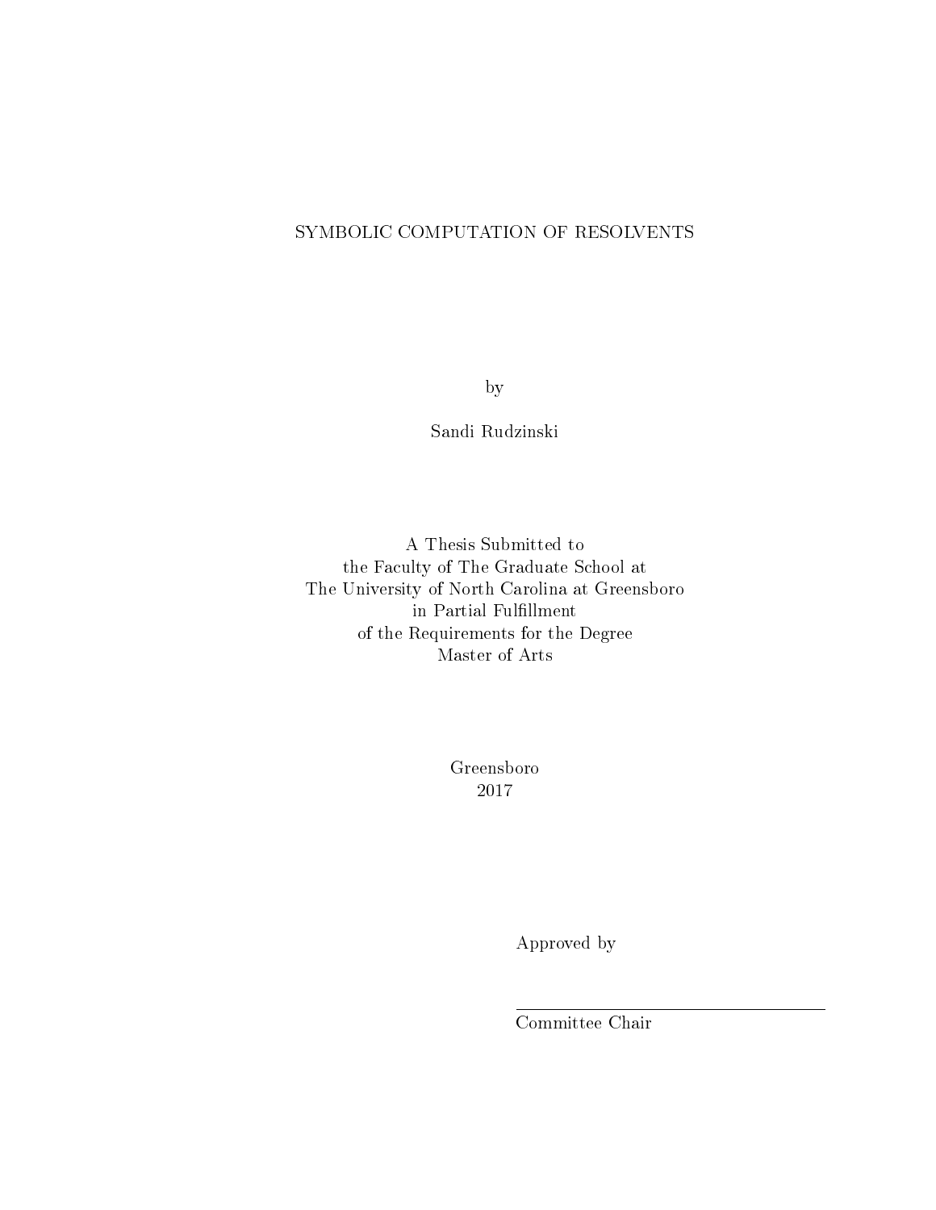SYMBOLIC COMPUTATION OF RESOLVENTS

by

Sandi Rudzinski

A Thesis Submitted to
the Faculty of The Graduate School at
The University of North Carolina at Greensboro
in Partial Fulfillment
of the Requirements for the Degree
Master of Arts

Greensboro
2017

Approved by

Committee Chair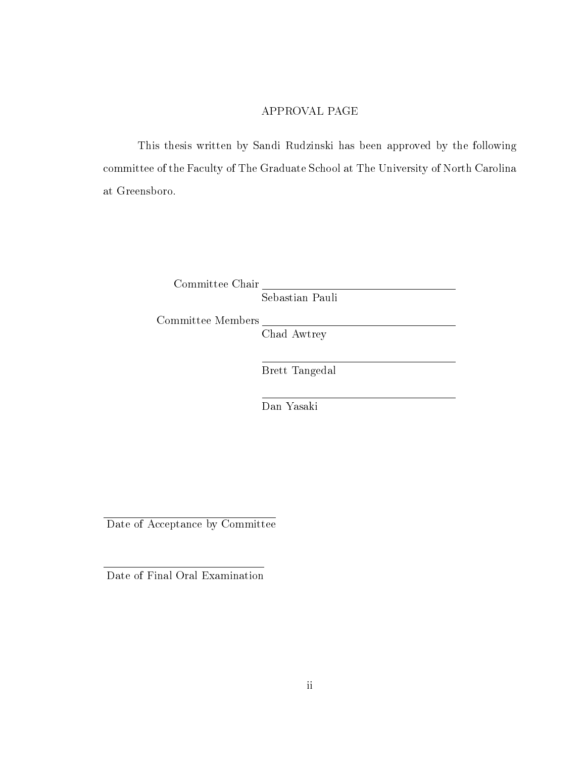# APPROVAL PAGE

This thesis written by Sandi Rudzinski has been approved by the following committee of the Faculty of The Graduate School at The University of North Carolina at Greensboro.

Committee Chair ______________________
Sebastian Pauli

Committee Members ______________________
Chad Awtrey

______________________
Brett Tangedal

______________________
Dan Yasaki

______________________
Date of Acceptance by Committee

______________________
Date of Final Oral Examination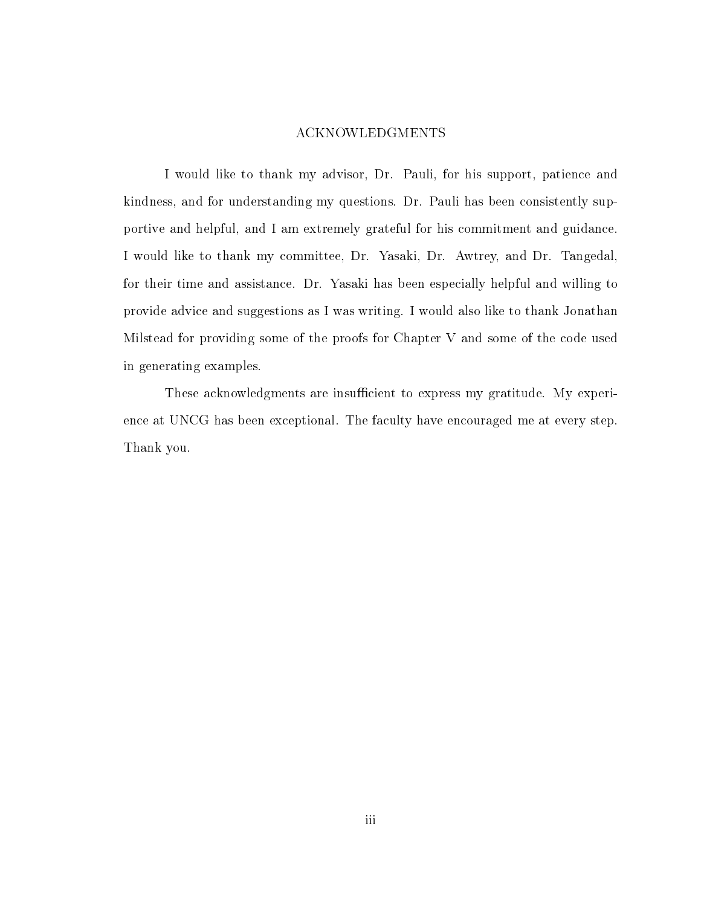# ACKNOWLEDGMENTS

I would like to thank my advisor, Dr. Pauli, for his support, patience and kindness, and for understanding my questions. Dr. Pauli has been consistently supportive and helpful, and I am extremely grateful for his commitment and guidance. I would like to thank my committee, Dr. Yasaki, Dr. Awtrey, and Dr. Tangedal, for their time and assistance. Dr. Yasaki has been especially helpful and willing to provide advice and suggestions as I was writing. I would also like to thank Jonathan Milstead for providing some of the proofs for Chapter V and some of the code used in generating examples.

These acknowledgments are insufficient to express my gratitude. My experience at UNCG has been exceptional. The faculty have encouraged me at every step. Thank you.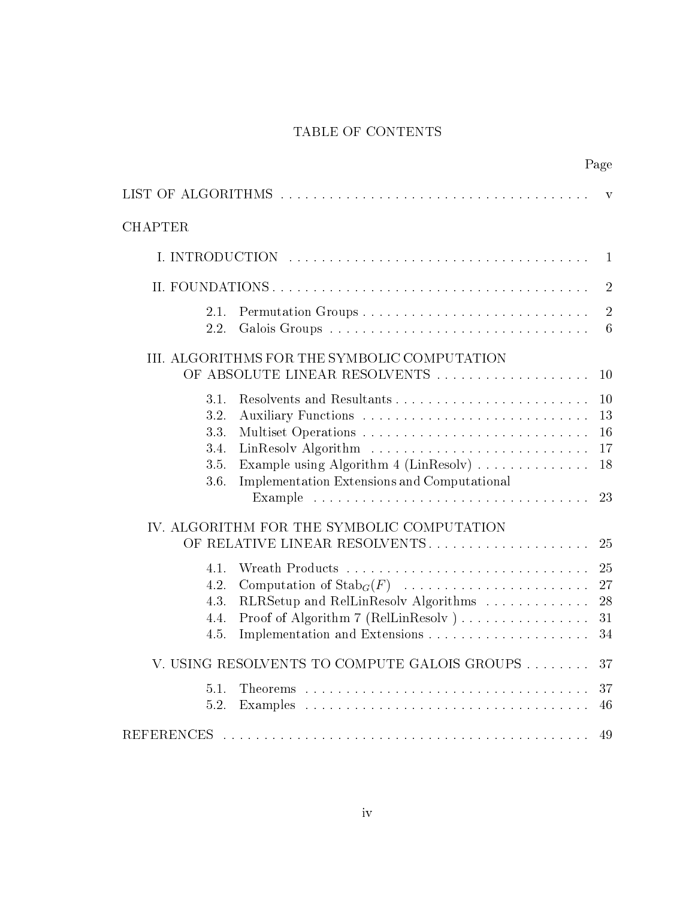# TABLE OF CONTENTS

| | Page |
|---|---|
| LIST OF ALGORITHMS | v |
| CHAPTER | |
| I. INTRODUCTION | 1 |
| II. FOUNDATIONS | 2 |
| 2.1. Permutation Groups | 2 |
| 2.2. Galois Groups | 6 |
| III. ALGORITHMS FOR THE SYMBOLIC COMPUTATION OF ABSOLUTE LINEAR RESOLVENTS | 10 |
| 3.1. Resolvents and Resultants | 10 |
| 3.2. Auxiliary Functions | 13 |
| 3.3. Multiset Operations | 16 |
| 3.4. LinResolv Algorithm | 17 |
| 3.5. Example using Algorithm 4 (LinResolv) | 18 |
| 3.6. Implementation Extensions and Computational Example | 23 |
| IV. ALGORITHM FOR THE SYMBOLIC COMPUTATION OF RELATIVE LINEAR RESOLVENTS | 25 |
| 4.1. Wreath Products | 25 |
| 4.2. Computation of $\mathrm{Stab}_G(F)$ | 27 |
| 4.3. RLRSetup and RelLinResolv Algorithms | 28 |
| 4.4. Proof of Algorithm 7 (RelLinResolv ) | 31 |
| 4.5. Implementation and Extensions | 34 |
| V. USING RESOLVENTS TO COMPUTE GALOIS GROUPS | 37 |
| 5.1. Theorems | 37 |
| 5.2. Examples | 46 |
| REFERENCES | 49 |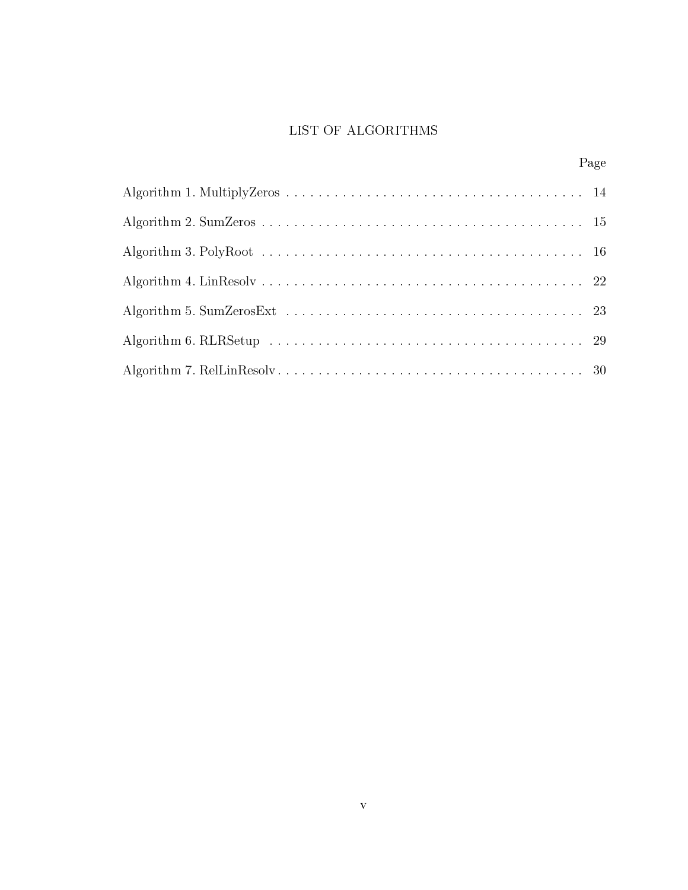# LIST OF ALGORITHMS

| | Page |
|---|---|
| Algorithm 1. MultiplyZeros | 14 |
| Algorithm 2. SumZeros | 15 |
| Algorithm 3. PolyRoot | 16 |
| Algorithm 4. LinResolv | 22 |
| Algorithm 5. SumZerosExt | 23 |
| Algorithm 6. RLRSetup | 29 |
| Algorithm 7. RelLinResolv | 30 |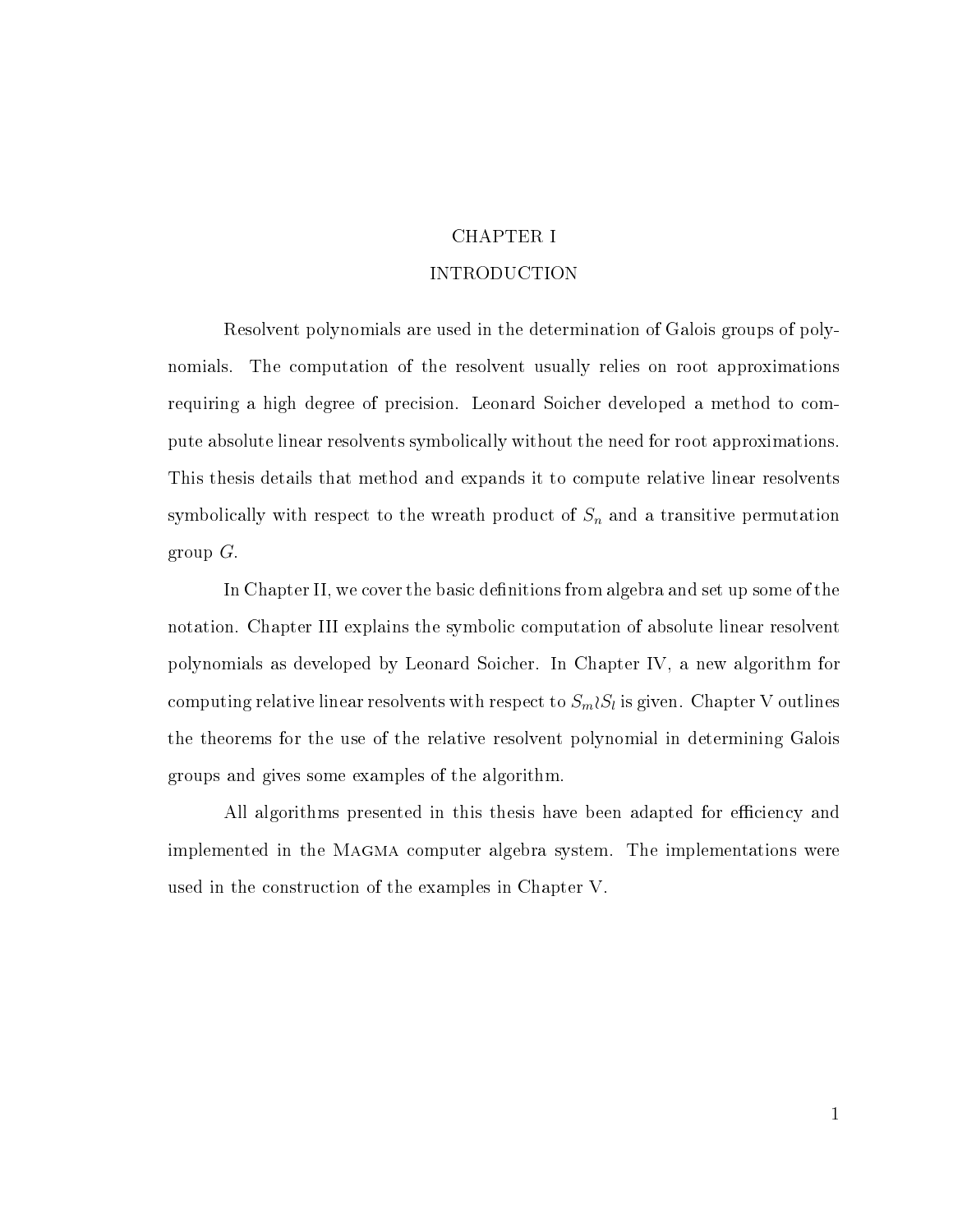# CHAPTER I

# INTRODUCTION

Resolvent polynomials are used in the determination of Galois groups of polynomials. The computation of the resolvent usually relies on root approximations requiring a high degree of precision. Leonard Soicher developed a method to compute absolute linear resolvents symbolically without the need for root approximations. This thesis details that method and expands it to compute relative linear resolvents symbolically with respect to the wreath product of $S_n$ and a transitive permutation group $G$.

In Chapter II, we cover the basic definitions from algebra and set up some of the notation. Chapter III explains the symbolic computation of absolute linear resolvent polynomials as developed by Leonard Soicher. In Chapter IV, a new algorithm for computing relative linear resolvents with respect to $S_m \wr S_l$ is given. Chapter V outlines the theorems for the use of the relative resolvent polynomial in determining Galois groups and gives some examples of the algorithm.

All algorithms presented in this thesis have been adapted for efficiency and implemented in the MAGMA computer algebra system. The implementations were used in the construction of the examples in Chapter V.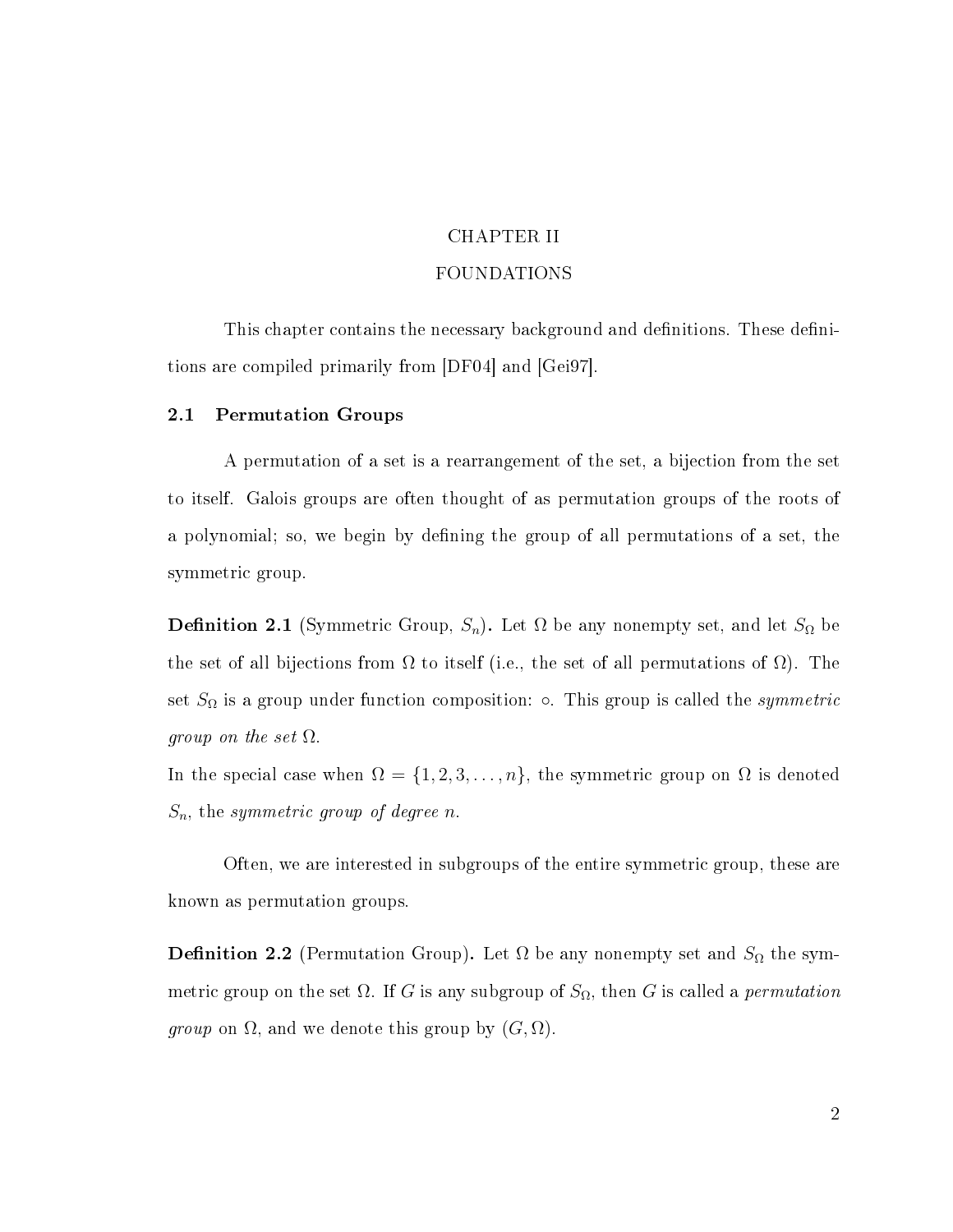# CHAPTER II

# FOUNDATIONS

This chapter contains the necessary background and definitions. These definitions are compiled primarily from [DF04] and [Gei97].

## 2.1 Permutation Groups

A permutation of a set is a rearrangement of the set, a bijection from the set to itself. Galois groups are often thought of as permutation groups of the roots of a polynomial; so, we begin by defining the group of all permutations of a set, the symmetric group.

**Definition 2.1** (Symmetric Group, $S_n$)**.** Let $\Omega$ be any nonempty set, and let $S_\Omega$ be the set of all bijections from $\Omega$ to itself (i.e., the set of all permutations of $\Omega$). The set $S_\Omega$ is a group under function composition: $\circ$. This group is called the *symmetric group on the set* $\Omega$.
In the special case when $\Omega = \{1, 2, 3, \ldots, n\}$, the symmetric group on $\Omega$ is denoted $S_n$, the *symmetric group of degree n*.

Often, we are interested in subgroups of the entire symmetric group, these are known as permutation groups.

**Definition 2.2** (Permutation Group)**.** Let $\Omega$ be any nonempty set and $S_\Omega$ the symmetric group on the set $\Omega$. If $G$ is any subgroup of $S_\Omega$, then $G$ is called a *permutation group* on $\Omega$, and we denote this group by $(G, \Omega)$.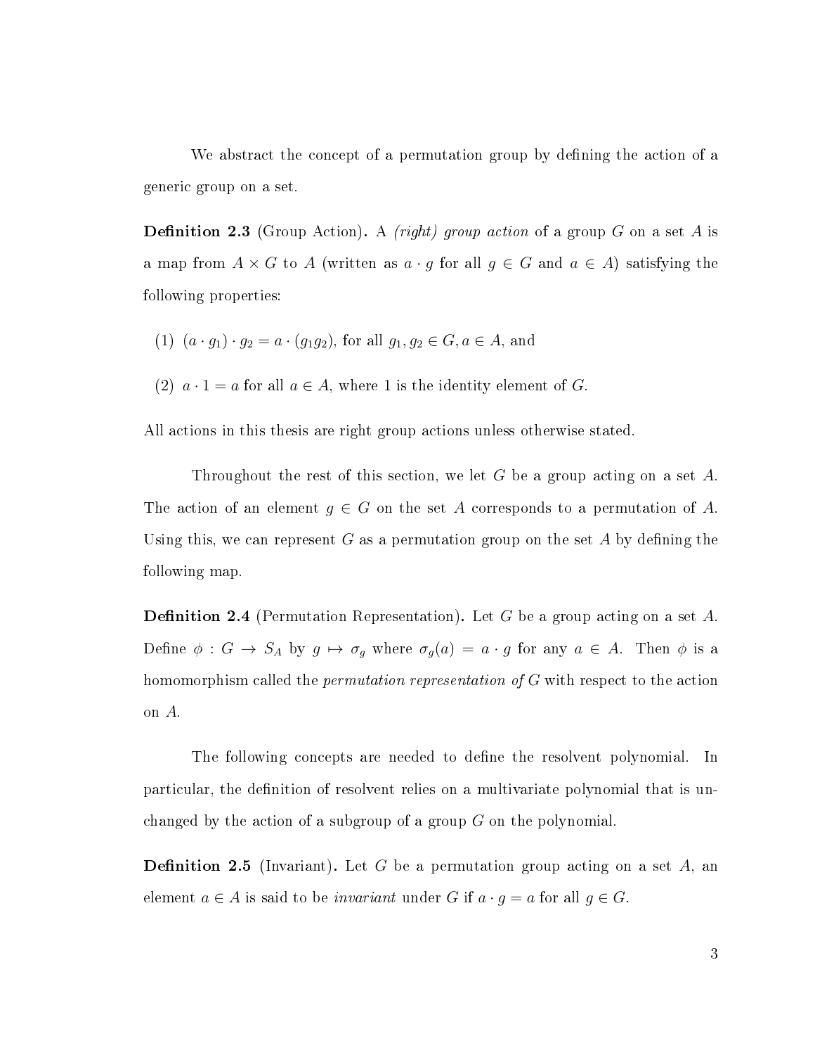We abstract the concept of a permutation group by defining the action of a generic group on a set.

**Definition 2.3** (Group Action)**.** A *(right) group action* of a group $G$ on a set $A$ is a map from $A \times G$ to $A$ (written as $a \cdot g$ for all $g \in G$ and $a \in A$) satisfying the following properties:

(1) $(a \cdot g_1) \cdot g_2 = a \cdot (g_1 g_2)$, for all $g_1, g_2 \in G, a \in A$, and

(2) $a \cdot 1 = a$ for all $a \in A$, where 1 is the identity element of $G$.

All actions in this thesis are right group actions unless otherwise stated.

Throughout the rest of this section, we let $G$ be a group acting on a set $A$. The action of an element $g \in G$ on the set $A$ corresponds to a permutation of $A$. Using this, we can represent $G$ as a permutation group on the set $A$ by defining the following map.

**Definition 2.4** (Permutation Representation)**.** Let $G$ be a group acting on a set $A$. Define $\phi : G \to S_A$ by $g \mapsto \sigma_g$ where $\sigma_g(a) = a \cdot g$ for any $a \in A$. Then $\phi$ is a homomorphism called the *permutation representation of* $G$ with respect to the action on $A$.

The following concepts are needed to define the resolvent polynomial. In particular, the definition of resolvent relies on a multivariate polynomial that is unchanged by the action of a subgroup of a group $G$ on the polynomial.

**Definition 2.5** (Invariant)**.** Let $G$ be a permutation group acting on a set $A$, an element $a \in A$ is said to be *invariant* under $G$ if $a \cdot g = a$ for all $g \in G$.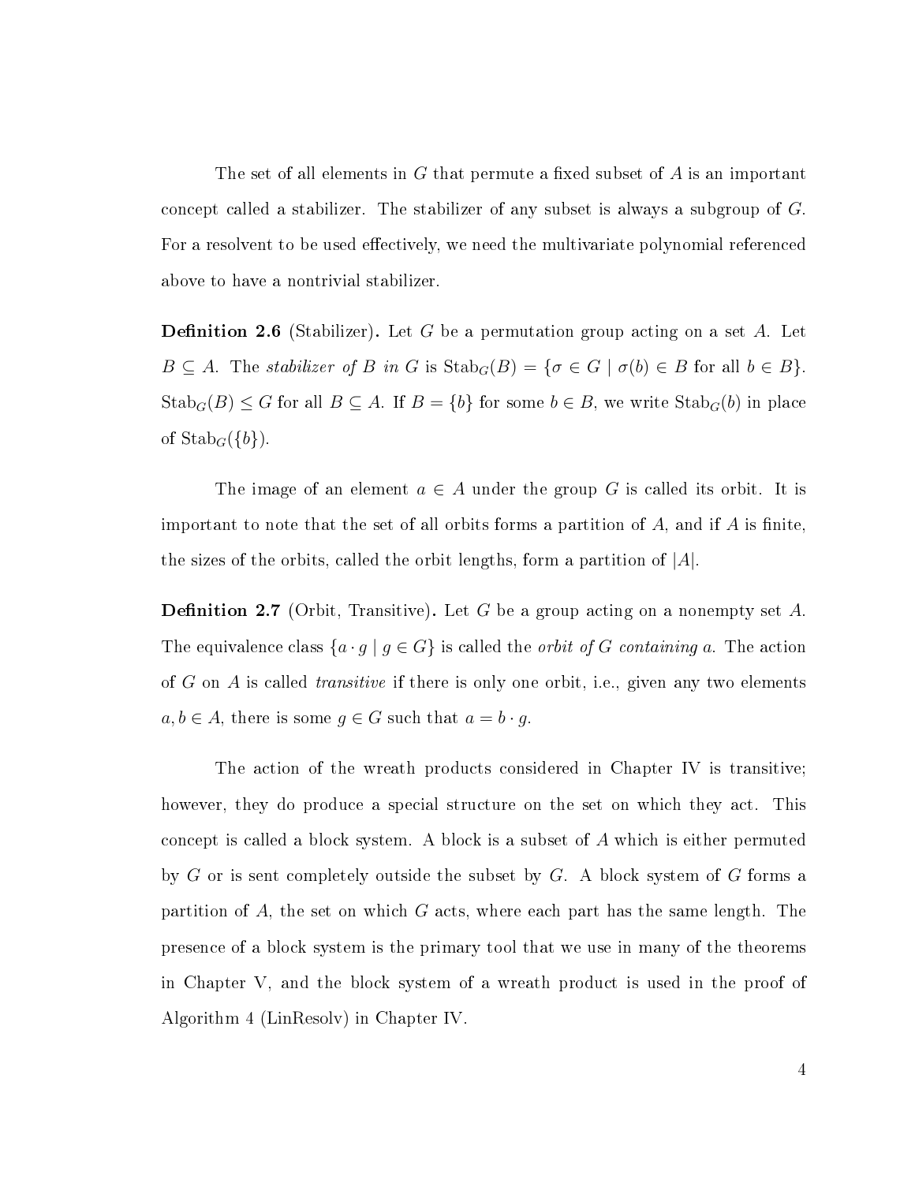The set of all elements in $G$ that permute a fixed subset of $A$ is an important concept called a stabilizer. The stabilizer of any subset is always a subgroup of $G$. For a resolvent to be used effectively, we need the multivariate polynomial referenced above to have a nontrivial stabilizer.

**Definition 2.6** (Stabilizer)**.** Let $G$ be a permutation group acting on a set $A$. Let $B \subseteq A$. The *stabilizer of $B$ in $G$* is $\operatorname{Stab}_G(B) = \{\sigma \in G \mid \sigma(b) \in B \text{ for all } b \in B\}$. $\operatorname{Stab}_G(B) \leq G$ for all $B \subseteq A$. If $B = \{b\}$ for some $b \in B$, we write $\operatorname{Stab}_G(b)$ in place of $\operatorname{Stab}_G(\{b\})$.

The image of an element $a \in A$ under the group $G$ is called its orbit. It is important to note that the set of all orbits forms a partition of $A$, and if $A$ is finite, the sizes of the orbits, called the orbit lengths, form a partition of $|A|$.

**Definition 2.7** (Orbit, Transitive)**.** Let $G$ be a group acting on a nonempty set $A$. The equivalence class $\{a \cdot g \mid g \in G\}$ is called the *orbit of $G$ containing $a$*. The action of $G$ on $A$ is called *transitive* if there is only one orbit, i.e., given any two elements $a, b \in A$, there is some $g \in G$ such that $a = b \cdot g$.

The action of the wreath products considered in Chapter IV is transitive; however, they do produce a special structure on the set on which they act. This concept is called a block system. A block is a subset of $A$ which is either permuted by $G$ or is sent completely outside the subset by $G$. A block system of $G$ forms a partition of $A$, the set on which $G$ acts, where each part has the same length. The presence of a block system is the primary tool that we use in many of the theorems in Chapter V, and the block system of a wreath product is used in the proof of Algorithm 4 (LinResolv) in Chapter IV.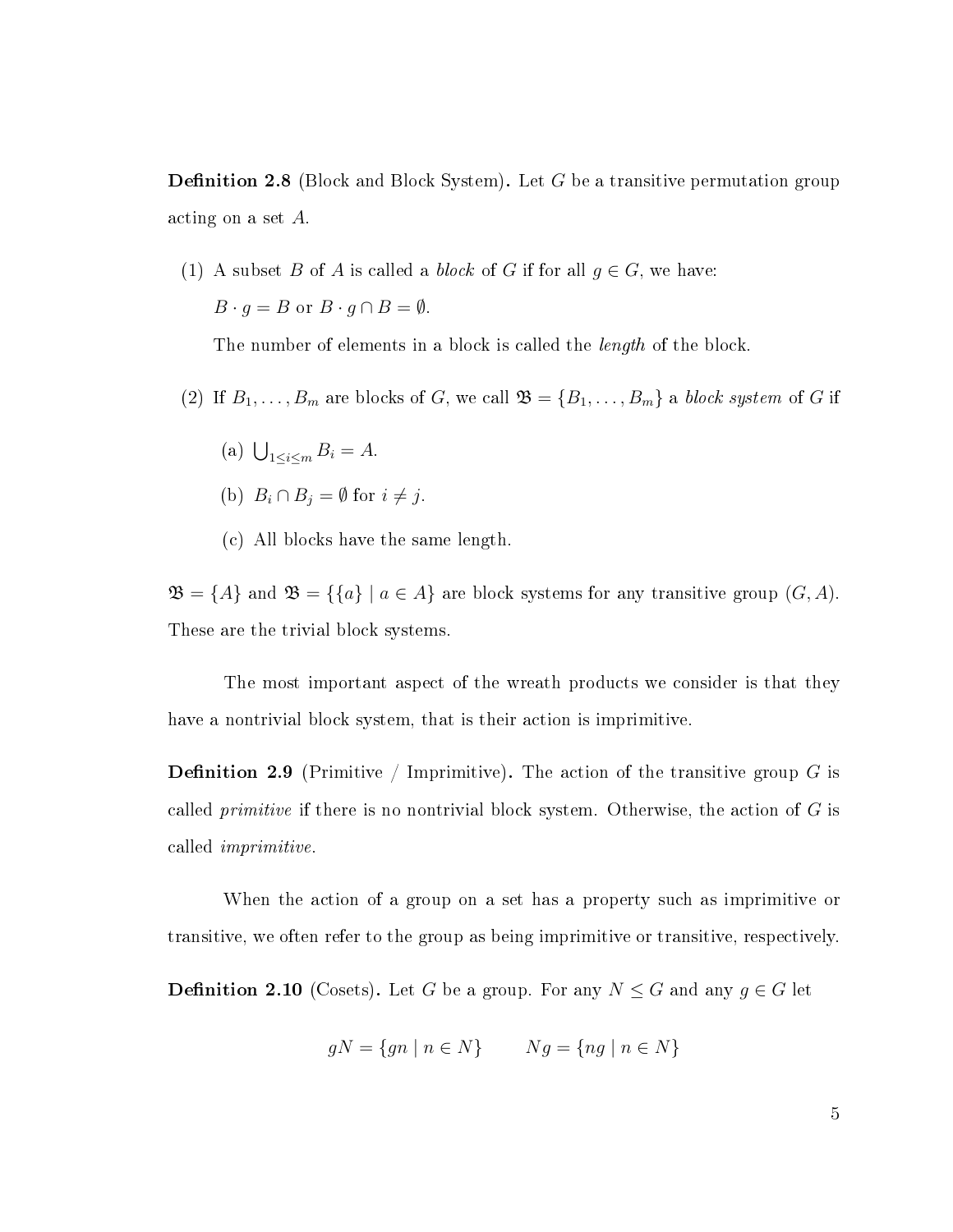**Definition 2.8** (Block and Block System)**.** Let $G$ be a transitive permutation group acting on a set $A$.

(1) A subset $B$ of $A$ is called a *block* of $G$ if for all $g \in G$, we have:

$B \cdot g = B$ or $B \cdot g \cap B = \emptyset$.

The number of elements in a block is called the *length* of the block.

(2) If $B_1, \ldots, B_m$ are blocks of $G$, we call $\mathfrak{B} = \{B_1, \ldots, B_m\}$ a *block system* of $G$ if

(a) $\bigcup_{1 \leq i \leq m} B_i = A$.

(b) $B_i \cap B_j = \emptyset$ for $i \neq j$.

(c) All blocks have the same length.

$\mathfrak{B} = \{A\}$ and $\mathfrak{B} = \{\{a\} \mid a \in A\}$ are block systems for any transitive group $(G, A)$. These are the trivial block systems.

The most important aspect of the wreath products we consider is that they have a nontrivial block system, that is their action is imprimitive.

**Definition 2.9** (Primitive / Imprimitive)**.** The action of the transitive group $G$ is called *primitive* if there is no nontrivial block system. Otherwise, the action of $G$ is called *imprimitive*.

When the action of a group on a set has a property such as imprimitive or transitive, we often refer to the group as being imprimitive or transitive, respectively.

**Definition 2.10** (Cosets)**.** Let $G$ be a group. For any $N \leq G$ and any $g \in G$ let

$$gN = \{gn \mid n \in N\} \qquad Ng = \{ng \mid n \in N\}$$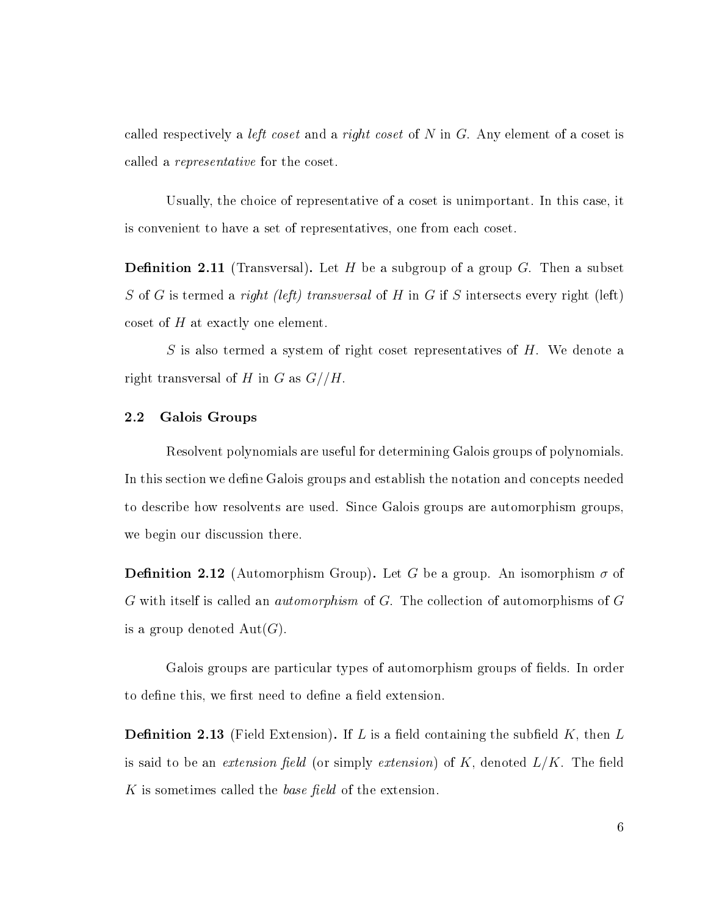called respectively a *left coset* and a *right coset* of $N$ in $G$. Any element of a coset is called a *representative* for the coset.

Usually, the choice of representative of a coset is unimportant. In this case, it is convenient to have a set of representatives, one from each coset.

**Definition 2.11** (Transversal)**.** Let $H$ be a subgroup of a group $G$. Then a subset $S$ of $G$ is termed a *right (left) transversal* of $H$ in $G$ if $S$ intersects every right (left) coset of $H$ at exactly one element.

$S$ is also termed a system of right coset representatives of $H$. We denote a right transversal of $H$ in $G$ as $G//H$.

### 2.2 Galois Groups

Resolvent polynomials are useful for determining Galois groups of polynomials. In this section we define Galois groups and establish the notation and concepts needed to describe how resolvents are used. Since Galois groups are automorphism groups, we begin our discussion there.

**Definition 2.12** (Automorphism Group)**.** Let $G$ be a group. An isomorphism $\sigma$ of $G$ with itself is called an *automorphism* of $G$. The collection of automorphisms of $G$ is a group denoted $\text{Aut}(G)$.

Galois groups are particular types of automorphism groups of fields. In order to define this, we first need to define a field extension.

**Definition 2.13** (Field Extension)**.** If $L$ is a field containing the subfield $K$, then $L$ is said to be an *extension field* (or simply *extension*) of $K$, denoted $L/K$. The field $K$ is sometimes called the *base field* of the extension.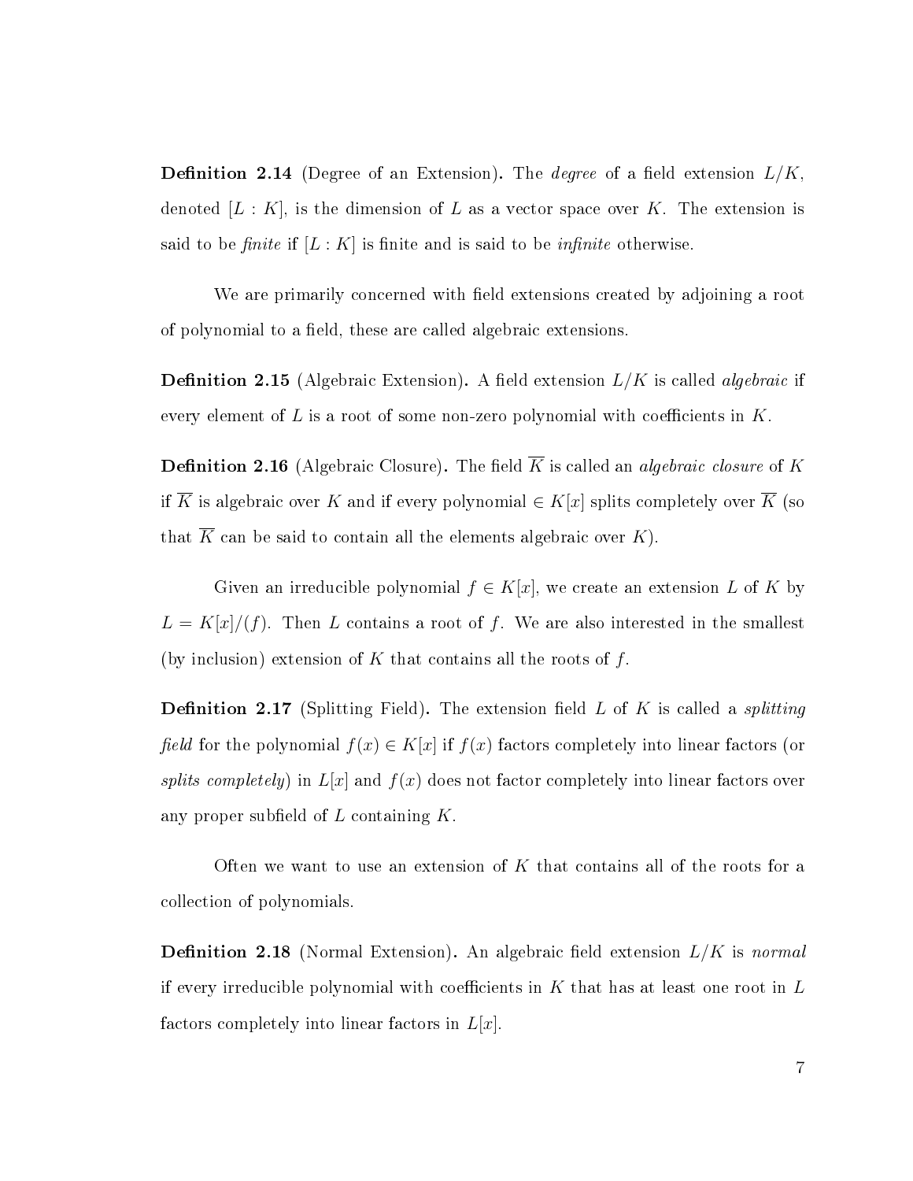**Definition 2.14** (Degree of an Extension)**.** The *degree* of a field extension $L/K$, denoted $[L : K]$, is the dimension of $L$ as a vector space over $K$. The extension is said to be *finite* if $[L : K]$ is finite and is said to be *infinite* otherwise.

We are primarily concerned with field extensions created by adjoining a root of polynomial to a field, these are called algebraic extensions.

**Definition 2.15** (Algebraic Extension)**.** A field extension $L/K$ is called *algebraic* if every element of $L$ is a root of some non-zero polynomial with coefficients in $K$.

**Definition 2.16** (Algebraic Closure)**.** The field $\overline{K}$ is called an *algebraic closure* of $K$ if $\overline{K}$ is algebraic over $K$ and if every polynomial $\in K[x]$ splits completely over $\overline{K}$ (so that $\overline{K}$ can be said to contain all the elements algebraic over $K$).

Given an irreducible polynomial $f \in K[x]$, we create an extension $L$ of $K$ by $L = K[x]/(f)$. Then $L$ contains a root of $f$. We are also interested in the smallest (by inclusion) extension of $K$ that contains all the roots of $f$.

**Definition 2.17** (Splitting Field)**.** The extension field $L$ of $K$ is called a *splitting field* for the polynomial $f(x) \in K[x]$ if $f(x)$ factors completely into linear factors (or *splits completely*) in $L[x]$ and $f(x)$ does not factor completely into linear factors over any proper subfield of $L$ containing $K$.

Often we want to use an extension of $K$ that contains all of the roots for a collection of polynomials.

**Definition 2.18** (Normal Extension)**.** An algebraic field extension $L/K$ is *normal* if every irreducible polynomial with coefficients in $K$ that has at least one root in $L$ factors completely into linear factors in $L[x]$.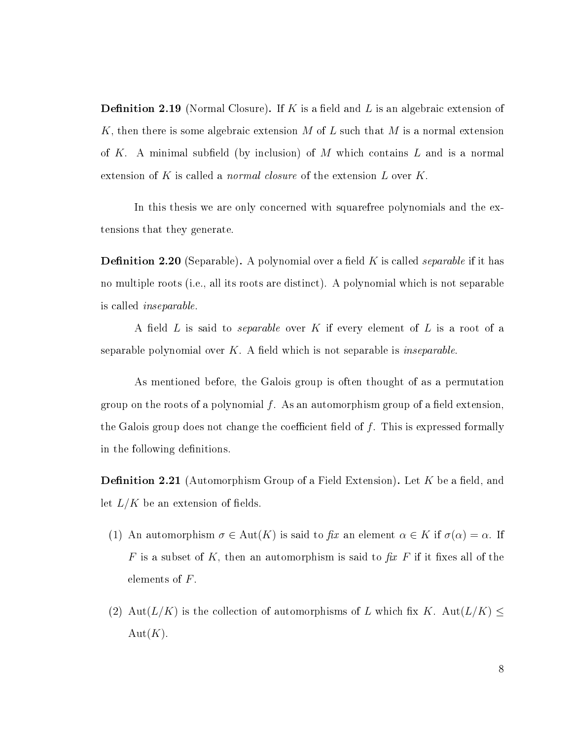**Definition 2.19** (Normal Closure)**.** If $K$ is a field and $L$ is an algebraic extension of $K$, then there is some algebraic extension $M$ of $L$ such that $M$ is a normal extension of $K$. A minimal subfield (by inclusion) of $M$ which contains $L$ and is a normal extension of $K$ is called a *normal closure* of the extension $L$ over $K$.

In this thesis we are only concerned with squarefree polynomials and the extensions that they generate.

**Definition 2.20** (Separable)**.** A polynomial over a field $K$ is called *separable* if it has no multiple roots (i.e., all its roots are distinct). A polynomial which is not separable is called *inseparable*.

A field $L$ is said to *separable* over $K$ if every element of $L$ is a root of a separable polynomial over $K$. A field which is not separable is *inseparable*.

As mentioned before, the Galois group is often thought of as a permutation group on the roots of a polynomial $f$. As an automorphism group of a field extension, the Galois group does not change the coefficient field of $f$. This is expressed formally in the following definitions.

**Definition 2.21** (Automorphism Group of a Field Extension)**.** Let $K$ be a field, and let $L/K$ be an extension of fields.

(1) An automorphism $\sigma \in \mathrm{Aut}(K)$ is said to *fix* an element $\alpha \in K$ if $\sigma(\alpha) = \alpha$. If $F$ is a subset of $K$, then an automorphism is said to *fix* $F$ if it fixes all of the elements of $F$.

(2) $\mathrm{Aut}(L/K)$ is the collection of automorphisms of $L$ which fix $K$. $\mathrm{Aut}(L/K) \leq \mathrm{Aut}(K)$.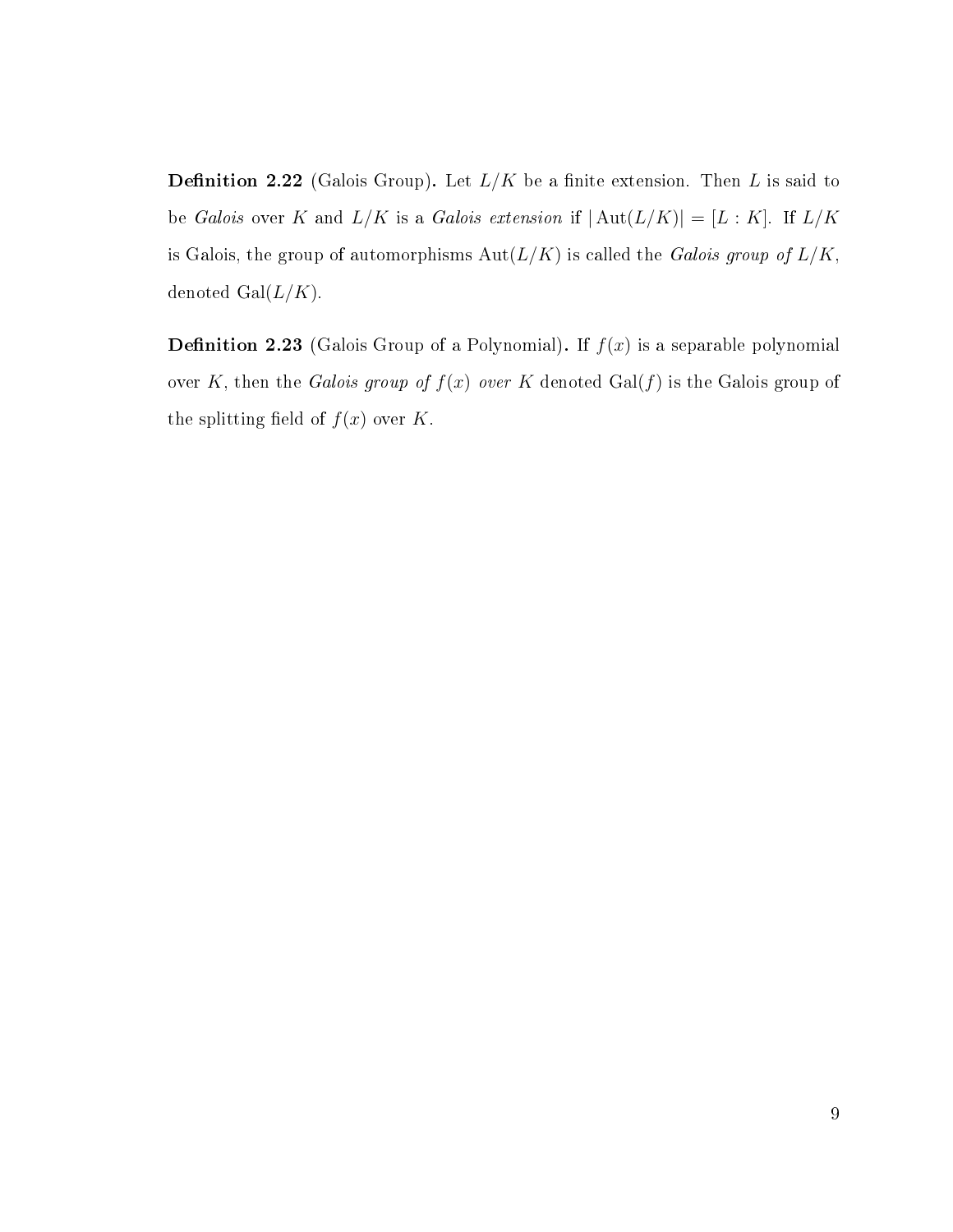**Definition 2.22** (Galois Group)**.** Let $L/K$ be a finite extension. Then $L$ is said to be *Galois* over $K$ and $L/K$ is a *Galois extension* if $|\operatorname{Aut}(L/K)| = [L : K]$. If $L/K$ is Galois, the group of automorphisms $\operatorname{Aut}(L/K)$ is called the *Galois group of* $L/K$, denoted $\operatorname{Gal}(L/K)$.

**Definition 2.23** (Galois Group of a Polynomial)**.** If $f(x)$ is a separable polynomial over $K$, then the *Galois group of* $f(x)$ *over* $K$ denoted $\operatorname{Gal}(f)$ is the Galois group of the splitting field of $f(x)$ over $K$.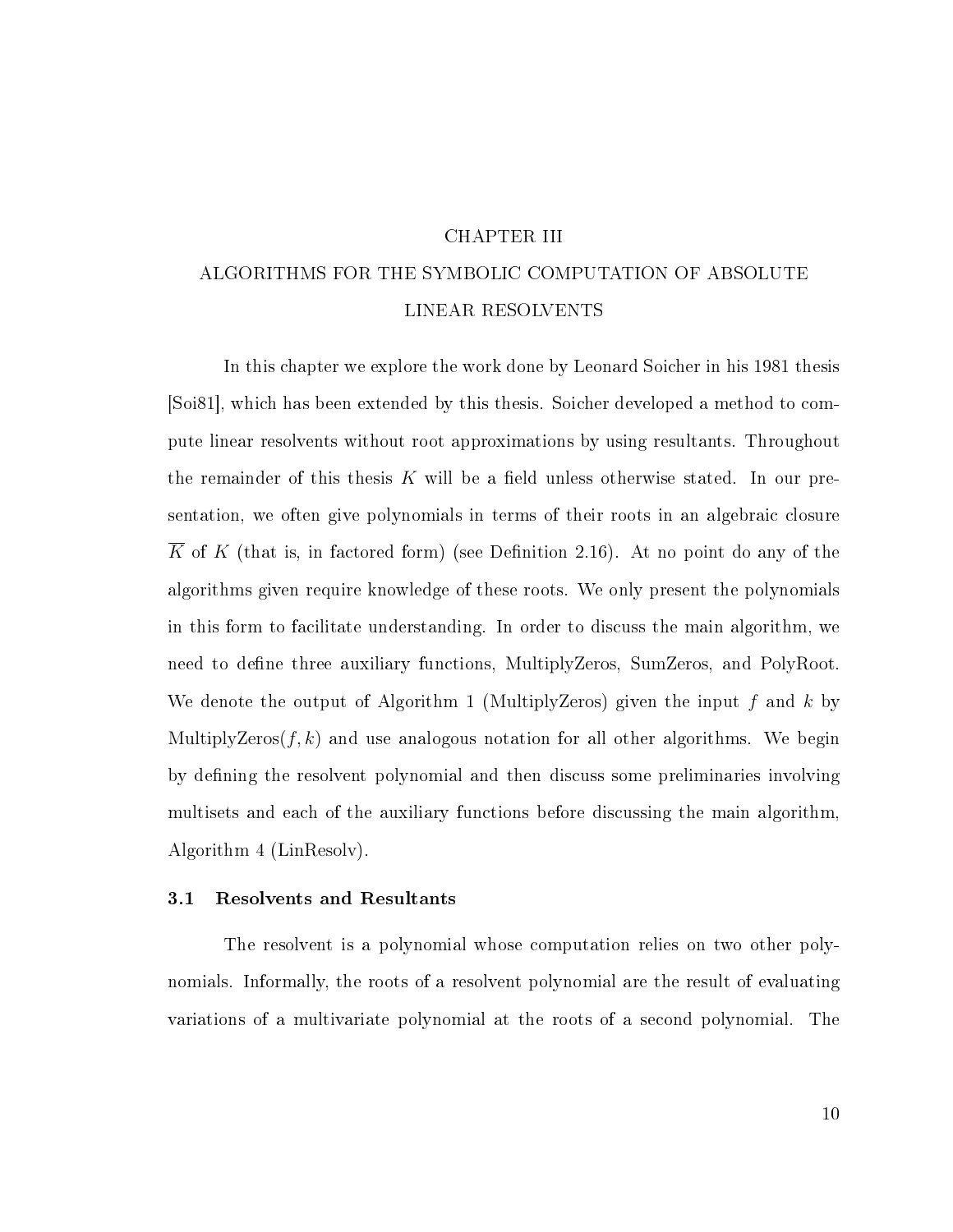# CHAPTER III

# ALGORITHMS FOR THE SYMBOLIC COMPUTATION OF ABSOLUTE LINEAR RESOLVENTS

In this chapter we explore the work done by Leonard Soicher in his 1981 thesis [Soi81], which has been extended by this thesis. Soicher developed a method to compute linear resolvents without root approximations by using resultants. Throughout the remainder of this thesis $K$ will be a field unless otherwise stated. In our presentation, we often give polynomials in terms of their roots in an algebraic closure $\overline{K}$ of $K$ (that is, in factored form) (see Definition 2.16). At no point do any of the algorithms given require knowledge of these roots. We only present the polynomials in this form to facilitate understanding. In order to discuss the main algorithm, we need to define three auxiliary functions, MultiplyZeros, SumZeros, and PolyRoot. We denote the output of Algorithm 1 (MultiplyZeros) given the input $f$ and $k$ by MultiplyZeros$(f, k)$ and use analogous notation for all other algorithms. We begin by defining the resolvent polynomial and then discuss some preliminaries involving multisets and each of the auxiliary functions before discussing the main algorithm, Algorithm 4 (LinResolv).

## 3.1 Resolvents and Resultants

The resolvent is a polynomial whose computation relies on two other polynomials. Informally, the roots of a resolvent polynomial are the result of evaluating variations of a multivariate polynomial at the roots of a second polynomial. The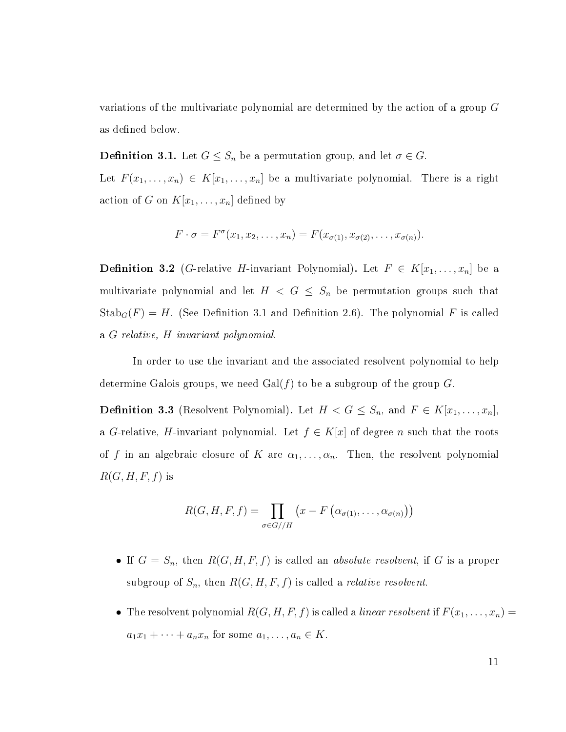variations of the multivariate polynomial are determined by the action of a group $G$ as defined below.

**Definition 3.1.** Let $G \leq S_n$ be a permutation group, and let $\sigma \in G$.
Let $F(x_1, \ldots, x_n) \in K[x_1, \ldots, x_n]$ be a multivariate polynomial. There is a right action of $G$ on $K[x_1, \ldots, x_n]$ defined by

$$F \cdot \sigma = F^{\sigma}(x_1, x_2, \ldots, x_n) = F(x_{\sigma(1)}, x_{\sigma(2)}, \ldots, x_{\sigma(n)}).$$

**Definition 3.2** ($G$-relative $H$-invariant Polynomial)**.** Let $F \in K[x_1, \ldots, x_n]$ be a multivariate polynomial and let $H < G \leq S_n$ be permutation groups such that $\mathrm{Stab}_G(F) = H$. (See Definition 3.1 and Definition 2.6). The polynomial $F$ is called a *$G$-relative, $H$-invariant polynomial*.

In order to use the invariant and the associated resolvent polynomial to help determine Galois groups, we need $\mathrm{Gal}(f)$ to be a subgroup of the group $G$.

**Definition 3.3** (Resolvent Polynomial)**.** Let $H < G \leq S_n$, and $F \in K[x_1, \ldots, x_n]$, a $G$-relative, $H$-invariant polynomial. Let $f \in K[x]$ of degree $n$ such that the roots of $f$ in an algebraic closure of $K$ are $\alpha_1, \ldots, \alpha_n$. Then, the resolvent polynomial $R(G, H, F, f)$ is

$$R(G, H, F, f) = \prod_{\sigma \in G//H} \left(x - F\left(\alpha_{\sigma(1)}, \ldots, \alpha_{\sigma(n)}\right)\right)$$

- If $G = S_n$, then $R(G, H, F, f)$ is called an *absolute resolvent*, if $G$ is a proper subgroup of $S_n$, then $R(G, H, F, f)$ is called a *relative resolvent*.
- The resolvent polynomial $R(G, H, F, f)$ is called a *linear resolvent* if $F(x_1, \ldots, x_n) = a_1 x_1 + \cdots + a_n x_n$ for some $a_1, \ldots, a_n \in K$.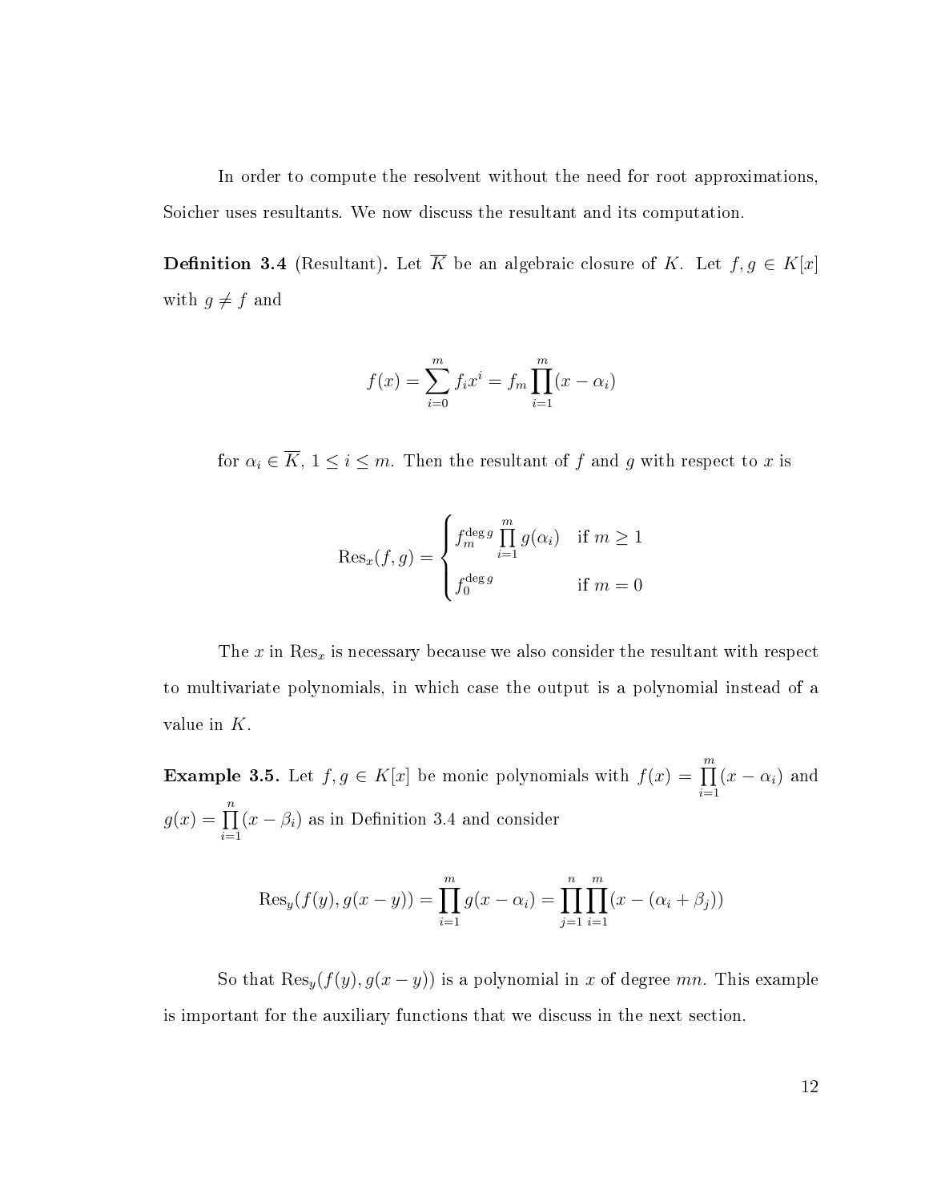In order to compute the resolvent without the need for root approximations, Soicher uses resultants. We now discuss the resultant and its computation.

**Definition 3.4** (Resultant)**.** Let $\overline{K}$ be an algebraic closure of $K$. Let $f, g \in K[x]$ with $g \neq f$ and

$$f(x) = \sum_{i=0}^{m} f_i x^i = f_m \prod_{i=1}^{m} (x - \alpha_i)$$

for $\alpha_i \in \overline{K}$, $1 \leq i \leq m$. Then the resultant of $f$ and $g$ with respect to $x$ is

$$\mathrm{Res}_x(f, g) = \begin{cases} f_m^{\deg g} \prod\limits_{i=1}^{m} g(\alpha_i) & \text{if } m \geq 1 \\ f_0^{\deg g} & \text{if } m = 0 \end{cases}$$

The $x$ in $\mathrm{Res}_x$ is necessary because we also consider the resultant with respect to multivariate polynomials, in which case the output is a polynomial instead of a value in $K$.

**Example 3.5.** Let $f, g \in K[x]$ be monic polynomials with $f(x) = \prod\limits_{i=1}^{m} (x - \alpha_i)$ and $g(x) = \prod\limits_{i=1}^{n} (x - \beta_i)$ as in Definition 3.4 and consider

$$\mathrm{Res}_y(f(y), g(x - y)) = \prod_{i=1}^{m} g(x - \alpha_i) = \prod_{j=1}^{n} \prod_{i=1}^{m} (x - (\alpha_i + \beta_j))$$

So that $\mathrm{Res}_y(f(y), g(x - y))$ is a polynomial in $x$ of degree $mn$. This example is important for the auxiliary functions that we discuss in the next section.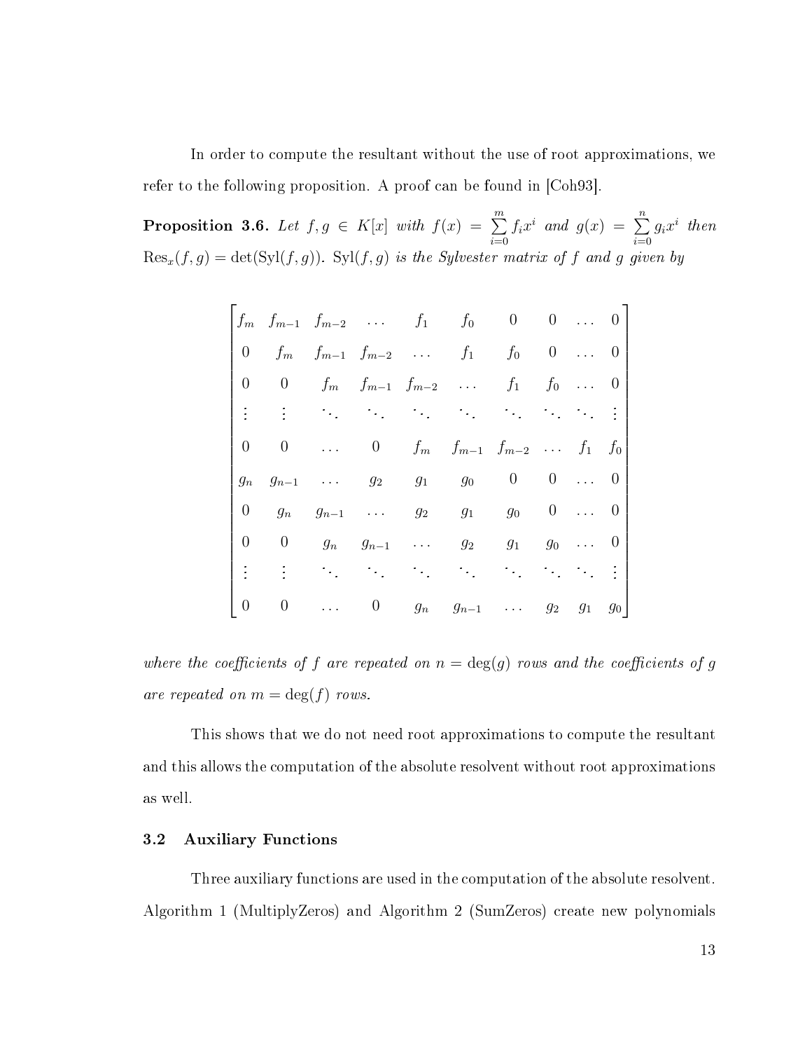In order to compute the resultant without the use of root approximations, we refer to the following proposition. A proof can be found in [Coh93].

**Proposition 3.6.** *Let* $f, g \in K[x]$ *with* $f(x) = \sum_{i=0}^{m} f_i x^i$ *and* $g(x) = \sum_{i=0}^{n} g_i x^i$ *then* $\operatorname{Res}_x(f, g) = \det(\operatorname{Syl}(f, g))$*.* $\operatorname{Syl}(f, g)$ *is the Sylvester matrix of* $f$ *and* $g$ *given by*

$$\begin{bmatrix}
f_m & f_{m-1} & f_{m-2} & \dots & f_1 & f_0 & 0 & 0 & \dots & 0 \\
0 & f_m & f_{m-1} & f_{m-2} & \dots & f_1 & f_0 & 0 & \dots & 0 \\
0 & 0 & f_m & f_{m-1} & f_{m-2} & \dots & f_1 & f_0 & \dots & 0 \\
\vdots & \vdots & \ddots & \ddots & \ddots & \ddots & \ddots & \ddots & \ddots & \vdots \\
0 & 0 & \dots & 0 & f_m & f_{m-1} & f_{m-2} & \dots & f_1 & f_0 \\
g_n & g_{n-1} & \dots & g_2 & g_1 & g_0 & 0 & 0 & \dots & 0 \\
0 & g_n & g_{n-1} & \dots & g_2 & g_1 & g_0 & 0 & \dots & 0 \\
0 & 0 & g_n & g_{n-1} & \dots & g_2 & g_1 & g_0 & \dots & 0 \\
\vdots & \vdots & \ddots & \ddots & \ddots & \ddots & \ddots & \ddots & \ddots & \vdots \\
0 & 0 & \dots & 0 & g_n & g_{n-1} & \dots & g_2 & g_1 & g_0
\end{bmatrix}$$

*where the coefficients of* $f$ *are repeated on* $n = \deg(g)$ *rows and the coefficients of* $g$ *are repeated on* $m = \deg(f)$ *rows.*

This shows that we do not need root approximations to compute the resultant and this allows the computation of the absolute resolvent without root approximations as well.

## 3.2 Auxiliary Functions

Three auxiliary functions are used in the computation of the absolute resolvent. Algorithm 1 (MultiplyZeros) and Algorithm 2 (SumZeros) create new polynomials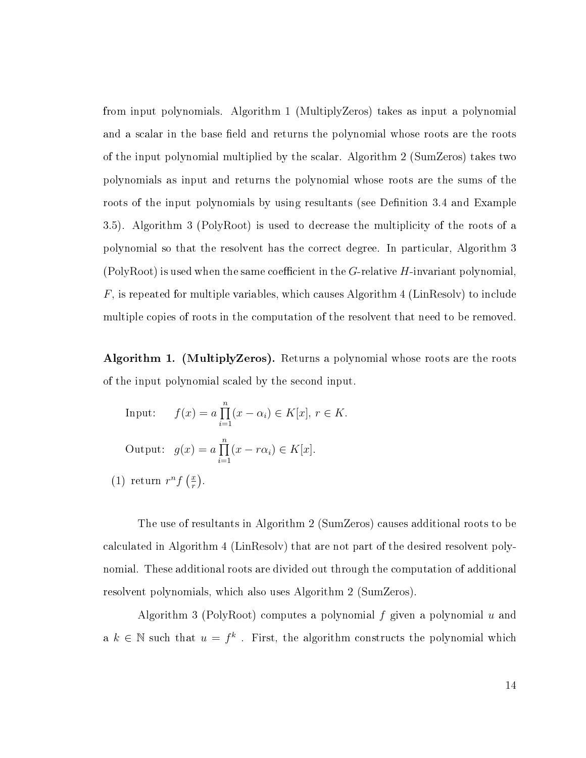from input polynomials. Algorithm 1 (MultiplyZeros) takes as input a polynomial and a scalar in the base field and returns the polynomial whose roots are the roots of the input polynomial multiplied by the scalar. Algorithm 2 (SumZeros) takes two polynomials as input and returns the polynomial whose roots are the sums of the roots of the input polynomials by using resultants (see Definition 3.4 and Example 3.5). Algorithm 3 (PolyRoot) is used to decrease the multiplicity of the roots of a polynomial so that the resolvent has the correct degree. In particular, Algorithm 3 (PolyRoot) is used when the same coefficient in the $G$-relative $H$-invariant polynomial, $F$, is repeated for multiple variables, which causes Algorithm 4 (LinResolv) to include multiple copies of roots in the computation of the resolvent that need to be removed.

**Algorithm 1. (MultiplyZeros).** Returns a polynomial whose roots are the roots of the input polynomial scaled by the second input.

Input: $f(x) = a \prod_{i=1}^{n} (x - \alpha_i) \in K[x]$, $r \in K$.

Output: $g(x) = a \prod_{i=1}^{n} (x - r\alpha_i) \in K[x]$.

(1) return $r^n f\left(\frac{x}{r}\right)$.

The use of resultants in Algorithm 2 (SumZeros) causes additional roots to be calculated in Algorithm 4 (LinResolv) that are not part of the desired resolvent polynomial. These additional roots are divided out through the computation of additional resolvent polynomials, which also uses Algorithm 2 (SumZeros).

Algorithm 3 (PolyRoot) computes a polynomial $f$ given a polynomial $u$ and a $k \in \mathbb{N}$ such that $u = f^k$ . First, the algorithm constructs the polynomial which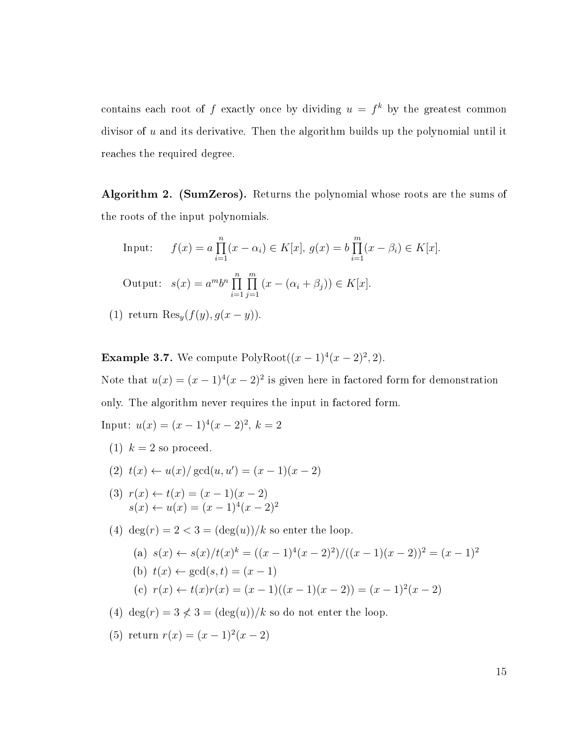contains each root of $f$ exactly once by dividing $u = f^k$ by the greatest common divisor of $u$ and its derivative. Then the algorithm builds up the polynomial until it reaches the required degree.

**Algorithm 2. (SumZeros).** Returns the polynomial whose roots are the sums of the roots of the input polynomials.

Input: $f(x) = a \prod_{i=1}^{n} (x - \alpha_i) \in K[x]$, $g(x) = b \prod_{i=1}^{m} (x - \beta_i) \in K[x]$.

Output: $s(x) = a^m b^n \prod_{i=1}^{n} \prod_{j=1}^{m} (x - (\alpha_i + \beta_j)) \in K[x]$.

(1) return $\text{Res}_y(f(y), g(x - y))$.

**Example 3.7.** We compute $\text{PolyRoot}((x-1)^4(x-2)^2, 2)$.

Note that $u(x) = (x-1)^4(x-2)^2$ is given here in factored form for demonstration only. The algorithm never requires the input in factored form.

Input: $u(x) = (x-1)^4(x-2)^2$, $k = 2$

(1) $k = 2$ so proceed.

(2) $t(x) \leftarrow u(x)/\gcd(u, u') = (x-1)(x-2)$

(3) $r(x) \leftarrow t(x) = (x-1)(x-2)$
$s(x) \leftarrow u(x) = (x-1)^4(x-2)^2$

(4) $\deg(r) = 2 < 3 = (\deg(u))/k$ so enter the loop.

  (a) $s(x) \leftarrow s(x)/t(x)^k = ((x-1)^4(x-2)^2)/((x-1)(x-2))^2 = (x-1)^2$

  (b) $t(x) \leftarrow \gcd(s, t) = (x-1)$

  (c) $r(x) \leftarrow t(x)r(x) = (x-1)((x-1)(x-2)) = (x-1)^2(x-2)$

(4) $\deg(r) = 3 \not< 3 = (\deg(u))/k$ so do not enter the loop.

(5) return $r(x) = (x-1)^2(x-2)$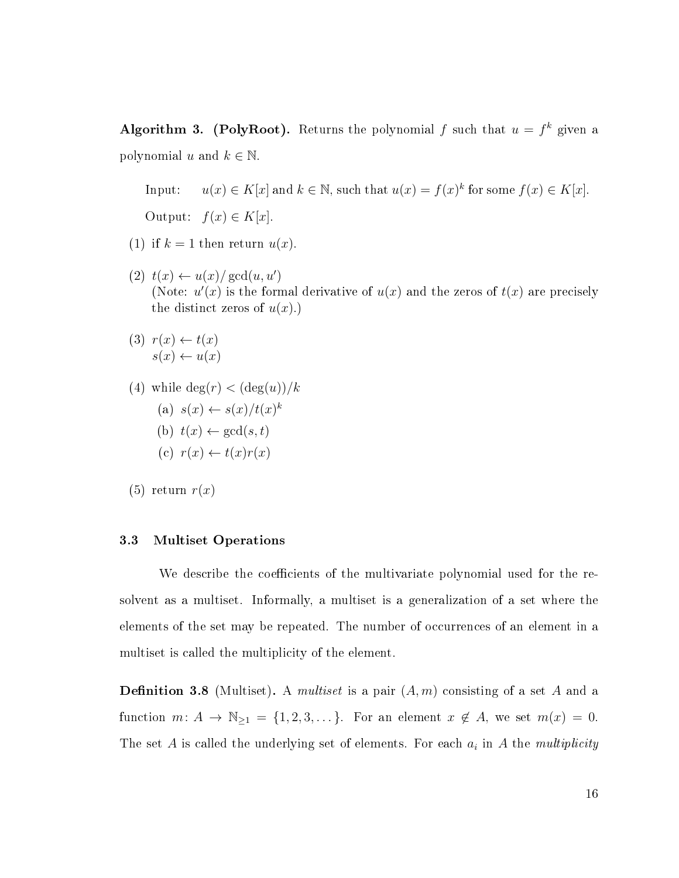**Algorithm 3. (PolyRoot).** Returns the polynomial $f$ such that $u = f^k$ given a polynomial $u$ and $k \in \mathbb{N}$.

Input: $u(x) \in K[x]$ and $k \in \mathbb{N}$, such that $u(x) = f(x)^k$ for some $f(x) \in K[x]$.

Output: $f(x) \in K[x]$.

(1) if $k = 1$ then return $u(x)$.

(2) $t(x) \leftarrow u(x)/\gcd(u, u')$
(Note: $u'(x)$ is the formal derivative of $u(x)$ and the zeros of $t(x)$ are precisely the distinct zeros of $u(x)$.)

(3) $r(x) \leftarrow t(x)$
$s(x) \leftarrow u(x)$

(4) while $\deg(r) < (\deg(u))/k$
  (a) $s(x) \leftarrow s(x)/t(x)^k$
  (b) $t(x) \leftarrow \gcd(s, t)$
  (c) $r(x) \leftarrow t(x)r(x)$

(5) return $r(x)$

### 3.3 Multiset Operations

We describe the coefficients of the multivariate polynomial used for the resolvent as a multiset. Informally, a multiset is a generalization of a set where the elements of the set may be repeated. The number of occurrences of an element in a multiset is called the multiplicity of the element.

**Definition 3.8** (Multiset)**.** A *multiset* is a pair $(A, m)$ consisting of a set $A$ and a function $m\colon A \to \mathbb{N}_{\geq 1} = \{1, 2, 3, \dots\}$. For an element $x \notin A$, we set $m(x) = 0$. The set $A$ is called the underlying set of elements. For each $a_i$ in $A$ the *multiplicity*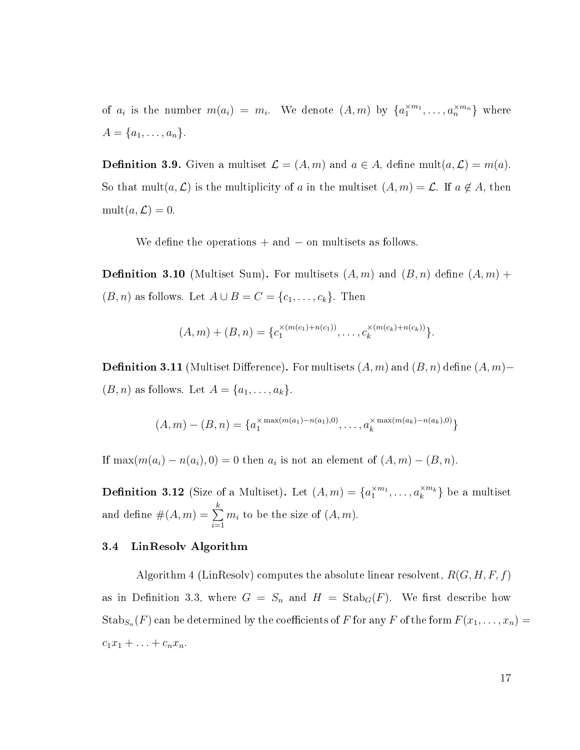of $a_i$ is the number $m(a_i) = m_i$. We denote $(A, m)$ by $\{a_1^{\times m_1}, \ldots, a_n^{\times m_n}\}$ where $A = \{a_1, \ldots, a_n\}$.

**Definition 3.9.** Given a multiset $\mathcal{L} = (A, m)$ and $a \in A$, define $\text{mult}(a, \mathcal{L}) = m(a)$. So that $\text{mult}(a, \mathcal{L})$ is the multiplicity of $a$ in the multiset $(A, m) = \mathcal{L}$. If $a \notin A$, then $\text{mult}(a, \mathcal{L}) = 0$.

We define the operations $+$ and $-$ on multisets as follows.

**Definition 3.10** (Multiset Sum)**.** For multisets $(A, m)$ and $(B, n)$ define $(A, m) + (B, n)$ as follows. Let $A \cup B = C = \{c_1, \ldots, c_k\}$. Then

$$(A, m) + (B, n) = \{c_1^{\times(m(c_1)+n(c_1))}, \ldots, c_k^{\times(m(c_k)+n(c_k))}\}.$$

**Definition 3.11** (Multiset Difference)**.** For multisets $(A, m)$ and $(B, n)$ define $(A, m) - (B, n)$ as follows. Let $A = \{a_1, \ldots, a_k\}$.

$$(A, m) - (B, n) = \{a_1^{\times \max(m(a_1)-n(a_1),0)}, \ldots, a_k^{\times \max(m(a_k)-n(a_k),0)}\}$$

If $\max(m(a_i) - n(a_i), 0) = 0$ then $a_i$ is not an element of $(A, m) - (B, n)$.

**Definition 3.12** (Size of a Multiset)**.** Let $(A, m) = \{a_1^{\times m_1}, \ldots, a_k^{\times m_k}\}$ be a multiset and define $\#(A, m) = \sum_{i=1}^{k} m_i$ to be the size of $(A, m)$.

### 3.4 LinResolv Algorithm

Algorithm 4 (LinResolv) computes the absolute linear resolvent, $R(G, H, F, f)$ as in Definition 3.3, where $G = S_n$ and $H = \text{Stab}_G(F)$. We first describe how $\text{Stab}_{S_n}(F)$ can be determined by the coefficients of $F$ for any $F$ of the form $F(x_1, \ldots, x_n) = c_1x_1 + \ldots + c_nx_n$.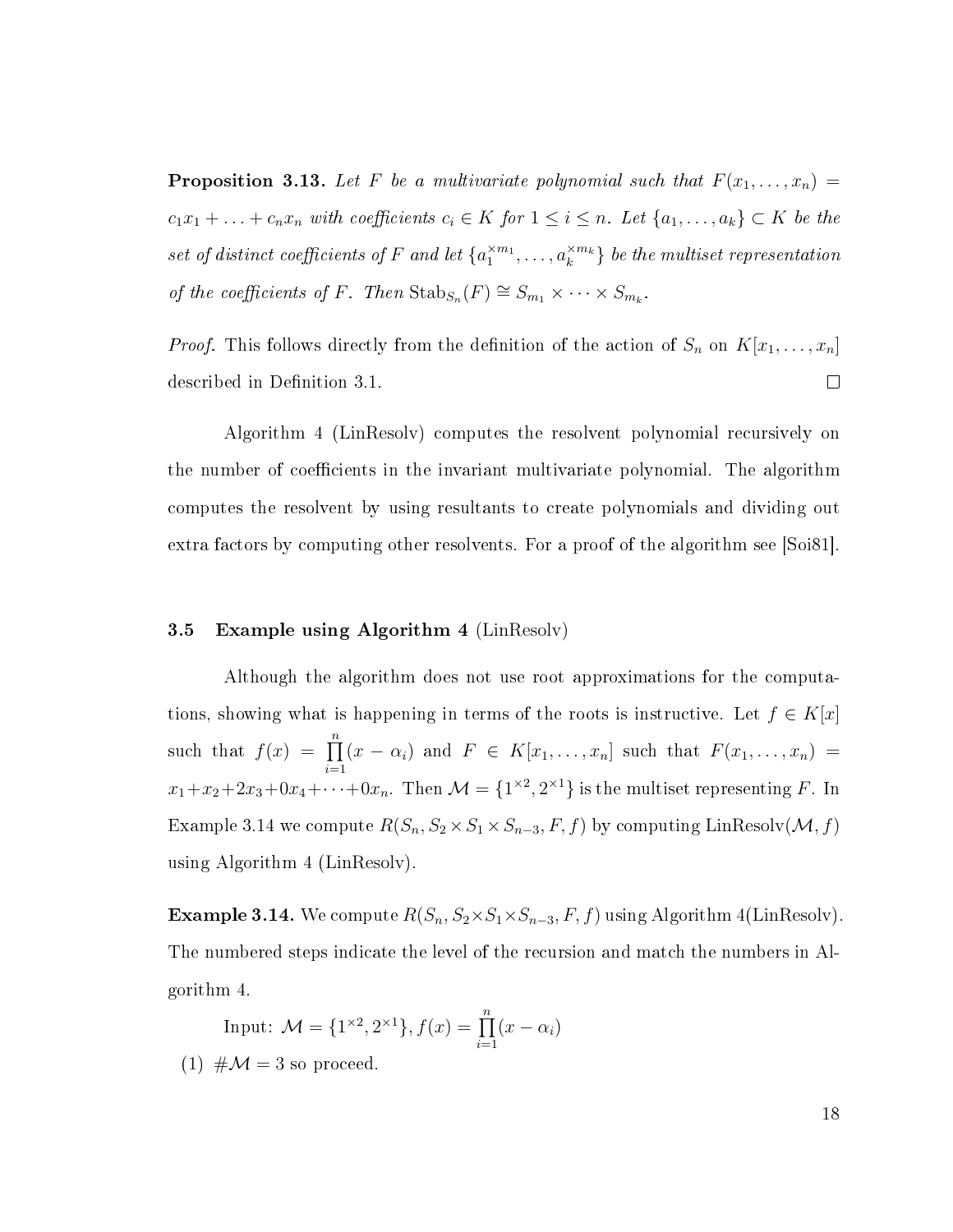**Proposition 3.13.** *Let $F$ be a multivariate polynomial such that $F(x_1, \ldots, x_n) = c_1x_1 + \ldots + c_nx_n$ with coefficients $c_i \in K$ for $1 \leq i \leq n$. Let $\{a_1, \ldots, a_k\} \subset K$ be the set of distinct coefficients of $F$ and let $\{a_1^{\times m_1}, \ldots, a_k^{\times m_k}\}$ be the multiset representation of the coefficients of $F$. Then $\mathrm{Stab}_{S_n}(F) \cong S_{m_1} \times \cdots \times S_{m_k}$.*

*Proof.* This follows directly from the definition of the action of $S_n$ on $K[x_1, \ldots, x_n]$ described in Definition 3.1. □

Algorithm 4 (LinResolv) computes the resolvent polynomial recursively on the number of coefficients in the invariant multivariate polynomial. The algorithm computes the resolvent by using resultants to create polynomials and dividing out extra factors by computing other resolvents. For a proof of the algorithm see [Soi81].

### 3.5 Example using Algorithm 4 (LinResolv)

Although the algorithm does not use root approximations for the computations, showing what is happening in terms of the roots is instructive. Let $f \in K[x]$ such that $f(x) = \prod_{i=1}^{n}(x - \alpha_i)$ and $F \in K[x_1, \ldots, x_n]$ such that $F(x_1, \ldots, x_n) = x_1 + x_2 + 2x_3 + 0x_4 + \cdots + 0x_n$. Then $\mathcal{M} = \{1^{\times 2}, 2^{\times 1}\}$ is the multiset representing $F$. In Example 3.14 we compute $R(S_n, S_2 \times S_1 \times S_{n-3}, F, f)$ by computing $\mathrm{LinResolv}(\mathcal{M}, f)$ using Algorithm 4 (LinResolv).

**Example 3.14.** We compute $R(S_n, S_2 \times S_1 \times S_{n-3}, F, f)$ using Algorithm 4(LinResolv). The numbered steps indicate the level of the recursion and match the numbers in Algorithm 4.

Input: $\mathcal{M} = \{1^{\times 2}, 2^{\times 1}\}, f(x) = \prod_{i=1}^{n}(x - \alpha_i)$

(1) $\#\mathcal{M} = 3$ so proceed.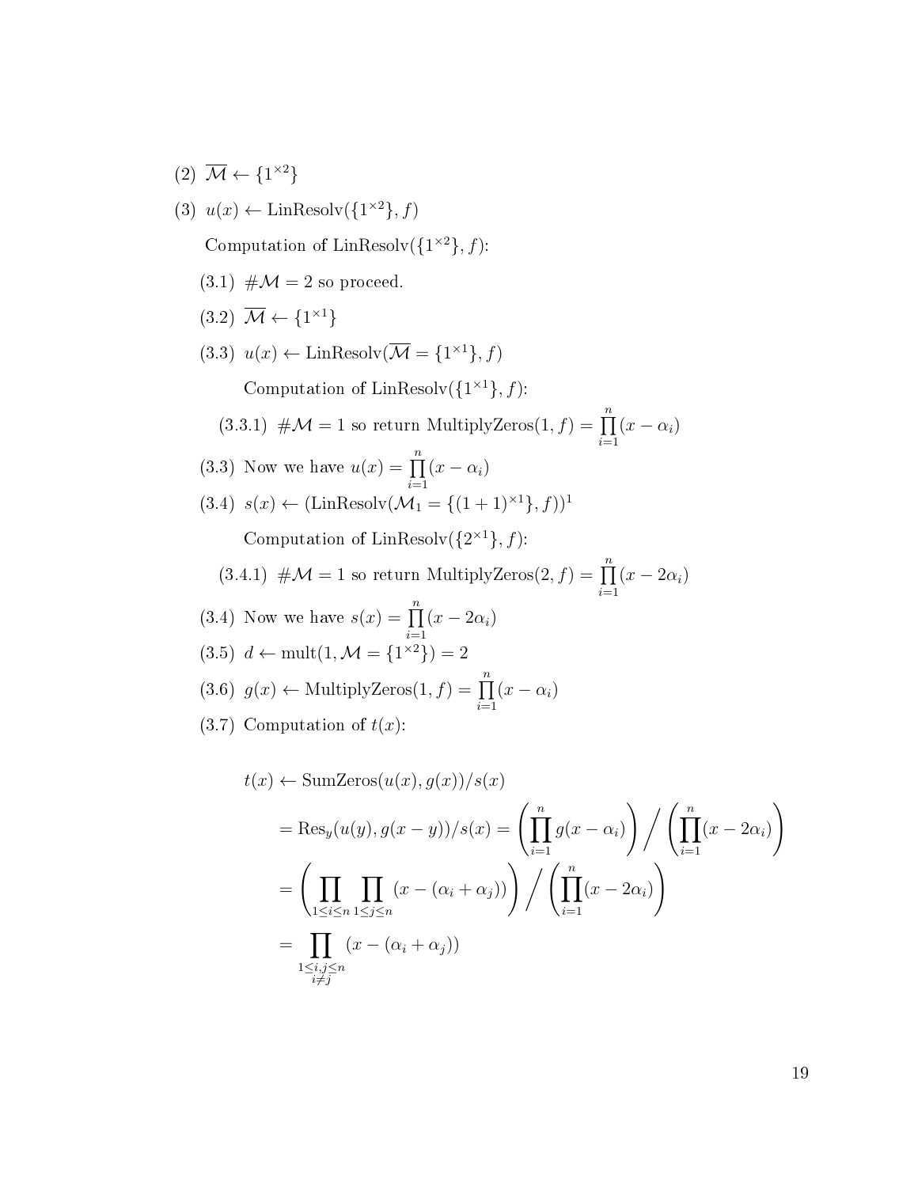(2) $\overline{\mathcal{M}} \leftarrow \{1^{\times 2}\}$

(3) $u(x) \leftarrow \text{LinResolv}(\{1^{\times 2}\}, f)$

Computation of $\text{LinResolv}(\{1^{\times 2}\}, f)$:

(3.1) $\#\mathcal{M} = 2$ so proceed.

(3.2) $\overline{\mathcal{M}} \leftarrow \{1^{\times 1}\}$

(3.3) $u(x) \leftarrow \text{LinResolv}(\overline{\mathcal{M}} = \{1^{\times 1}\}, f)$

Computation of $\text{LinResolv}(\{1^{\times 1}\}, f)$:

(3.3.1) $\#\mathcal{M} = 1$ so return $\text{MultiplyZeros}(1, f) = \prod_{i=1}^{n}(x - \alpha_i)$

(3.3) Now we have $u(x) = \prod_{i=1}^{n}(x - \alpha_i)$

(3.4) $s(x) \leftarrow (\text{LinResolv}(\mathcal{M}_1 = \{(1+1)^{\times 1}\}, f))^1$

Computation of $\text{LinResolv}(\{2^{\times 1}\}, f)$:

(3.4.1) $\#\mathcal{M} = 1$ so return $\text{MultiplyZeros}(2, f) = \prod_{i=1}^{n}(x - 2\alpha_i)$

(3.4) Now we have $s(x) = \prod_{i=1}^{n}(x - 2\alpha_i)$

(3.5) $d \leftarrow \text{mult}(1, \mathcal{M} = \{1^{\times 2}\}) = 2$

(3.6) $g(x) \leftarrow \text{MultiplyZeros}(1, f) = \prod_{i=1}^{n}(x - \alpha_i)$

(3.7) Computation of $t(x)$:

$$
\begin{aligned}
t(x) &\leftarrow \text{SumZeros}(u(x), g(x))/s(x) \\
&= \text{Res}_y(u(y), g(x-y))/s(x) = \left(\prod_{i=1}^{n} g(x - \alpha_i)\right) \Big/ \left(\prod_{i=1}^{n}(x - 2\alpha_i)\right) \\
&= \left(\prod_{1 \le i \le n} \prod_{1 \le j \le n} (x - (\alpha_i + \alpha_j))\right) \Big/ \left(\prod_{i=1}^{n}(x - 2\alpha_i)\right) \\
&= \prod_{\substack{1 \le i,j \le n \\ i \ne j}} (x - (\alpha_i + \alpha_j))
\end{aligned}
$$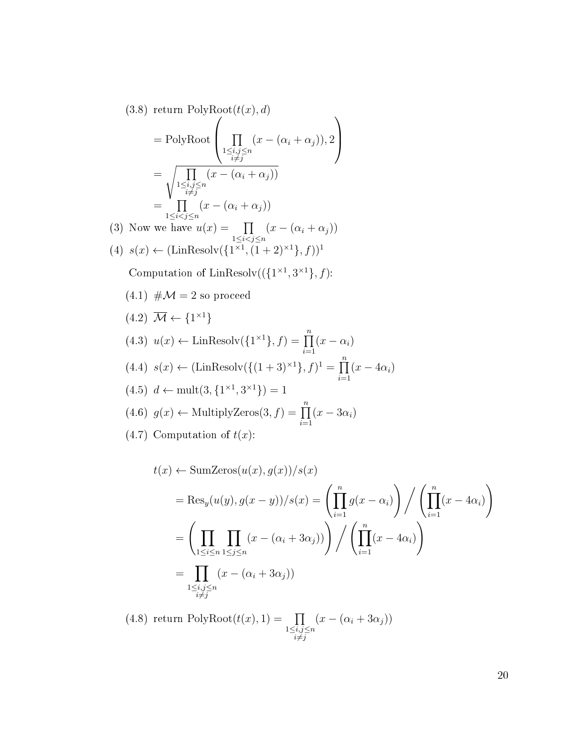(3.8) return $\text{PolyRoot}(t(x), d)$

$$= \text{PolyRoot}\left(\prod_{\substack{1\le i,j\le n\\ i\ne j}} (x - (\alpha_i + \alpha_j)), 2\right)$$

$$= \sqrt{\prod_{\substack{1\le i,j\le n\\ i\ne j}} (x - (\alpha_i + \alpha_j))}$$

$$= \prod_{1\le i<j\le n} (x - (\alpha_i + \alpha_j))$$

(3) Now we have $u(x) = \prod_{1\le i<j\le n} (x - (\alpha_i + \alpha_j))$

(4) $s(x) \leftarrow (\text{LinResolv}(\{1^{\times 1}, (1+2)^{\times 1}\}, f))^1$

Computation of $\text{LinResolv}((\{1^{\times 1}, 3^{\times 1}\}, f)$:

(4.1) $\#\mathcal{M} = 2$ so proceed

(4.2) $\overline{\mathcal{M}} \leftarrow \{1^{\times 1}\}$

(4.3) $u(x) \leftarrow \text{LinResolv}(\{1^{\times 1}\}, f) = \prod_{i=1}^{n}(x - \alpha_i)$

(4.4) $s(x) \leftarrow (\text{LinResolv}(\{(1+3)^{\times 1}\}, f)^1 = \prod_{i=1}^{n}(x - 4\alpha_i)$

(4.5) $d \leftarrow \text{mult}(3, \{1^{\times 1}, 3^{\times 1}\}) = 1$

(4.6) $g(x) \leftarrow \text{MultiplyZeros}(3, f) = \prod_{i=1}^{n}(x - 3\alpha_i)$

(4.7) Computation of $t(x)$:

$$t(x) \leftarrow \text{SumZeros}(u(x), g(x))/s(x)$$

$$= \text{Res}_y(u(y), g(x-y))/s(x) = \left(\prod_{i=1}^{n} g(x - \alpha_i)\right) \Bigg/ \left(\prod_{i=1}^{n}(x - 4\alpha_i)\right)$$

$$= \left(\prod_{1\le i\le n}\prod_{1\le j\le n} (x - (\alpha_i + 3\alpha_j))\right) \Bigg/ \left(\prod_{i=1}^{n}(x - 4\alpha_i)\right)$$

$$= \prod_{\substack{1\le i,j\le n\\ i\ne j}} (x - (\alpha_i + 3\alpha_j))$$

(4.8) return $\text{PolyRoot}(t(x), 1) = \prod_{\substack{1\le i,j\le n\\ i\ne j}} (x - (\alpha_i + 3\alpha_j))$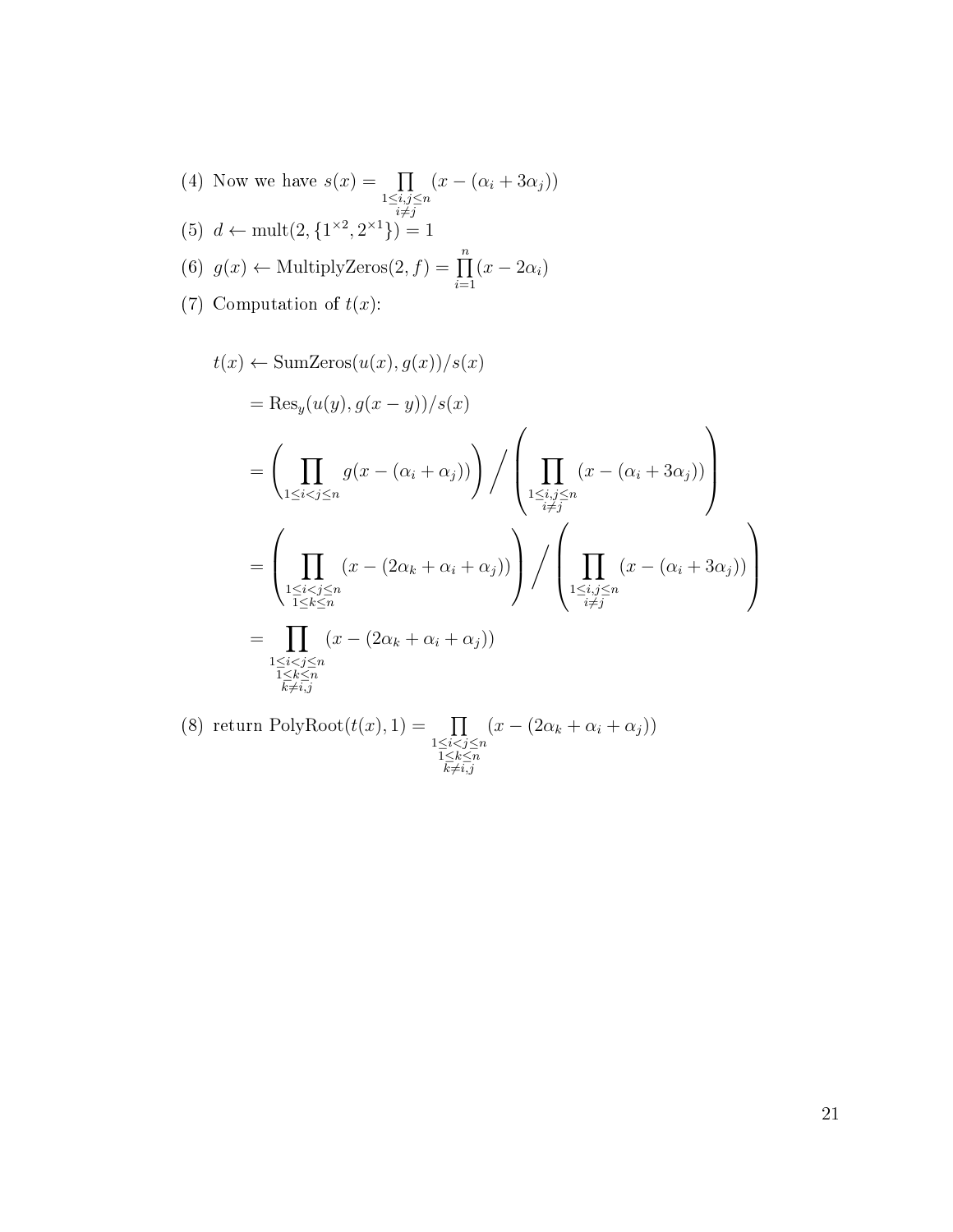(4) Now we have $s(x) = \prod_{\substack{1 \le i,j \le n \\ i \ne j}} (x - (\alpha_i + 3\alpha_j))$

(5) $d \leftarrow \text{mult}(2, \{1^{\times 2}, 2^{\times 1}\}) = 1$

(6) $g(x) \leftarrow \text{MultiplyZeros}(2, f) = \prod_{i=1}^{n} (x - 2\alpha_i)$

(7) Computation of $t(x)$:

$$
\begin{aligned}
t(x) &\leftarrow \text{SumZeros}(u(x), g(x))/s(x) \\
&= \text{Res}_y(u(y), g(x-y))/s(x) \\
&= \left( \prod_{1 \le i < j \le n} g(x - (\alpha_i + \alpha_j)) \right) \Bigg/ \left( \prod_{\substack{1 \le i,j \le n \\ i \ne j}} (x - (\alpha_i + 3\alpha_j)) \right) \\
&= \left( \prod_{\substack{1 \le i < j \le n \\ 1 \le k \le n}} (x - (2\alpha_k + \alpha_i + \alpha_j)) \right) \Bigg/ \left( \prod_{\substack{1 \le i,j \le n \\ i \ne j}} (x - (\alpha_i + 3\alpha_j)) \right) \\
&= \prod_{\substack{1 \le i < j \le n \\ 1 \le k \le n \\ k \ne i,j}} (x - (2\alpha_k + \alpha_i + \alpha_j))
\end{aligned}
$$

(8) return $\text{PolyRoot}(t(x), 1) = \prod_{\substack{1 \le i < j \le n \\ 1 \le k \le n \\ k \ne i,j}} (x - (2\alpha_k + \alpha_i + \alpha_j))$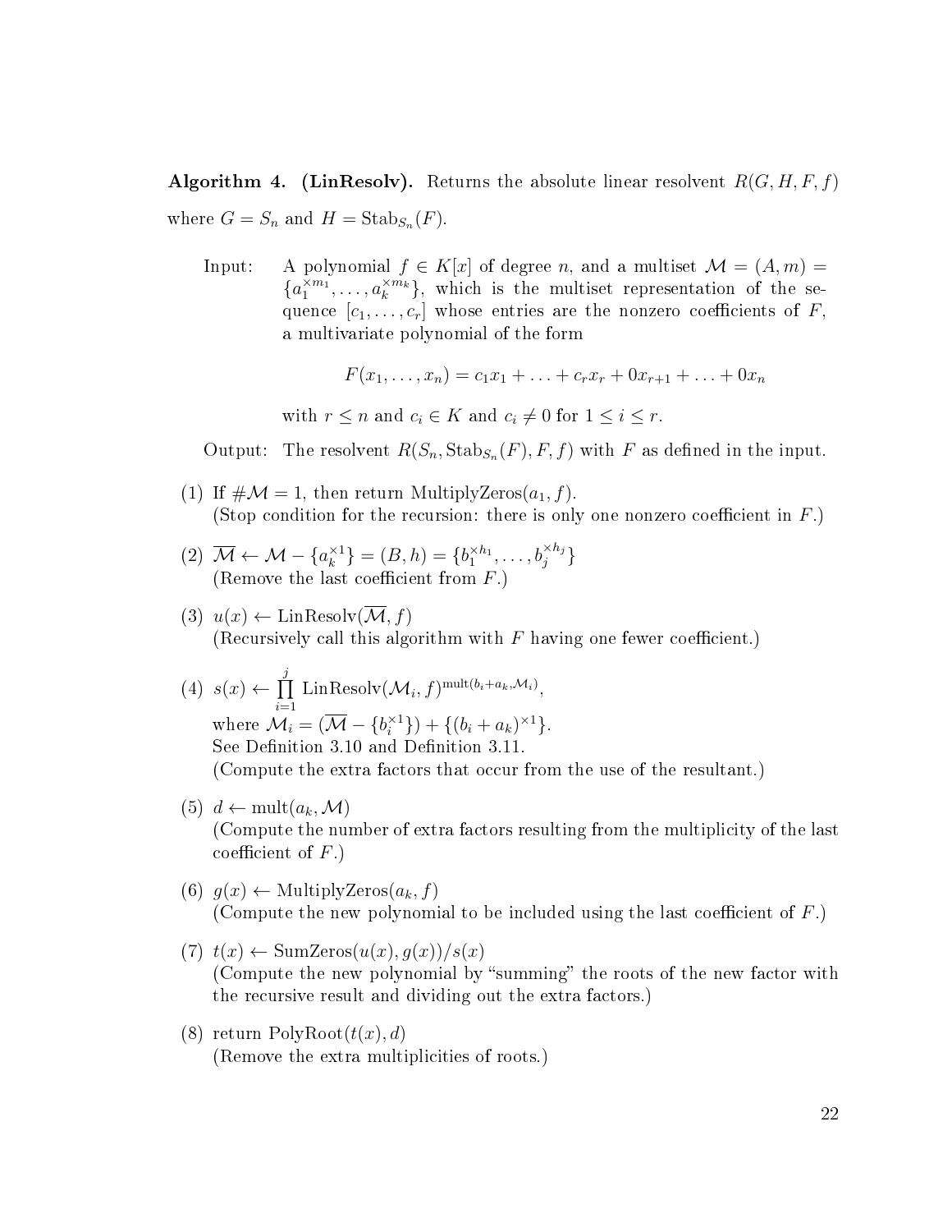**Algorithm 4. (LinResolv).** Returns the absolute linear resolvent $R(G, H, F, f)$ where $G = S_n$ and $H = \mathrm{Stab}_{S_n}(F)$.

Input: A polynomial $f \in K[x]$ of degree $n$, and a multiset $\mathcal{M} = (A, m) = \{a_1^{\times m_1}, \ldots, a_k^{\times m_k}\}$, which is the multiset representation of the sequence $[c_1, \ldots, c_r]$ whose entries are the nonzero coefficients of $F$, a multivariate polynomial of the form

$$F(x_1, \ldots, x_n) = c_1 x_1 + \ldots + c_r x_r + 0x_{r+1} + \ldots + 0x_n$$

with $r \leq n$ and $c_i \in K$ and $c_i \neq 0$ for $1 \leq i \leq r$.

Output: The resolvent $R(S_n, \mathrm{Stab}_{S_n}(F), F, f)$ with $F$ as defined in the input.

(1) If $\#\mathcal{M} = 1$, then return $\mathrm{MultiplyZeros}(a_1, f)$.
(Stop condition for the recursion: there is only one nonzero coefficient in $F$.)

(2) $\overline{\mathcal{M}} \leftarrow \mathcal{M} - \{a_k^{\times 1}\} = (B, h) = \{b_1^{\times h_1}, \ldots, b_j^{\times h_j}\}$
(Remove the last coefficient from $F$.)

(3) $u(x) \leftarrow \mathrm{LinResolv}(\overline{\mathcal{M}}, f)$
(Recursively call this algorithm with $F$ having one fewer coefficient.)

(4) $s(x) \leftarrow \prod_{i=1}^{j} \mathrm{LinResolv}(\mathcal{M}_i, f)^{\mathrm{mult}(b_i + a_k, \mathcal{M}_i)}$,
where $\mathcal{M}_i = (\overline{\mathcal{M}} - \{b_i^{\times 1}\}) + \{(b_i + a_k)^{\times 1}\}$.
See Definition 3.10 and Definition 3.11.
(Compute the extra factors that occur from the use of the resultant.)

(5) $d \leftarrow \mathrm{mult}(a_k, \mathcal{M})$
(Compute the number of extra factors resulting from the multiplicity of the last coefficient of $F$.)

(6) $g(x) \leftarrow \mathrm{MultiplyZeros}(a_k, f)$
(Compute the new polynomial to be included using the last coefficient of $F$.)

(7) $t(x) \leftarrow \mathrm{SumZeros}(u(x), g(x))/s(x)$
(Compute the new polynomial by "summing" the roots of the new factor with the recursive result and dividing out the extra factors.)

(8) return $\mathrm{PolyRoot}(t(x), d)$
(Remove the extra multiplicities of roots.)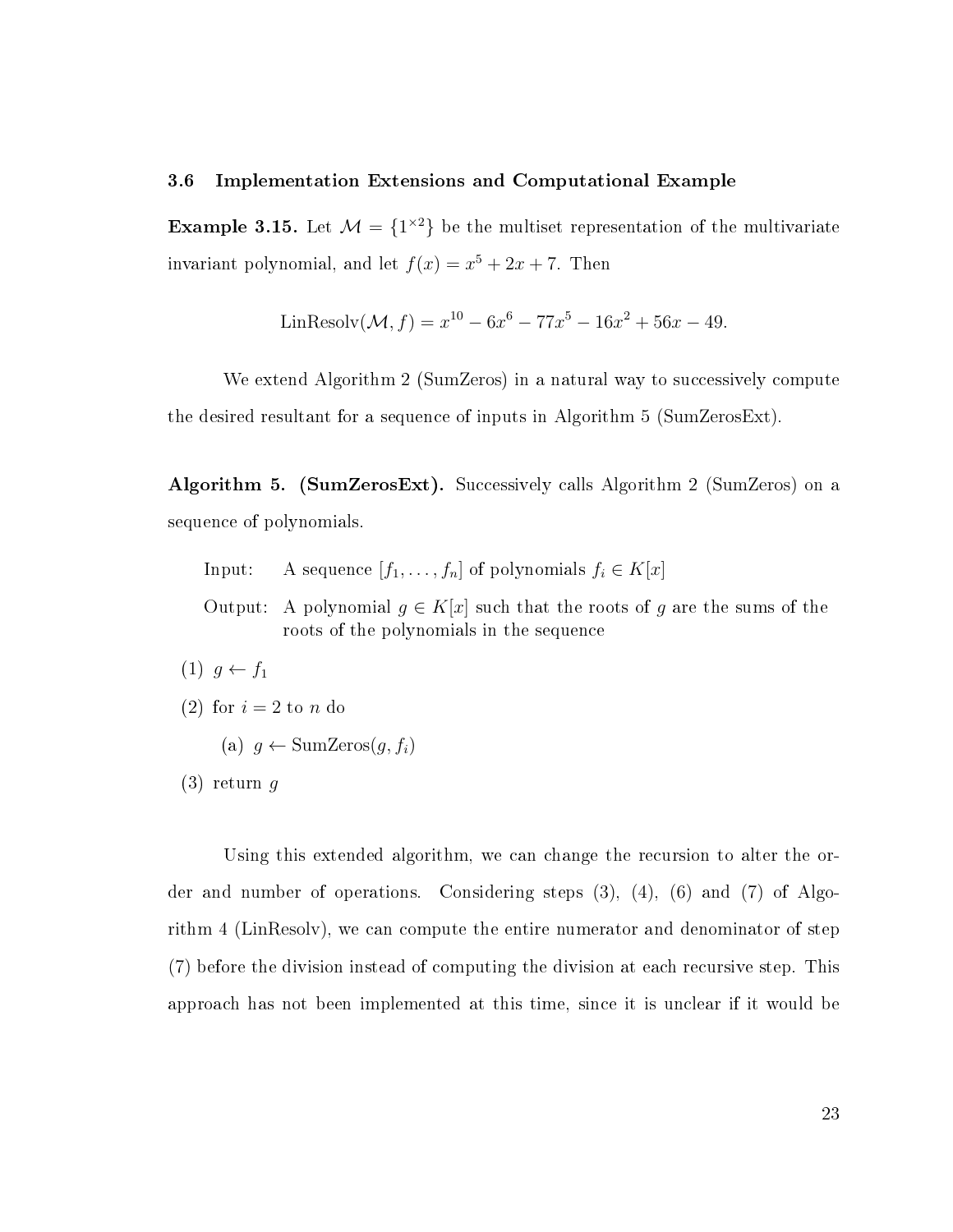### 3.6 Implementation Extensions and Computational Example

**Example 3.15.** Let $\mathcal{M} = \{1^{\times 2}\}$ be the multiset representation of the multivariate invariant polynomial, and let $f(x) = x^5 + 2x + 7$. Then

$$\text{LinResolv}(\mathcal{M}, f) = x^{10} - 6x^6 - 77x^5 - 16x^2 + 56x - 49.$$

We extend Algorithm 2 (SumZeros) in a natural way to successively compute the desired resultant for a sequence of inputs in Algorithm 5 (SumZerosExt).

**Algorithm 5. (SumZerosExt).** Successively calls Algorithm 2 (SumZeros) on a sequence of polynomials.

Input: A sequence $[f_1, \ldots, f_n]$ of polynomials $f_i \in K[x]$

Output: A polynomial $g \in K[x]$ such that the roots of $g$ are the sums of the roots of the polynomials in the sequence

(1) $g \leftarrow f_1$

(2) for $i = 2$ to $n$ do

  (a) $g \leftarrow \text{SumZeros}(g, f_i)$

(3) return $g$

Using this extended algorithm, we can change the recursion to alter the order and number of operations. Considering steps (3), (4), (6) and (7) of Algorithm 4 (LinResolv), we can compute the entire numerator and denominator of step (7) before the division instead of computing the division at each recursive step. This approach has not been implemented at this time, since it is unclear if it would be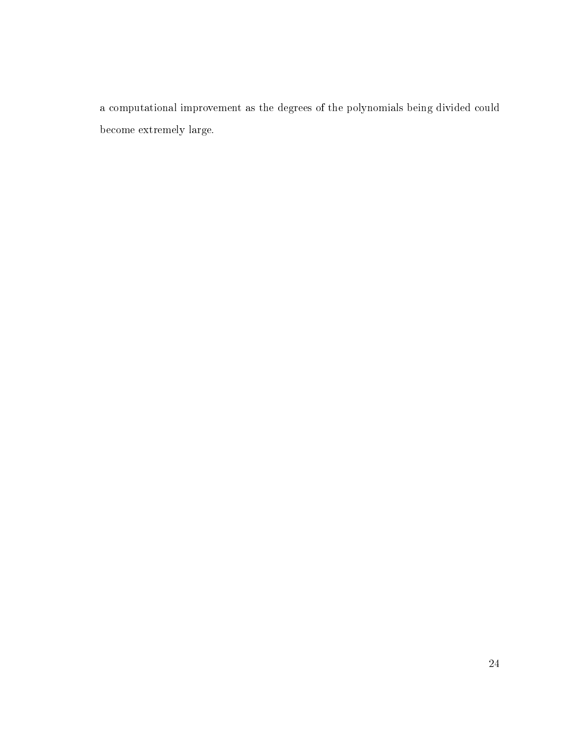a computational improvement as the degrees of the polynomials being divided could become extremely large.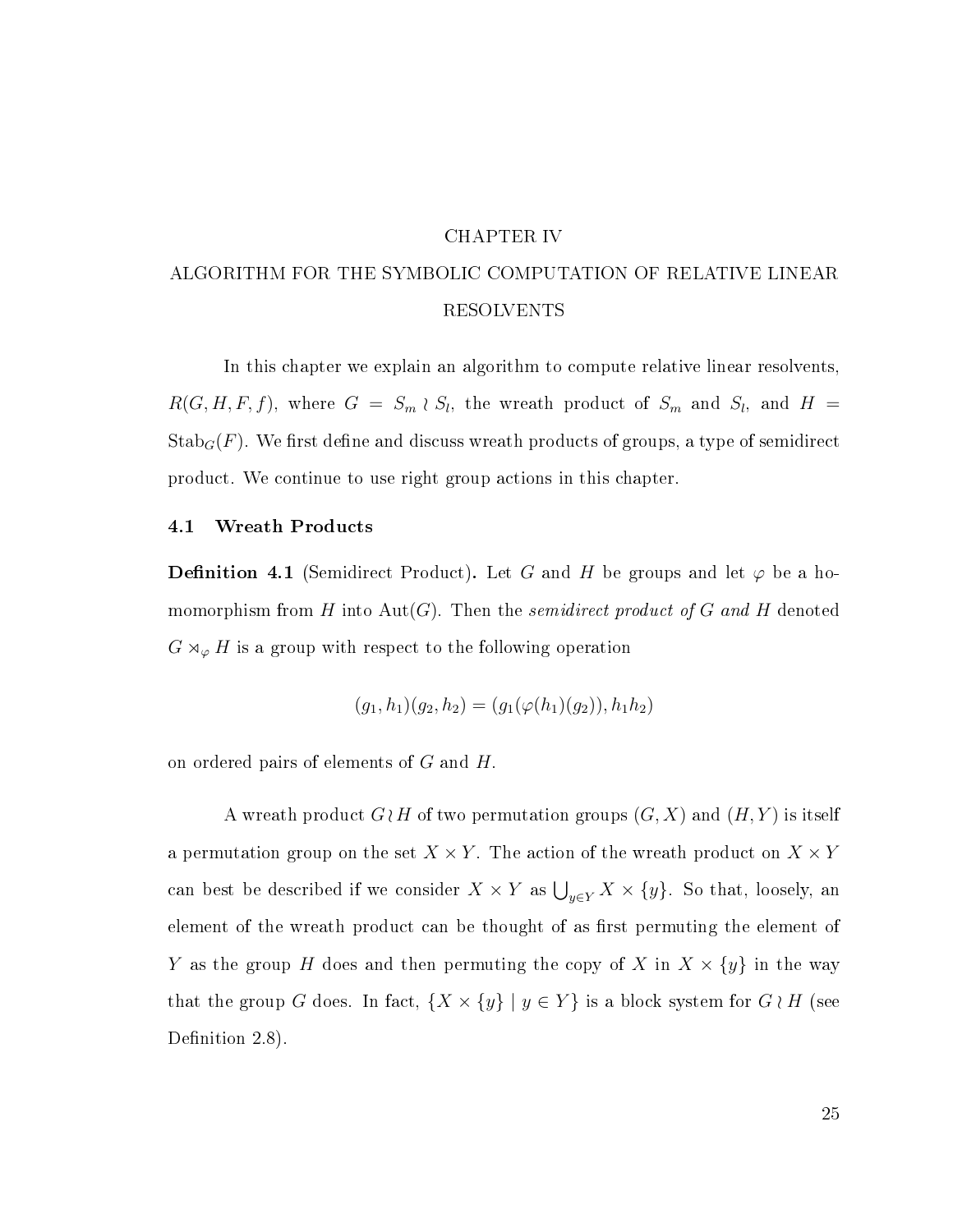# CHAPTER IV

# ALGORITHM FOR THE SYMBOLIC COMPUTATION OF RELATIVE LINEAR RESOLVENTS

In this chapter we explain an algorithm to compute relative linear resolvents, $R(G, H, F, f)$, where $G = S_m \wr S_l$, the wreath product of $S_m$ and $S_l$, and $H = \mathrm{Stab}_G(F)$. We first define and discuss wreath products of groups, a type of semidirect product. We continue to use right group actions in this chapter.

## 4.1 Wreath Products

**Definition 4.1** (Semidirect Product)**.** Let $G$ and $H$ be groups and let $\varphi$ be a homomorphism from $H$ into $\mathrm{Aut}(G)$. Then the *semidirect product of* $G$ *and* $H$ denoted $G \rtimes_\varphi H$ is a group with respect to the following operation

$$(g_1, h_1)(g_2, h_2) = (g_1(\varphi(h_1)(g_2)), h_1 h_2)$$

on ordered pairs of elements of $G$ and $H$.

A wreath product $G \wr H$ of two permutation groups $(G, X)$ and $(H, Y)$ is itself a permutation group on the set $X \times Y$. The action of the wreath product on $X \times Y$ can best be described if we consider $X \times Y$ as $\bigcup_{y \in Y} X \times \{y\}$. So that, loosely, an element of the wreath product can be thought of as first permuting the element of $Y$ as the group $H$ does and then permuting the copy of $X$ in $X \times \{y\}$ in the way that the group $G$ does. In fact, $\{X \times \{y\} \mid y \in Y\}$ is a block system for $G \wr H$ (see Definition 2.8).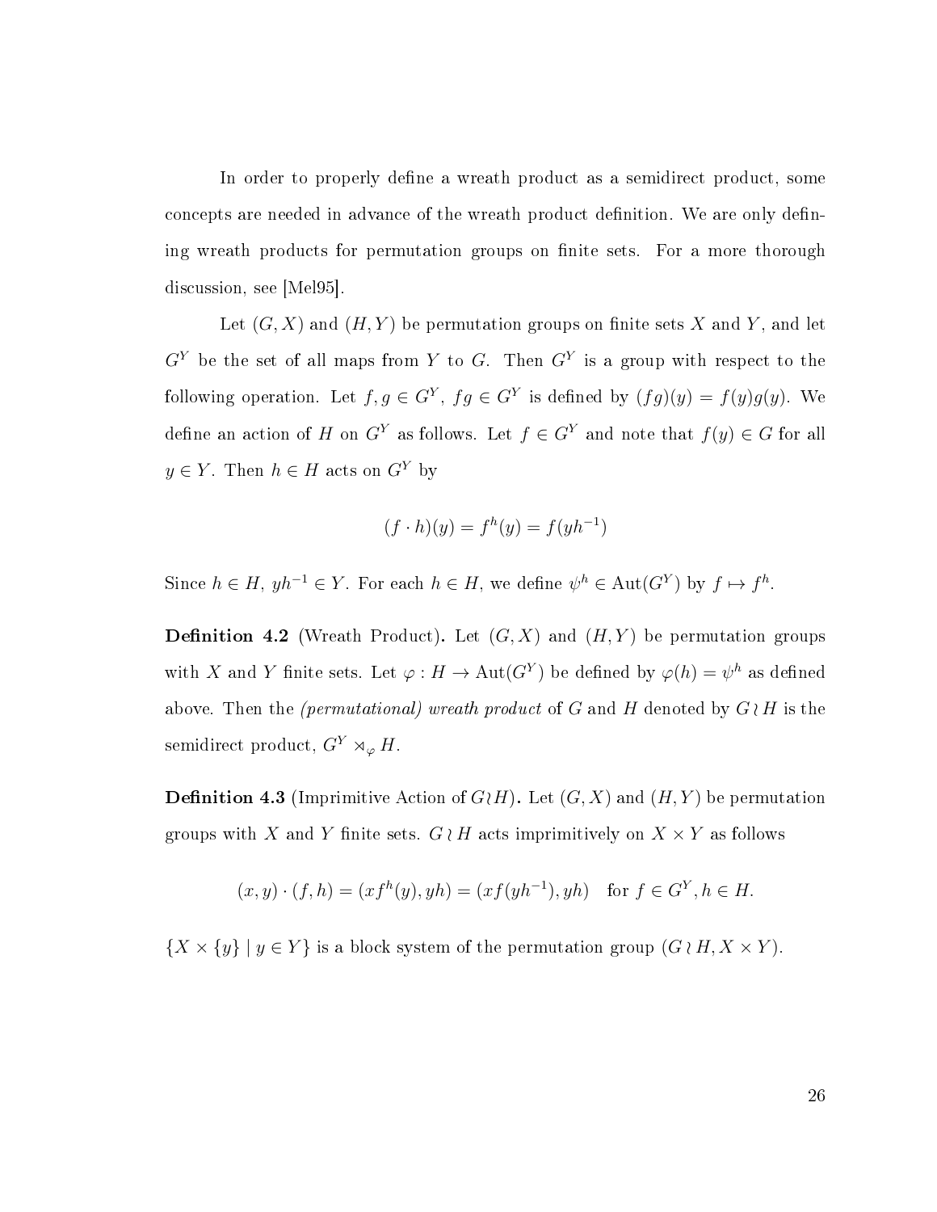In order to properly define a wreath product as a semidirect product, some concepts are needed in advance of the wreath product definition. We are only defining wreath products for permutation groups on finite sets. For a more thorough discussion, see [Mel95].

Let $(G, X)$ and $(H, Y)$ be permutation groups on finite sets $X$ and $Y$, and let $G^Y$ be the set of all maps from $Y$ to $G$. Then $G^Y$ is a group with respect to the following operation. Let $f, g \in G^Y$, $fg \in G^Y$ is defined by $(fg)(y) = f(y)g(y)$. We define an action of $H$ on $G^Y$ as follows. Let $f \in G^Y$ and note that $f(y) \in G$ for all $y \in Y$. Then $h \in H$ acts on $G^Y$ by

$$(f \cdot h)(y) = f^h(y) = f(yh^{-1})$$

Since $h \in H$, $yh^{-1} \in Y$. For each $h \in H$, we define $\psi^h \in \text{Aut}(G^Y)$ by $f \mapsto f^h$.

**Definition 4.2** (Wreath Product)**.** Let $(G, X)$ and $(H, Y)$ be permutation groups with $X$ and $Y$ finite sets. Let $\varphi : H \to \text{Aut}(G^Y)$ be defined by $\varphi(h) = \psi^h$ as defined above. Then the *(permutational) wreath product* of $G$ and $H$ denoted by $G \wr H$ is the semidirect product, $G^Y \rtimes_\varphi H$.

**Definition 4.3** (Imprimitive Action of $G \wr H$)**.** Let $(G, X)$ and $(H, Y)$ be permutation groups with $X$ and $Y$ finite sets. $G \wr H$ acts imprimitively on $X \times Y$ as follows

$$(x, y) \cdot (f, h) = (xf^h(y), yh) = (xf(yh^{-1}), yh) \quad \text{for } f \in G^Y, h \in H.$$

$\{X \times \{y\} \mid y \in Y\}$ is a block system of the permutation group $(G \wr H, X \times Y)$.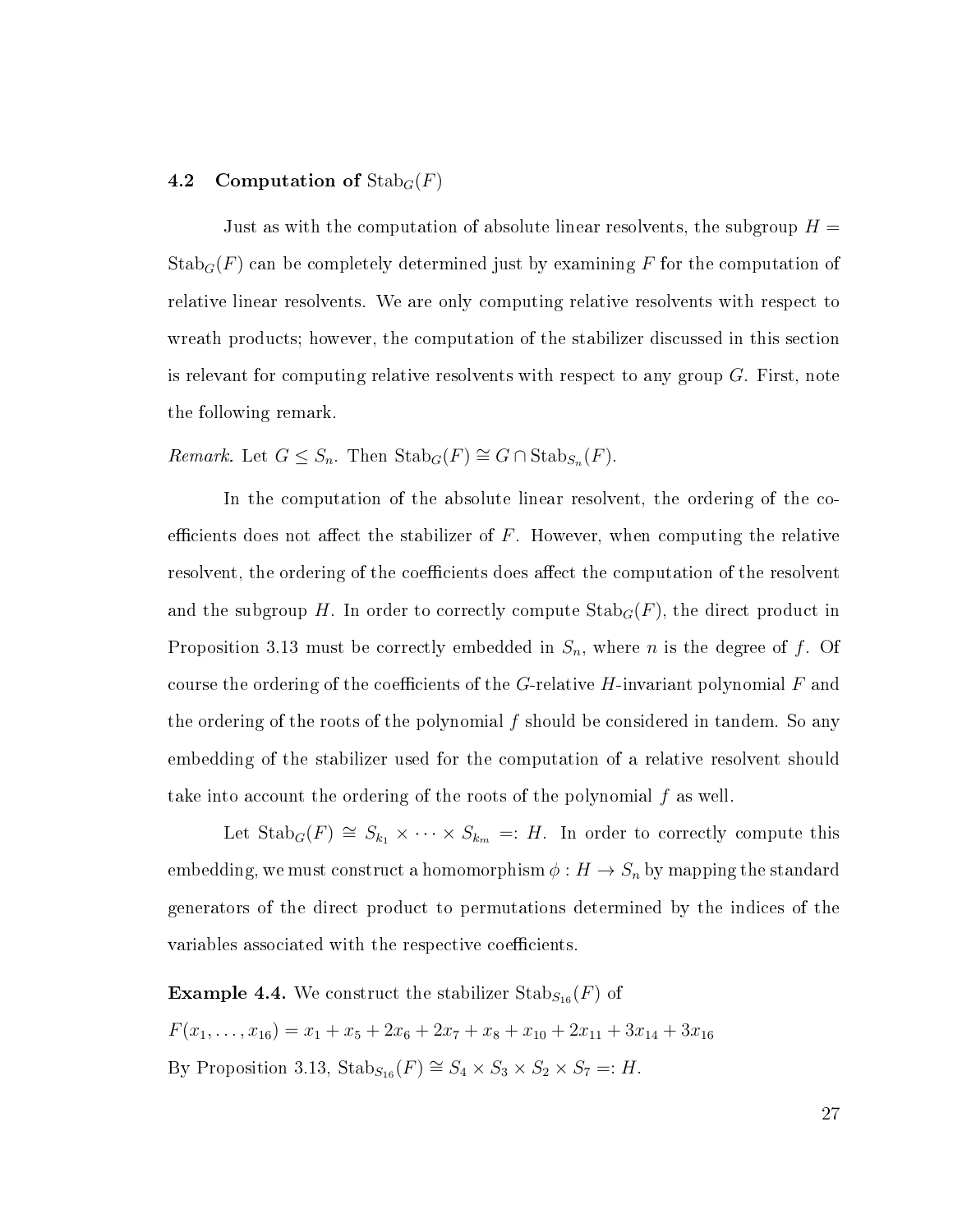### 4.2 Computation of $\text{Stab}_G(F)$

Just as with the computation of absolute linear resolvents, the subgroup $H = \text{Stab}_G(F)$ can be completely determined just by examining $F$ for the computation of relative linear resolvents. We are only computing relative resolvents with respect to wreath products; however, the computation of the stabilizer discussed in this section is relevant for computing relative resolvents with respect to any group $G$. First, note the following remark.

*Remark.* Let $G \leq S_n$. Then $\text{Stab}_G(F) \cong G \cap \text{Stab}_{S_n}(F)$.

In the computation of the absolute linear resolvent, the ordering of the coefficients does not affect the stabilizer of $F$. However, when computing the relative resolvent, the ordering of the coefficients does affect the computation of the resolvent and the subgroup $H$. In order to correctly compute $\text{Stab}_G(F)$, the direct product in Proposition 3.13 must be correctly embedded in $S_n$, where $n$ is the degree of $f$. Of course the ordering of the coefficients of the $G$-relative $H$-invariant polynomial $F$ and the ordering of the roots of the polynomial $f$ should be considered in tandem. So any embedding of the stabilizer used for the computation of a relative resolvent should take into account the ordering of the roots of the polynomial $f$ as well.

Let $\text{Stab}_G(F) \cong S_{k_1} \times \cdots \times S_{k_m} =: H$. In order to correctly compute this embedding, we must construct a homomorphism $\phi : H \to S_n$ by mapping the standard generators of the direct product to permutations determined by the indices of the variables associated with the respective coefficients.

**Example 4.4.** We construct the stabilizer $\text{Stab}_{S_{16}}(F)$ of
$F(x_1, \ldots, x_{16}) = x_1 + x_5 + 2x_6 + 2x_7 + x_8 + x_{10} + 2x_{11} + 3x_{14} + 3x_{16}$
By Proposition 3.13, $\text{Stab}_{S_{16}}(F) \cong S_4 \times S_3 \times S_2 \times S_7 =: H$.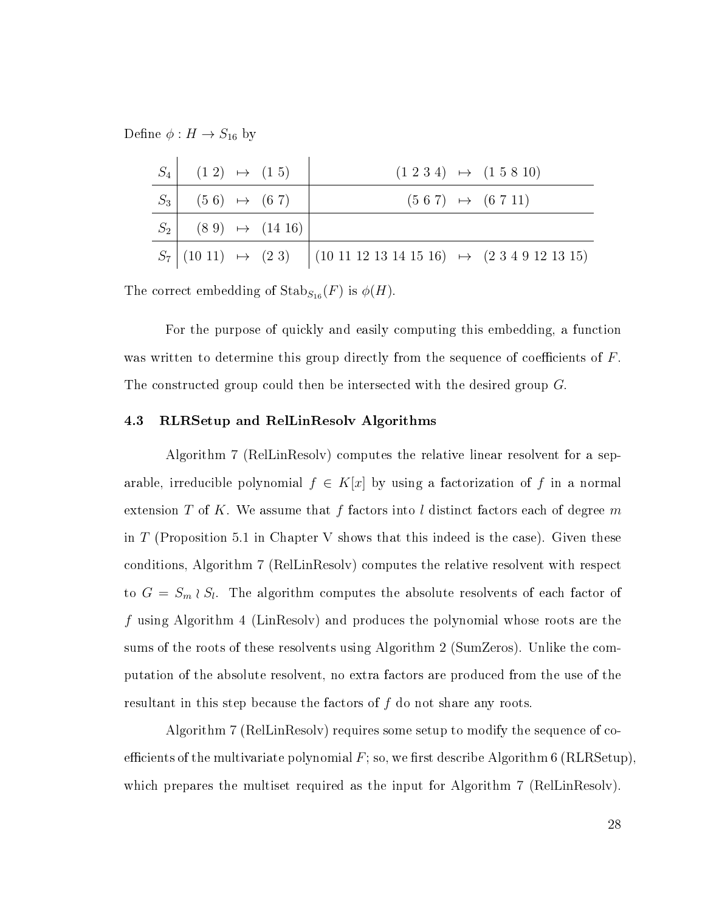Define $\phi : H \to S_{16}$ by

| | | |
|---|---|---|
| $S_4$ | $(1\ 2) \mapsto (1\ 5)$ | $(1\ 2\ 3\ 4) \mapsto (1\ 5\ 8\ 10)$ |
| $S_3$ | $(5\ 6) \mapsto (6\ 7)$ | $(5\ 6\ 7) \mapsto (6\ 7\ 11)$ |
| $S_2$ | $(8\ 9) \mapsto (14\ 16)$ | |
| $S_7$ | $(10\ 11) \mapsto (2\ 3)$ | $(10\ 11\ 12\ 13\ 14\ 15\ 16) \mapsto (2\ 3\ 4\ 9\ 12\ 13\ 15)$ |

The correct embedding of $\mathrm{Stab}_{S_{16}}(F)$ is $\phi(H)$.

For the purpose of quickly and easily computing this embedding, a function was written to determine this group directly from the sequence of coefficients of $F$. The constructed group could then be intersected with the desired group $G$.

### 4.3 RLRSetup and RelLinResolv Algorithms

Algorithm 7 (RelLinResolv) computes the relative linear resolvent for a separable, irreducible polynomial $f \in K[x]$ by using a factorization of $f$ in a normal extension $T$ of $K$. We assume that $f$ factors into $l$ distinct factors each of degree $m$ in $T$ (Proposition 5.1 in Chapter V shows that this indeed is the case). Given these conditions, Algorithm 7 (RelLinResolv) computes the relative resolvent with respect to $G = S_m \wr S_l$. The algorithm computes the absolute resolvents of each factor of $f$ using Algorithm 4 (LinResolv) and produces the polynomial whose roots are the sums of the roots of these resolvents using Algorithm 2 (SumZeros). Unlike the computation of the absolute resolvent, no extra factors are produced from the use of the resultant in this step because the factors of $f$ do not share any roots.

Algorithm 7 (RelLinResolv) requires some setup to modify the sequence of coefficients of the multivariate polynomial $F$; so, we first describe Algorithm 6 (RLRSetup), which prepares the multiset required as the input for Algorithm 7 (RelLinResolv).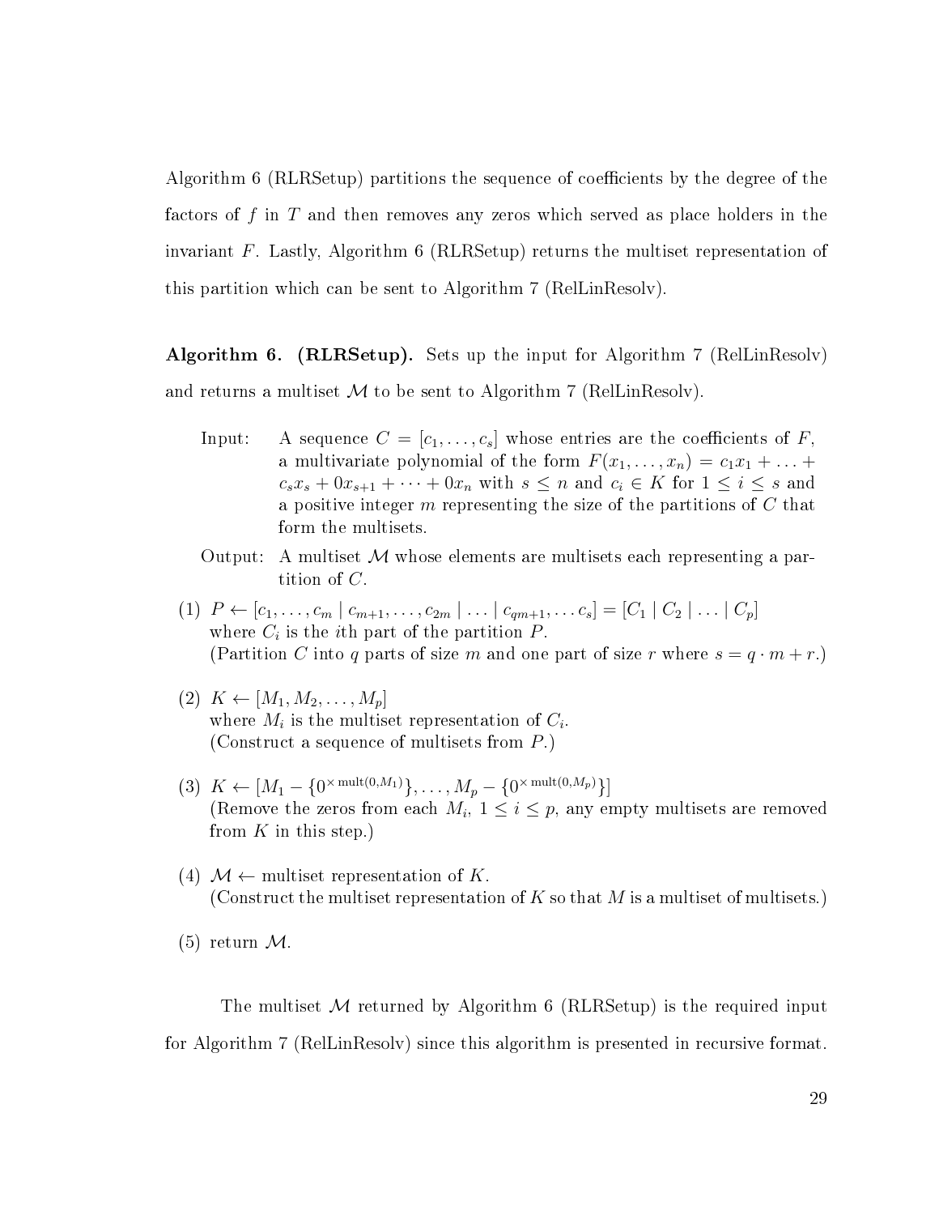Algorithm 6 (RLRSetup) partitions the sequence of coefficients by the degree of the factors of $f$ in $T$ and then removes any zeros which served as place holders in the invariant $F$. Lastly, Algorithm 6 (RLRSetup) returns the multiset representation of this partition which can be sent to Algorithm 7 (RelLinResolv).

**Algorithm 6. (RLRSetup).** Sets up the input for Algorithm 7 (RelLinResolv) and returns a multiset $\mathcal{M}$ to be sent to Algorithm 7 (RelLinResolv).

Input: A sequence $C = [c_1, \ldots, c_s]$ whose entries are the coefficients of $F$, a multivariate polynomial of the form $F(x_1, \ldots, x_n) = c_1 x_1 + \ldots + c_s x_s + 0x_{s+1} + \cdots + 0x_n$ with $s \leq n$ and $c_i \in K$ for $1 \leq i \leq s$ and a positive integer $m$ representing the size of the partitions of $C$ that form the multisets.

Output: A multiset $\mathcal{M}$ whose elements are multisets each representing a partition of $C$.

(1) $P \leftarrow [c_1, \ldots, c_m \mid c_{m+1}, \ldots, c_{2m} \mid \ldots \mid c_{qm+1}, \ldots c_s] = [C_1 \mid C_2 \mid \ldots \mid C_p]$ where $C_i$ is the $i$th part of the partition $P$.
(Partition $C$ into $q$ parts of size $m$ and one part of size $r$ where $s = q \cdot m + r$.)

(2) $K \leftarrow [M_1, M_2, \ldots, M_p]$ where $M_i$ is the multiset representation of $C_i$.
(Construct a sequence of multisets from $P$.)

(3) $K \leftarrow [M_1 - \{0^{\times \operatorname{mult}(0, M_1)}\}, \ldots, M_p - \{0^{\times \operatorname{mult}(0, M_p)}\}]$
(Remove the zeros from each $M_i$, $1 \leq i \leq p$, any empty multisets are removed from $K$ in this step.)

(4) $\mathcal{M} \leftarrow$ multiset representation of $K$.
(Construct the multiset representation of $K$ so that $M$ is a multiset of multisets.)

(5) return $\mathcal{M}$.

The multiset $\mathcal{M}$ returned by Algorithm 6 (RLRSetup) is the required input for Algorithm 7 (RelLinResolv) since this algorithm is presented in recursive format.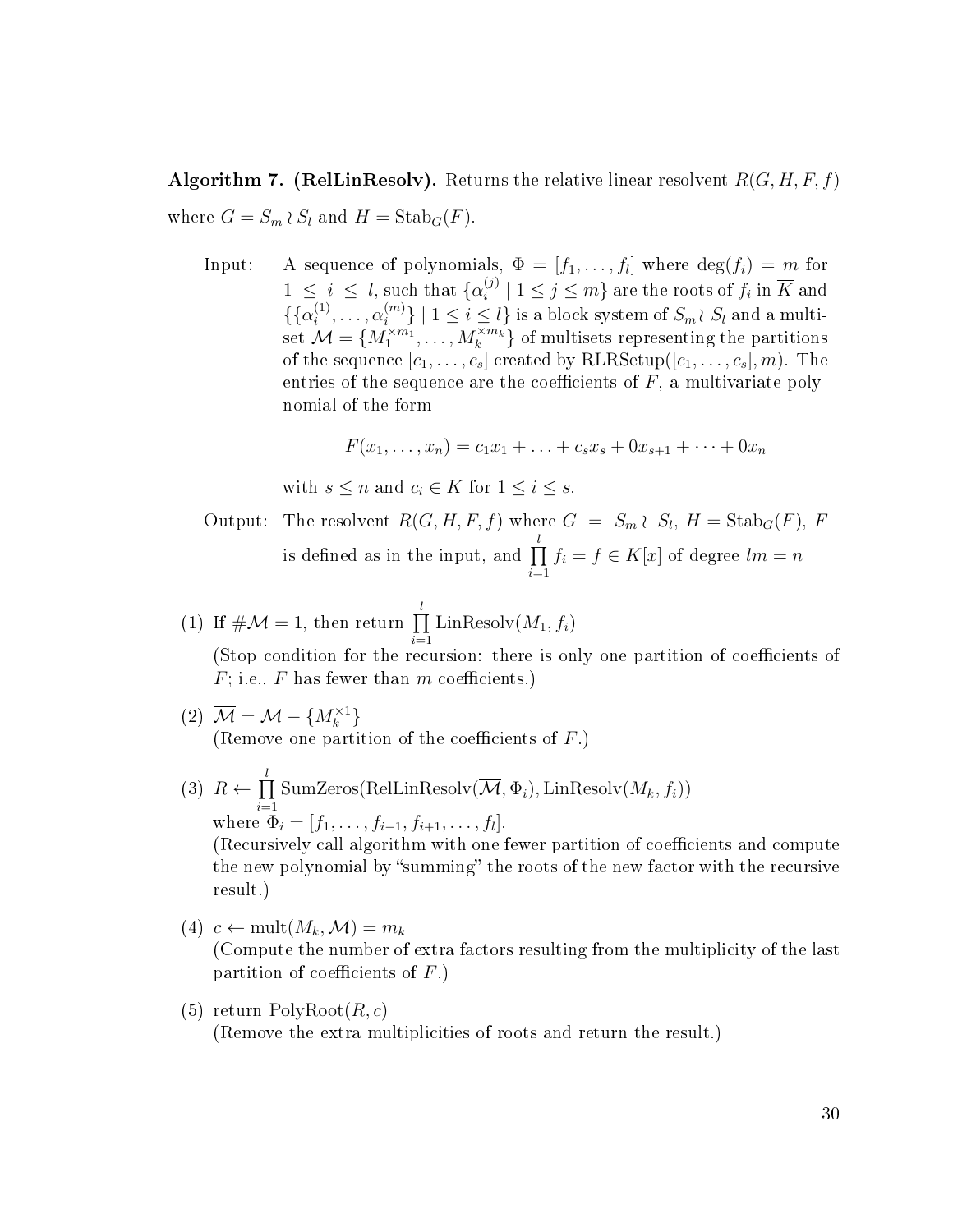**Algorithm 7. (RelLinResolv).** Returns the relative linear resolvent $R(G, H, F, f)$ where $G = S_m \wr S_l$ and $H = \mathrm{Stab}_G(F)$.

Input: A sequence of polynomials, $\Phi = [f_1, \ldots, f_l]$ where $\deg(f_i) = m$ for $1 \leq i \leq l$, such that $\{\alpha_i^{(j)} \mid 1 \leq j \leq m\}$ are the roots of $f_i$ in $\overline{K}$ and $\{\{\alpha_i^{(1)}, \ldots, \alpha_i^{(m)}\} \mid 1 \leq i \leq l\}$ is a block system of $S_m \wr S_l$ and a multiset $\mathcal{M} = \{M_1^{\times m_1}, \ldots, M_k^{\times m_k}\}$ of multisets representing the partitions of the sequence $[c_1, \ldots, c_s]$ created by RLRSetup$([c_1, \ldots, c_s], m)$. The entries of the sequence are the coefficients of $F$, a multivariate polynomial of the form

$$F(x_1, \ldots, x_n) = c_1 x_1 + \ldots + c_s x_s + 0x_{s+1} + \cdots + 0x_n$$

with $s \leq n$ and $c_i \in K$ for $1 \leq i \leq s$.

Output: The resolvent $R(G, H, F, f)$ where $G = S_m \wr S_l$, $H = \mathrm{Stab}_G(F)$, $F$ is defined as in the input, and $\prod_{i=1}^{l} f_i = f \in K[x]$ of degree $lm = n$

(1) If $\#\mathcal{M} = 1$, then return $\prod_{i=1}^{l} \mathrm{LinResolv}(M_1, f_i)$
(Stop condition for the recursion: there is only one partition of coefficients of $F$; i.e., $F$ has fewer than $m$ coefficients.)

(2) $\overline{\mathcal{M}} = \mathcal{M} - \{M_k^{\times 1}\}$
(Remove one partition of the coefficients of $F$.)

(3) $R \leftarrow \prod_{i=1}^{l} \mathrm{SumZeros}(\mathrm{RelLinResolv}(\overline{\mathcal{M}}, \Phi_i), \mathrm{LinResolv}(M_k, f_i))$
where $\Phi_i = [f_1, \ldots, f_{i-1}, f_{i+1}, \ldots, f_l]$.
(Recursively call algorithm with one fewer partition of coefficients and compute the new polynomial by "summing" the roots of the new factor with the recursive result.)

(4) $c \leftarrow \mathrm{mult}(M_k, \mathcal{M}) = m_k$
(Compute the number of extra factors resulting from the multiplicity of the last partition of coefficients of $F$.)

(5) return PolyRoot$(R, c)$
(Remove the extra multiplicities of roots and return the result.)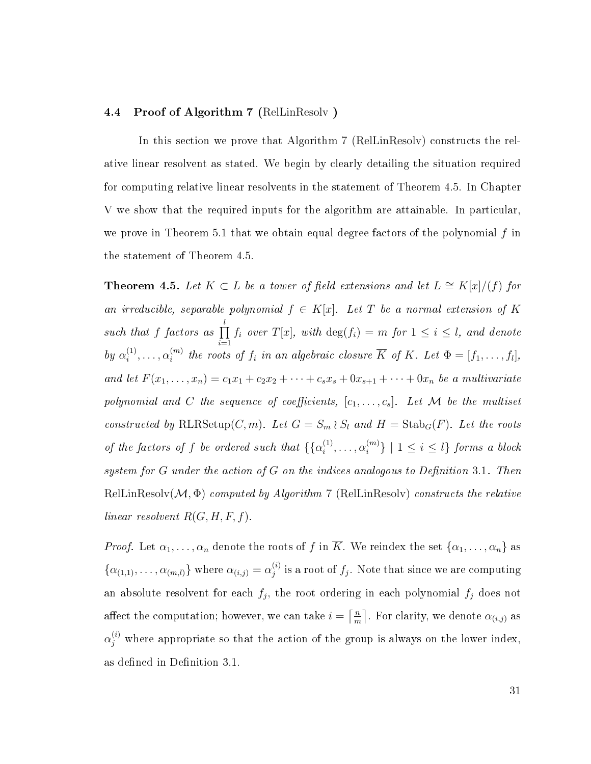### 4.4 Proof of Algorithm 7 (RelLinResolv )

In this section we prove that Algorithm 7 (RelLinResolv) constructs the relative linear resolvent as stated. We begin by clearly detailing the situation required for computing relative linear resolvents in the statement of Theorem 4.5. In Chapter V we show that the required inputs for the algorithm are attainable. In particular, we prove in Theorem 5.1 that we obtain equal degree factors of the polynomial $f$ in the statement of Theorem 4.5.

**Theorem 4.5.** *Let $K \subset L$ be a tower of field extensions and let $L \cong K[x]/(f)$ for an irreducible, separable polynomial $f \in K[x]$. Let $T$ be a normal extension of $K$ such that $f$ factors as $\prod_{i=1}^{l} f_i$ over $T[x]$, with $\deg(f_i) = m$ for $1 \leq i \leq l$, and denote by $\alpha_i^{(1)}, \ldots, \alpha_i^{(m)}$ the roots of $f_i$ in an algebraic closure $\overline{K}$ of $K$. Let $\Phi = [f_1, \ldots, f_l]$, and let $F(x_1, \ldots, x_n) = c_1x_1 + c_2x_2 + \cdots + c_sx_s + 0x_{s+1} + \cdots + 0x_n$ be a multivariate polynomial and $C$ the sequence of coefficients, $[c_1, \ldots, c_s]$. Let $\mathcal{M}$ be the multiset constructed by* RLRSetup$(C, m)$. *Let $G = S_m \wr S_l$ and $H = \mathrm{Stab}_G(F)$. Let the roots of the factors of $f$ be ordered such that $\{\{\alpha_i^{(1)}, \ldots, \alpha_i^{(m)}\} \mid 1 \leq i \leq l\}$ forms a block system for $G$ under the action of $G$ on the indices analogous to Definition* 3.1*. Then* RelLinResolv$(\mathcal{M}, \Phi)$ *computed by Algorithm* 7 (RelLinResolv) *constructs the relative linear resolvent $R(G, H, F, f)$.*

*Proof.* Let $\alpha_1, \ldots, \alpha_n$ denote the roots of $f$ in $\overline{K}$. We reindex the set $\{\alpha_1, \ldots, \alpha_n\}$ as $\{\alpha_{(1,1)}, \ldots, \alpha_{(m,l)}\}$ where $\alpha_{(i,j)} = \alpha_j^{(i)}$ is a root of $f_j$. Note that since we are computing an absolute resolvent for each $f_j$, the root ordering in each polynomial $f_j$ does not affect the computation; however, we can take $i = \left\lceil \frac{n}{m} \right\rceil$. For clarity, we denote $\alpha_{(i,j)}$ as $\alpha_j^{(i)}$ where appropriate so that the action of the group is always on the lower index, as defined in Definition 3.1.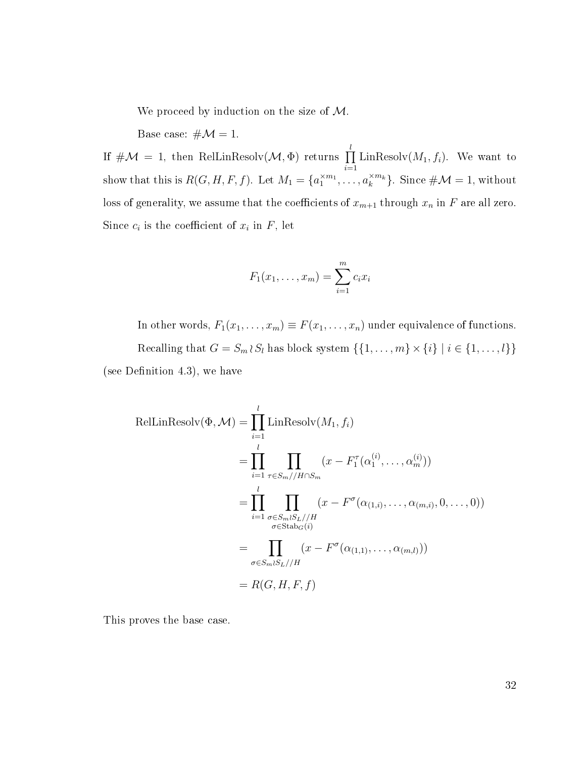We proceed by induction on the size of $\mathcal{M}$.

Base case: $\#\mathcal{M} = 1$.

If $\#\mathcal{M} = 1$, then RelLinResolv$(\mathcal{M}, \Phi)$ returns $\prod_{i=1}^{l} \text{LinResolv}(M_1, f_i)$. We want to show that this is $R(G, H, F, f)$. Let $M_1 = \{a_1^{\times m_1}, \ldots, a_k^{\times m_k}\}$. Since $\#\mathcal{M} = 1$, without loss of generality, we assume that the coefficients of $x_{m+1}$ through $x_n$ in $F$ are all zero. Since $c_i$ is the coefficient of $x_i$ in $F$, let

$$F_1(x_1, \ldots, x_m) = \sum_{i=1}^{m} c_i x_i$$

In other words, $F_1(x_1, \ldots, x_m) \equiv F(x_1, \ldots, x_n)$ under equivalence of functions.

Recalling that $G = S_m \wr S_l$ has block system $\{\{1, \ldots, m\} \times \{i\} \mid i \in \{1, \ldots, l\}\}$ (see Definition 4.3), we have

$$
\begin{aligned}
\text{RelLinResolv}(\Phi, \mathcal{M}) &= \prod_{i=1}^{l} \text{LinResolv}(M_1, f_i) \\
&= \prod_{i=1}^{l} \prod_{\tau \in S_m // H \cap S_m} (x - F_1^{\tau}(\alpha_1^{(i)}, \ldots, \alpha_m^{(i)})) \\
&= \prod_{i=1}^{l} \prod_{\substack{\sigma \in S_m \wr S_L // H \\ \sigma \in \text{Stab}_G(i)}} (x - F^{\sigma}(\alpha_{(1,i)}, \ldots, \alpha_{(m,i)}, 0, \ldots, 0)) \\
&= \prod_{\sigma \in S_m \wr S_L // H} (x - F^{\sigma}(\alpha_{(1,1)}, \ldots, \alpha_{(m,l)})) \\
&= R(G, H, F, f)
\end{aligned}
$$

This proves the base case.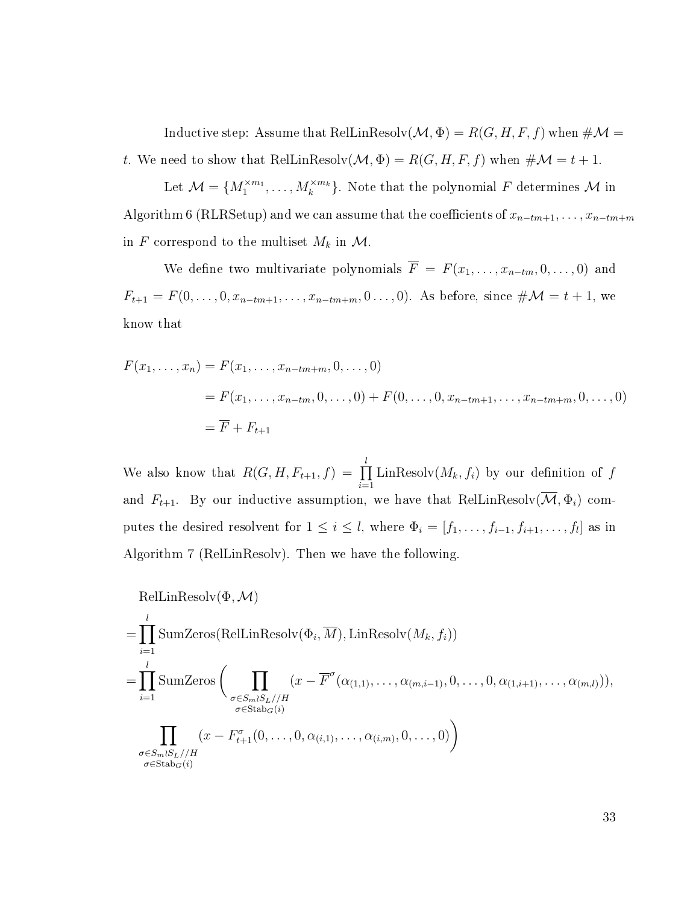Inductive step: Assume that $\text{RelLinResolv}(\mathcal{M}, \Phi) = R(G, H, F, f)$ when $\#\mathcal{M} = t$. We need to show that $\text{RelLinResolv}(\mathcal{M}, \Phi) = R(G, H, F, f)$ when $\#\mathcal{M} = t + 1$.

Let $\mathcal{M} = \{M_1^{\times m_1}, \ldots, M_k^{\times m_k}\}$. Note that the polynomial $F$ determines $\mathcal{M}$ in Algorithm 6 (RLRSetup) and we can assume that the coefficients of $x_{n-tm+1}, \ldots, x_{n-tm+m}$ in $F$ correspond to the multiset $M_k$ in $\mathcal{M}$.

We define two multivariate polynomials $\overline{F} = F(x_1, \ldots, x_{n-tm}, 0, \ldots, 0)$ and $F_{t+1} = F(0, \ldots, 0, x_{n-tm+1}, \ldots, x_{n-tm+m}, 0 \ldots, 0)$. As before, since $\#\mathcal{M} = t + 1$, we know that

$$
\begin{aligned}
F(x_1, \ldots, x_n) &= F(x_1, \ldots, x_{n-tm+m}, 0, \ldots, 0) \\
&= F(x_1, \ldots, x_{n-tm}, 0, \ldots, 0) + F(0, \ldots, 0, x_{n-tm+1}, \ldots, x_{n-tm+m}, 0, \ldots, 0) \\
&= \overline{F} + F_{t+1}
\end{aligned}
$$

We also know that $R(G, H, F_{t+1}, f) = \prod_{i=1}^{l} \text{LinResolv}(M_k, f_i)$ by our definition of $f$ and $F_{t+1}$. By our inductive assumption, we have that $\text{RelLinResolv}(\overline{\mathcal{M}}, \Phi_i)$ computes the desired resolvent for $1 \leq i \leq l$, where $\Phi_i = [f_1, \ldots, f_{i-1}, f_{i+1}, \ldots, f_l]$ as in Algorithm 7 (RelLinResolv). Then we have the following.

$$
\begin{aligned}
&\text{RelLinResolv}(\Phi, \mathcal{M}) \\
&= \prod_{i=1}^{l} \text{SumZeros}(\text{RelLinResolv}(\Phi_i, \overline{M}), \text{LinResolv}(M_k, f_i)) \\
&= \prod_{i=1}^{l} \text{SumZeros}\Bigg( \prod_{\substack{\sigma \in S_m \wr S_L // H \\ \sigma \in \text{Stab}_G(i)}} (x - \overline{F}^{\sigma}(\alpha_{(1,1)}, \ldots, \alpha_{(m,i-1)}, 0, \ldots, 0, \alpha_{(1,i+1)}, \ldots, \alpha_{(m,l)})), \\
&\quad \prod_{\substack{\sigma \in S_m \wr S_L // H \\ \sigma \in \text{Stab}_G(i)}} (x - F_{t+1}^{\sigma}(0, \ldots, 0, \alpha_{(i,1)}, \ldots, \alpha_{(i,m)}, 0, \ldots, 0) \Bigg)
\end{aligned}
$$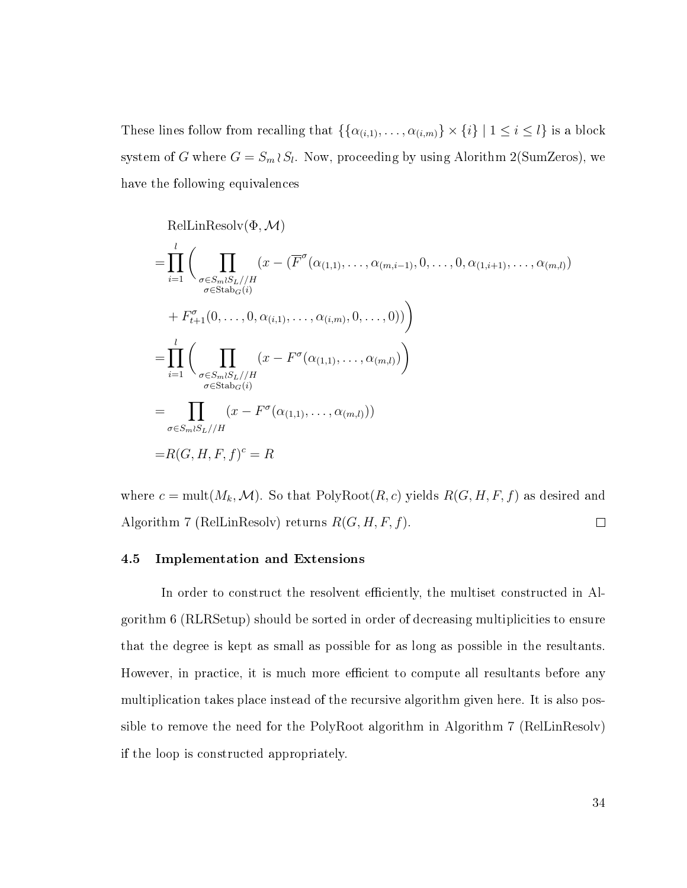These lines follow from recalling that $\{\{\alpha_{(i,1)}, \ldots, \alpha_{(i,m)}\} \times \{i\} \mid 1 \le i \le l\}$ is a block system of $G$ where $G = S_m \wr S_l$. Now, proceeding by using Alorithm 2(SumZeros), we have the following equivalences

$$
\begin{aligned}
&\text{RelLinResolv}(\Phi, \mathcal{M}) \\
=&\prod_{i=1}^{l}\Bigg(\prod_{\substack{\sigma\in S_m\wr S_L//H \\ \sigma\in \text{Stab}_G(i)}} (x - (\overline{F}^{\sigma}(\alpha_{(1,1)}, \ldots, \alpha_{(m,i-1)}, 0, \ldots, 0, \alpha_{(1,i+1)}, \ldots, \alpha_{(m,l)}) \\
&+ F^{\sigma}_{t+1}(0, \ldots, 0, \alpha_{(i,1)}, \ldots, \alpha_{(i,m)}, 0, \ldots, 0))\Bigg) \\
=&\prod_{i=1}^{l}\Bigg(\prod_{\substack{\sigma\in S_m\wr S_L//H \\ \sigma\in \text{Stab}_G(i)}} (x - F^{\sigma}(\alpha_{(1,1)}, \ldots, \alpha_{(m,l)})\Bigg) \\
=&\prod_{\sigma\in S_m\wr S_L//H} (x - F^{\sigma}(\alpha_{(1,1)}, \ldots, \alpha_{(m,l)})) \\
=&R(G, H, F, f)^c = R
\end{aligned}
$$

where $c = \text{mult}(M_k, \mathcal{M})$. So that PolyRoot$(R, c)$ yields $R(G, H, F, f)$ as desired and Algorithm 7 (RelLinResolv) returns $R(G, H, F, f)$. □

### 4.5 Implementation and Extensions

In order to construct the resolvent efficiently, the multiset constructed in Algorithm 6 (RLRSetup) should be sorted in order of decreasing multiplicities to ensure that the degree is kept as small as possible for as long as possible in the resultants. However, in practice, it is much more efficient to compute all resultants before any multiplication takes place instead of the recursive algorithm given here. It is also possible to remove the need for the PolyRoot algorithm in Algorithm 7 (RelLinResolv) if the loop is constructed appropriately.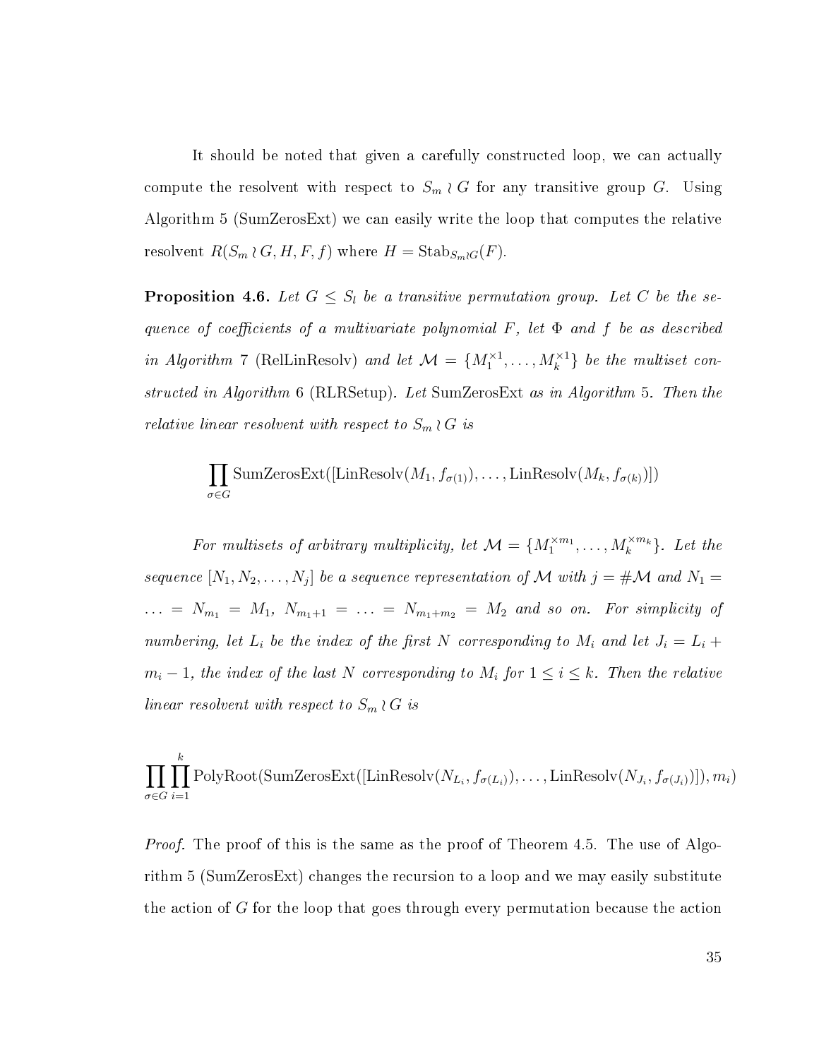It should be noted that given a carefully constructed loop, we can actually compute the resolvent with respect to $S_m \wr G$ for any transitive group $G$. Using Algorithm 5 (SumZerosExt) we can easily write the loop that computes the relative resolvent $R(S_m \wr G, H, F, f)$ where $H = \mathrm{Stab}_{S_m \wr G}(F)$.

**Proposition 4.6.** *Let $G \leq S_l$ be a transitive permutation group. Let $C$ be the sequence of coefficients of a multivariate polynomial $F$, let $\Phi$ and $f$ be as described in Algorithm 7 (RelLinResolv) and let $\mathcal{M} = \{M_1^{\times 1}, \ldots, M_k^{\times 1}\}$ be the multiset constructed in Algorithm 6 (RLRSetup). Let SumZerosExt as in Algorithm 5. Then the relative linear resolvent with respect to $S_m \wr G$ is*

$$\prod_{\sigma \in G} \mathrm{SumZerosExt}([\mathrm{LinResolv}(M_1, f_{\sigma(1)}), \ldots, \mathrm{LinResolv}(M_k, f_{\sigma(k)})])$$

*For multisets of arbitrary multiplicity, let $\mathcal{M} = \{M_1^{\times m_1}, \ldots, M_k^{\times m_k}\}$. Let the sequence $[N_1, N_2, \ldots, N_j]$ be a sequence representation of $\mathcal{M}$ with $j = \#\mathcal{M}$ and $N_1 = \ldots = N_{m_1} = M_1$, $N_{m_1+1} = \ldots = N_{m_1+m_2} = M_2$ and so on. For simplicity of numbering, let $L_i$ be the index of the first $N$ corresponding to $M_i$ and let $J_i = L_i + m_i - 1$, the index of the last $N$ corresponding to $M_i$ for $1 \leq i \leq k$. Then the relative linear resolvent with respect to $S_m \wr G$ is*

$$\prod_{\sigma \in G} \prod_{i=1}^{k} \mathrm{PolyRoot}(\mathrm{SumZerosExt}([\mathrm{LinResolv}(N_{L_i}, f_{\sigma(L_i)}), \ldots, \mathrm{LinResolv}(N_{J_i}, f_{\sigma(J_i)})]), m_i)$$

*Proof.* The proof of this is the same as the proof of Theorem 4.5. The use of Algorithm 5 (SumZerosExt) changes the recursion to a loop and we may easily substitute the action of $G$ for the loop that goes through every permutation because the action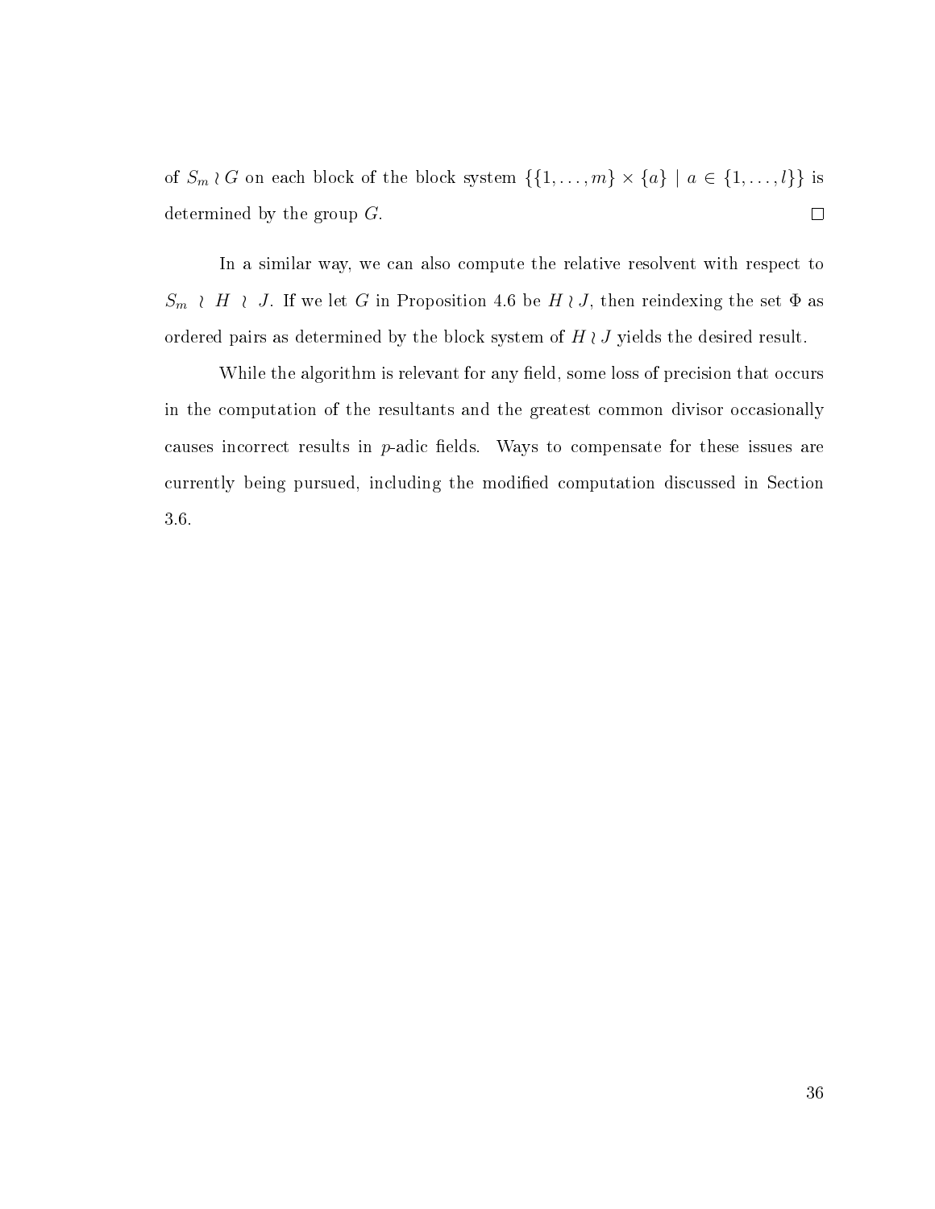of $S_m \wr G$ on each block of the block system $\{\{1, \ldots, m\} \times \{a\} \mid a \in \{1, \ldots, l\}\}$ is determined by the group $G$. $\square$

In a similar way, we can also compute the relative resolvent with respect to $S_m \wr H \wr J$. If we let $G$ in Proposition 4.6 be $H \wr J$, then reindexing the set $\Phi$ as ordered pairs as determined by the block system of $H \wr J$ yields the desired result.

While the algorithm is relevant for any field, some loss of precision that occurs in the computation of the resultants and the greatest common divisor occasionally causes incorrect results in $p$-adic fields. Ways to compensate for these issues are currently being pursued, including the modified computation discussed in Section 3.6.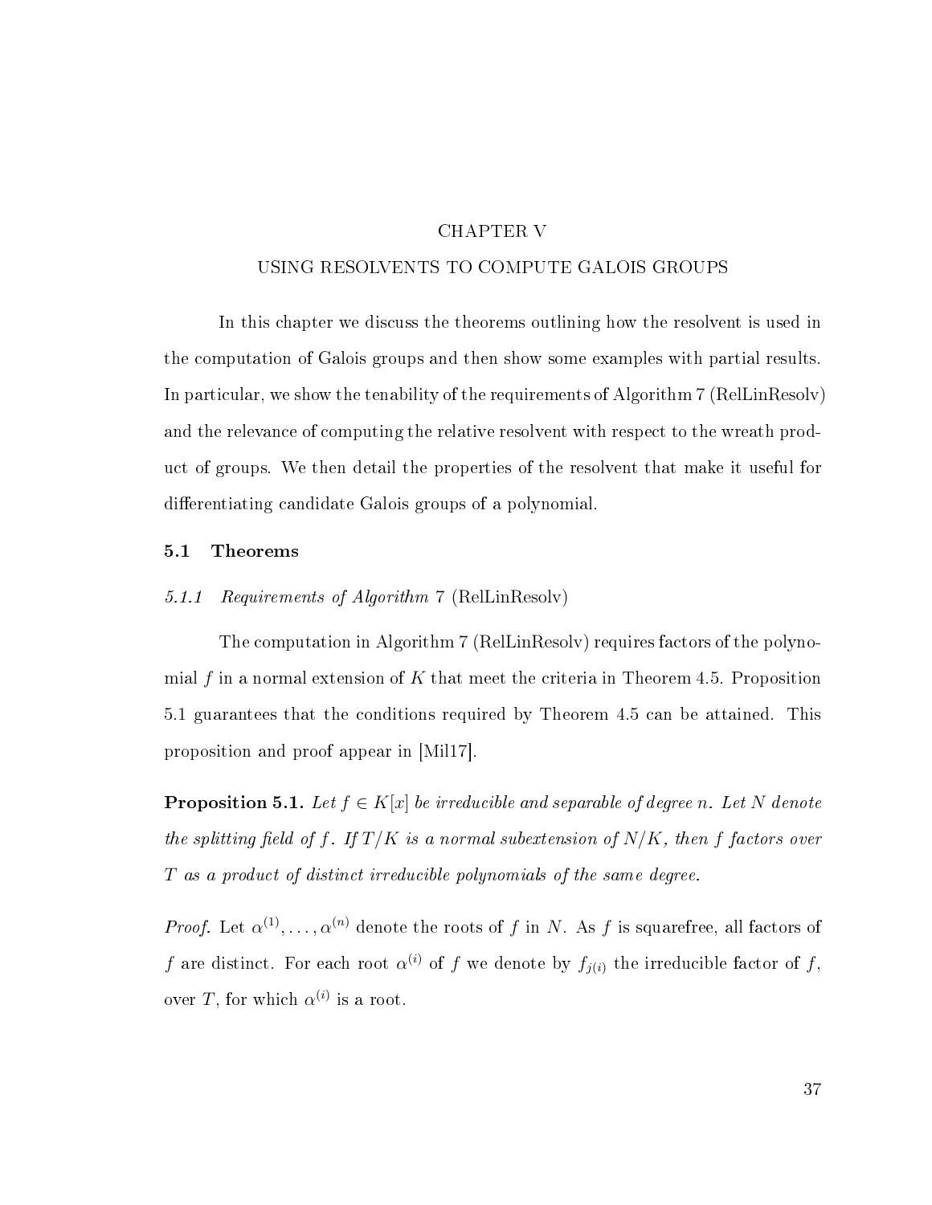# CHAPTER V

# USING RESOLVENTS TO COMPUTE GALOIS GROUPS

In this chapter we discuss the theorems outlining how the resolvent is used in the computation of Galois groups and then show some examples with partial results. In particular, we show the tenability of the requirements of Algorithm 7 (RelLinResolv) and the relevance of computing the relative resolvent with respect to the wreath product of groups. We then detail the properties of the resolvent that make it useful for differentiating candidate Galois groups of a polynomial.

## 5.1 Theorems

### *5.1.1 Requirements of Algorithm* 7 (RelLinResolv)

The computation in Algorithm 7 (RelLinResolv) requires factors of the polynomial $f$ in a normal extension of $K$ that meet the criteria in Theorem 4.5. Proposition 5.1 guarantees that the conditions required by Theorem 4.5 can be attained. This proposition and proof appear in [Mil17].

**Proposition 5.1.** *Let $f \in K[x]$ be irreducible and separable of degree $n$. Let $N$ denote the splitting field of $f$. If $T/K$ is a normal subextension of $N/K$, then $f$ factors over $T$ as a product of distinct irreducible polynomials of the same degree.*

*Proof.* Let $\alpha^{(1)}, \ldots, \alpha^{(n)}$ denote the roots of $f$ in $N$. As $f$ is squarefree, all factors of $f$ are distinct. For each root $\alpha^{(i)}$ of $f$ we denote by $f_{j(i)}$ the irreducible factor of $f$, over $T$, for which $\alpha^{(i)}$ is a root.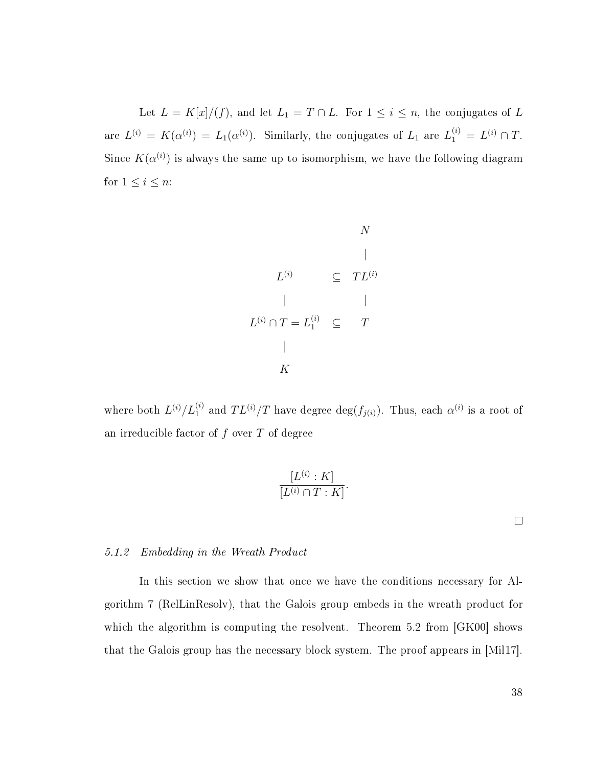Let $L = K[x]/(f)$, and let $L_1 = T \cap L$. For $1 \leq i \leq n$, the conjugates of $L$ are $L^{(i)} = K(\alpha^{(i)}) = L_1(\alpha^{(i)})$. Similarly, the conjugates of $L_1$ are $L_1^{(i)} = L^{(i)} \cap T$. Since $K(\alpha^{(i)})$ is always the same up to isomorphism, we have the following diagram for $1 \leq i \leq n$:

$$
\begin{array}{ccc}
 & & N \\
 & & | \\
L^{(i)} & \subseteq & TL^{(i)} \\
| & & | \\
L^{(i)} \cap T = L_1^{(i)} & \subseteq & T \\
| & & \\
K & &
\end{array}
$$

where both $L^{(i)}/L_1^{(i)}$ and $TL^{(i)}/T$ have degree $\deg(f_{j(i)})$. Thus, each $\alpha^{(i)}$ is a root of an irreducible factor of $f$ over $T$ of degree

$$\frac{[L^{(i)} : K]}{[L^{(i)} \cap T : K]}.$$

□

### *5.1.2 Embedding in the Wreath Product*

In this section we show that once we have the conditions necessary for Algorithm 7 (RelLinResolv), that the Galois group embeds in the wreath product for which the algorithm is computing the resolvent. Theorem 5.2 from [GK00] shows that the Galois group has the necessary block system. The proof appears in [Mil17].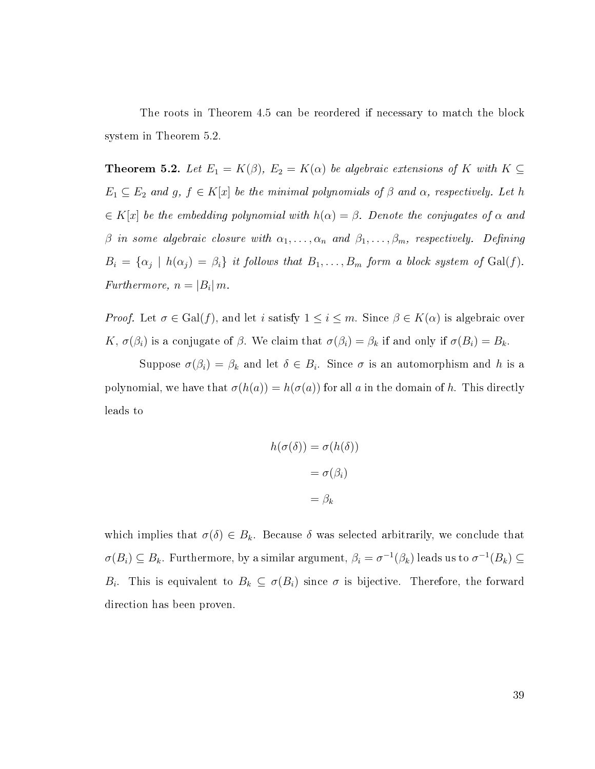The roots in Theorem 4.5 can be reordered if necessary to match the block system in Theorem 5.2.

**Theorem 5.2.** *Let $E_1 = K(\beta)$, $E_2 = K(\alpha)$ be algebraic extensions of $K$ with $K \subseteq E_1 \subseteq E_2$ and $g$, $f \in K[x]$ be the minimal polynomials of $\beta$ and $\alpha$, respectively. Let $h \in K[x]$ be the embedding polynomial with $h(\alpha) = \beta$. Denote the conjugates of $\alpha$ and $\beta$ in some algebraic closure with $\alpha_1, \ldots, \alpha_n$ and $\beta_1, \ldots, \beta_m$, respectively. Defining $B_i = \{\alpha_j \mid h(\alpha_j) = \beta_i\}$ it follows that $B_1, \ldots, B_m$ form a block system of $\mathrm{Gal}(f)$. Furthermore, $n = |B_i|\, m$.*

*Proof.* Let $\sigma \in \mathrm{Gal}(f)$, and let $i$ satisfy $1 \leq i \leq m$. Since $\beta \in K(\alpha)$ is algebraic over $K$, $\sigma(\beta_i)$ is a conjugate of $\beta$. We claim that $\sigma(\beta_i) = \beta_k$ if and only if $\sigma(B_i) = B_k$.

Suppose $\sigma(\beta_i) = \beta_k$ and let $\delta \in B_i$. Since $\sigma$ is an automorphism and $h$ is a polynomial, we have that $\sigma(h(a)) = h(\sigma(a))$ for all $a$ in the domain of $h$. This directly leads to

$$\begin{aligned} h(\sigma(\delta)) &= \sigma(h(\delta)) \\ &= \sigma(\beta_i) \\ &= \beta_k \end{aligned}$$

which implies that $\sigma(\delta) \in B_k$. Because $\delta$ was selected arbitrarily, we conclude that $\sigma(B_i) \subseteq B_k$. Furthermore, by a similar argument, $\beta_i = \sigma^{-1}(\beta_k)$ leads us to $\sigma^{-1}(B_k) \subseteq B_i$. This is equivalent to $B_k \subseteq \sigma(B_i)$ since $\sigma$ is bijective. Therefore, the forward direction has been proven.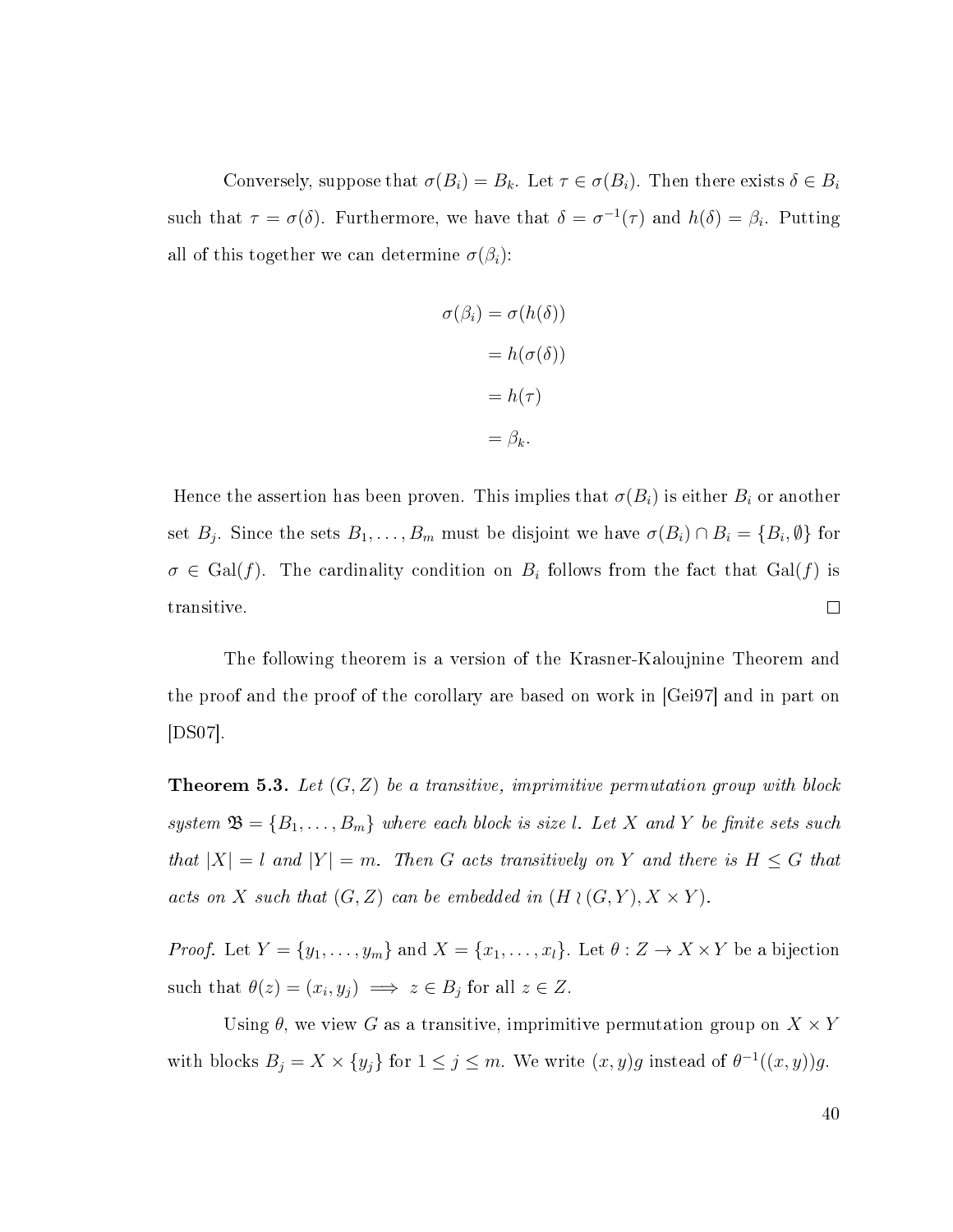Conversely, suppose that $\sigma(B_i) = B_k$. Let $\tau \in \sigma(B_i)$. Then there exists $\delta \in B_i$ such that $\tau = \sigma(\delta)$. Furthermore, we have that $\delta = \sigma^{-1}(\tau)$ and $h(\delta) = \beta_i$. Putting all of this together we can determine $\sigma(\beta_i)$:

$$
\begin{aligned}
\sigma(\beta_i) &= \sigma(h(\delta)) \\
&= h(\sigma(\delta)) \\
&= h(\tau) \\
&= \beta_k.
\end{aligned}
$$

Hence the assertion has been proven. This implies that $\sigma(B_i)$ is either $B_i$ or another set $B_j$. Since the sets $B_1, \ldots, B_m$ must be disjoint we have $\sigma(B_i) \cap B_i = \{B_i, \emptyset\}$ for $\sigma \in \text{Gal}(f)$. The cardinality condition on $B_i$ follows from the fact that $\text{Gal}(f)$ is transitive. □

The following theorem is a version of the Krasner-Kaloujnine Theorem and the proof and the proof of the corollary are based on work in [Gei97] and in part on [DS07].

**Theorem 5.3.** *Let $(G, Z)$ be a transitive, imprimitive permutation group with block system $\mathfrak{B} = \{B_1, \ldots, B_m\}$ where each block is size $l$. Let $X$ and $Y$ be finite sets such that $|X| = l$ and $|Y| = m$. Then $G$ acts transitively on $Y$ and there is $H \leq G$ that acts on $X$ such that $(G, Z)$ can be embedded in $(H \wr (G, Y), X \times Y)$.*

*Proof.* Let $Y = \{y_1, \ldots, y_m\}$ and $X = \{x_1, \ldots, x_l\}$. Let $\theta : Z \to X \times Y$ be a bijection such that $\theta(z) = (x_i, y_j) \implies z \in B_j$ for all $z \in Z$.

Using $\theta$, we view $G$ as a transitive, imprimitive permutation group on $X \times Y$ with blocks $B_j = X \times \{y_j\}$ for $1 \leq j \leq m$. We write $(x, y)g$ instead of $\theta^{-1}((x, y))g$.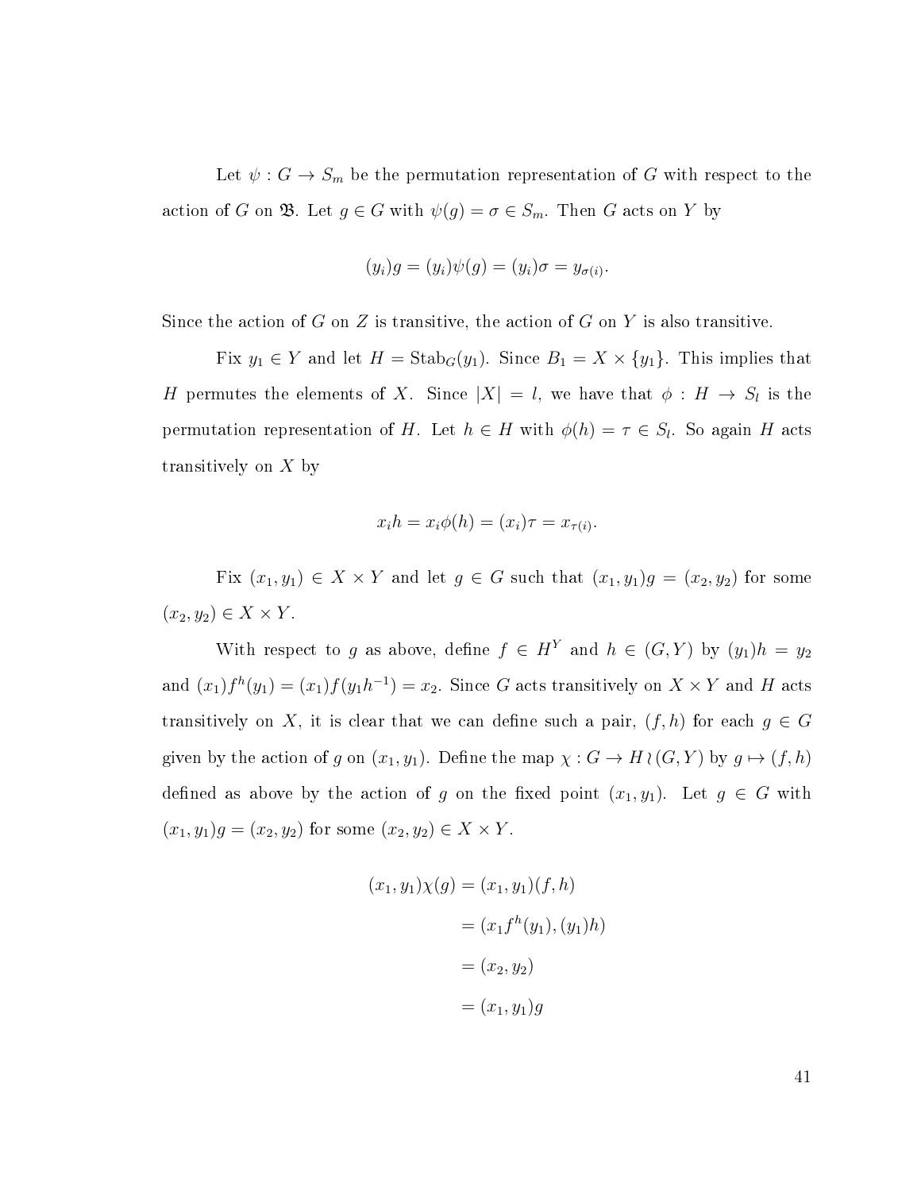Let $\psi : G \to S_m$ be the permutation representation of $G$ with respect to the action of $G$ on $\mathfrak{B}$. Let $g \in G$ with $\psi(g) = \sigma \in S_m$. Then $G$ acts on $Y$ by

$$(y_i)g = (y_i)\psi(g) = (y_i)\sigma = y_{\sigma(i)}.$$

Since the action of $G$ on $Z$ is transitive, the action of $G$ on $Y$ is also transitive.

Fix $y_1 \in Y$ and let $H = \mathrm{Stab}_G(y_1)$. Since $B_1 = X \times \{y_1\}$. This implies that $H$ permutes the elements of $X$. Since $|X| = l$, we have that $\phi : H \to S_l$ is the permutation representation of $H$. Let $h \in H$ with $\phi(h) = \tau \in S_l$. So again $H$ acts transitively on $X$ by

$$x_i h = x_i \phi(h) = (x_i)\tau = x_{\tau(i)}.$$

Fix $(x_1, y_1) \in X \times Y$ and let $g \in G$ such that $(x_1, y_1)g = (x_2, y_2)$ for some $(x_2, y_2) \in X \times Y$.

With respect to $g$ as above, define $f \in H^Y$ and $h \in (G, Y)$ by $(y_1)h = y_2$ and $(x_1)f^h(y_1) = (x_1)f(y_1 h^{-1}) = x_2$. Since $G$ acts transitively on $X \times Y$ and $H$ acts transitively on $X$, it is clear that we can define such a pair, $(f, h)$ for each $g \in G$ given by the action of $g$ on $(x_1, y_1)$. Define the map $\chi : G \to H \wr (G, Y)$ by $g \mapsto (f, h)$ defined as above by the action of $g$ on the fixed point $(x_1, y_1)$. Let $g \in G$ with $(x_1, y_1)g = (x_2, y_2)$ for some $(x_2, y_2) \in X \times Y$.

$$\begin{aligned}
(x_1, y_1)\chi(g) &= (x_1, y_1)(f, h) \\
&= (x_1 f^h(y_1), (y_1)h) \\
&= (x_2, y_2) \\
&= (x_1, y_1)g
\end{aligned}$$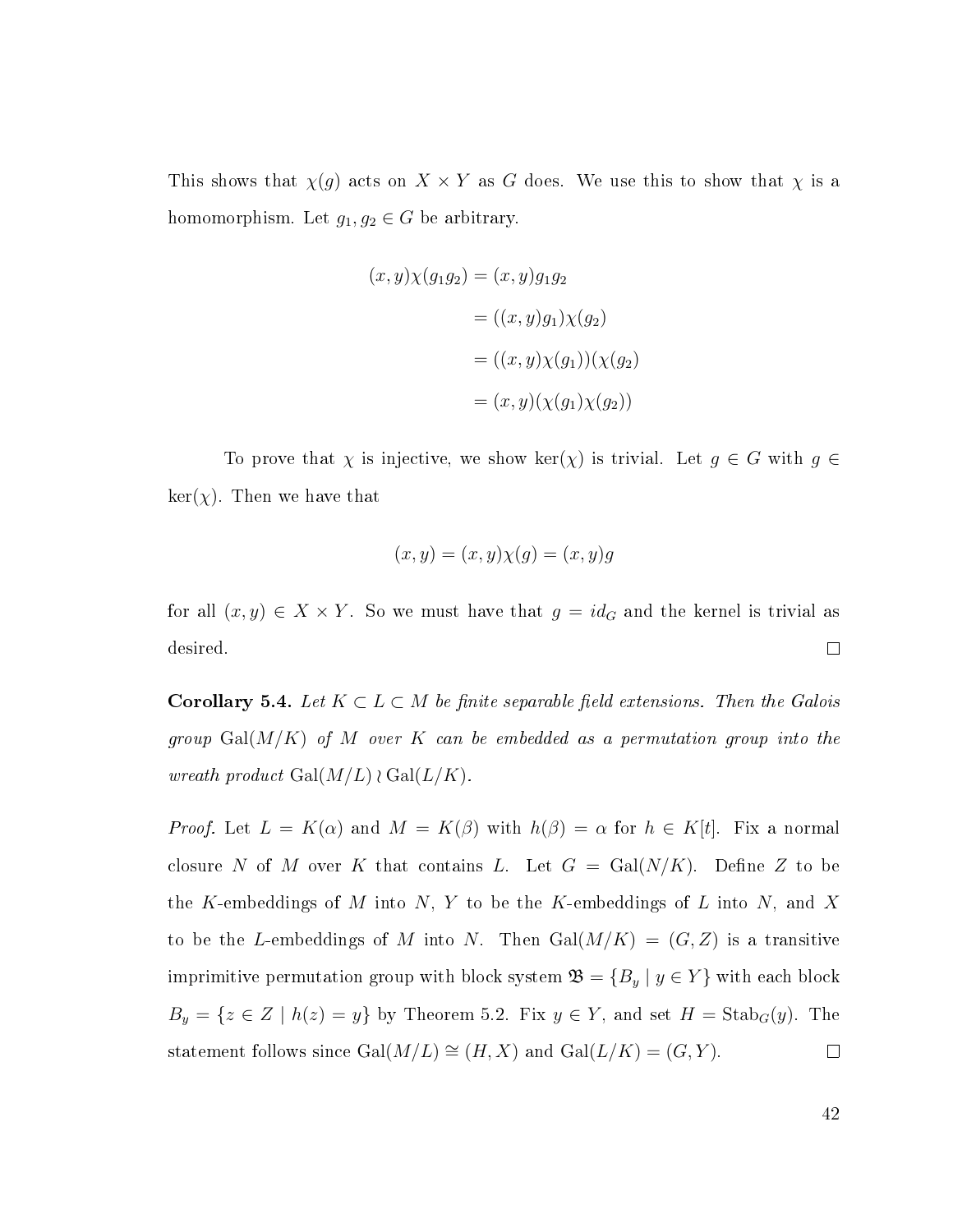This shows that $\chi(g)$ acts on $X \times Y$ as $G$ does. We use this to show that $\chi$ is a homomorphism. Let $g_1, g_2 \in G$ be arbitrary.

$$
\begin{aligned}
(x, y)\chi(g_1 g_2) &= (x, y)g_1 g_2 \\
&= ((x, y)g_1)\chi(g_2) \\
&= ((x, y)\chi(g_1))(\chi(g_2)) \\
&= (x, y)(\chi(g_1)\chi(g_2))
\end{aligned}
$$

To prove that $\chi$ is injective, we show $\ker(\chi)$ is trivial. Let $g \in G$ with $g \in \ker(\chi)$. Then we have that

$$(x, y) = (x, y)\chi(g) = (x, y)g$$

for all $(x, y) \in X \times Y$. So we must have that $g = id_G$ and the kernel is trivial as desired. $\square$

**Corollary 5.4.** *Let $K \subset L \subset M$ be finite separable field extensions. Then the Galois group $\operatorname{Gal}(M/K)$ of $M$ over $K$ can be embedded as a permutation group into the wreath product $\operatorname{Gal}(M/L) \wr \operatorname{Gal}(L/K)$.*

*Proof.* Let $L = K(\alpha)$ and $M = K(\beta)$ with $h(\beta) = \alpha$ for $h \in K[t]$. Fix a normal closure $N$ of $M$ over $K$ that contains $L$. Let $G = \operatorname{Gal}(N/K)$. Define $Z$ to be the $K$-embeddings of $M$ into $N$, $Y$ to be the $K$-embeddings of $L$ into $N$, and $X$ to be the $L$-embeddings of $M$ into $N$. Then $\operatorname{Gal}(M/K) = (G, Z)$ is a transitive imprimitive permutation group with block system $\mathfrak{B} = \{B_y \mid y \in Y\}$ with each block $B_y = \{z \in Z \mid h(z) = y\}$ by Theorem 5.2. Fix $y \in Y$, and set $H = \operatorname{Stab}_G(y)$. The statement follows since $\operatorname{Gal}(M/L) \cong (H, X)$ and $\operatorname{Gal}(L/K) = (G, Y)$. $\square$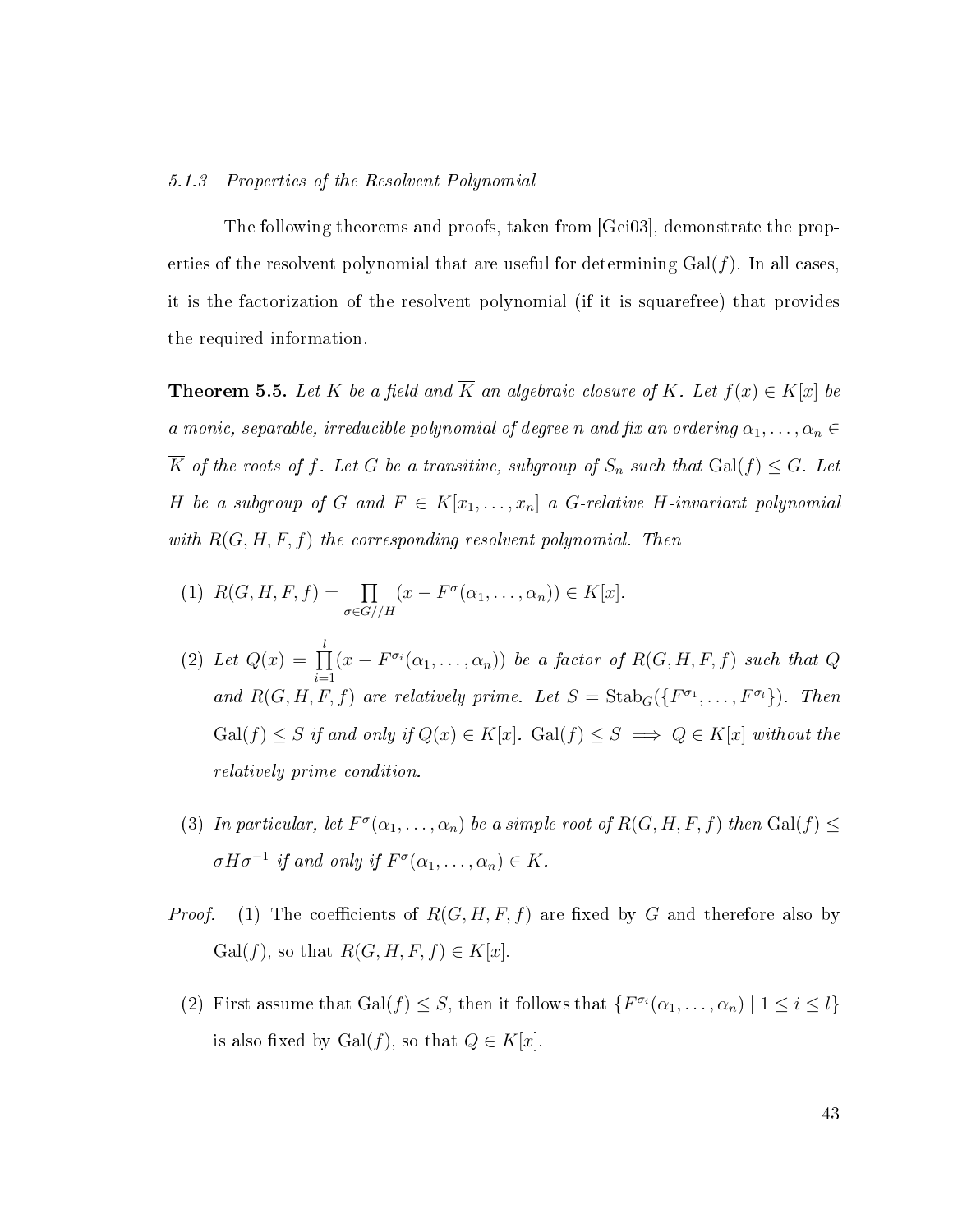### 5.1.3 Properties of the Resolvent Polynomial

The following theorems and proofs, taken from [Gei03], demonstrate the properties of the resolvent polynomial that are useful for determining $\mathrm{Gal}(f)$. In all cases, it is the factorization of the resolvent polynomial (if it is squarefree) that provides the required information.

**Theorem 5.5.** *Let $K$ be a field and $\overline{K}$ an algebraic closure of $K$. Let $f(x) \in K[x]$ be a monic, separable, irreducible polynomial of degree $n$ and fix an ordering $\alpha_1, \ldots, \alpha_n \in \overline{K}$ of the roots of $f$. Let $G$ be a transitive, subgroup of $S_n$ such that $\mathrm{Gal}(f) \leq G$. Let $H$ be a subgroup of $G$ and $F \in K[x_1, \ldots, x_n]$ a $G$-relative $H$-invariant polynomial with $R(G, H, F, f)$ the corresponding resolvent polynomial. Then*

1. *$R(G, H, F, f) = \prod_{\sigma \in G//H} (x - F^{\sigma}(\alpha_1, \ldots, \alpha_n)) \in K[x]$.*

2. *Let $Q(x) = \prod_{i=1}^{l} (x - F^{\sigma_i}(\alpha_1, \ldots, \alpha_n))$ be a factor of $R(G, H, F, f)$ such that $Q$ and $R(G, H, F, f)$ are relatively prime. Let $S = \mathrm{Stab}_G(\{F^{\sigma_1}, \ldots, F^{\sigma_l}\})$. Then $\mathrm{Gal}(f) \leq S$ if and only if $Q(x) \in K[x]$. $\mathrm{Gal}(f) \leq S \implies Q \in K[x]$ without the relatively prime condition.*

3. *In particular, let $F^{\sigma}(\alpha_1, \ldots, \alpha_n)$ be a simple root of $R(G, H, F, f)$ then $\mathrm{Gal}(f) \leq \sigma H \sigma^{-1}$ if and only if $F^{\sigma}(\alpha_1, \ldots, \alpha_n) \in K$.*

*Proof.*
1. The coefficients of $R(G, H, F, f)$ are fixed by $G$ and therefore also by $\mathrm{Gal}(f)$, so that $R(G, H, F, f) \in K[x]$.

2. First assume that $\mathrm{Gal}(f) \leq S$, then it follows that $\{F^{\sigma_i}(\alpha_1, \ldots, \alpha_n) \mid 1 \leq i \leq l\}$ is also fixed by $\mathrm{Gal}(f)$, so that $Q \in K[x]$.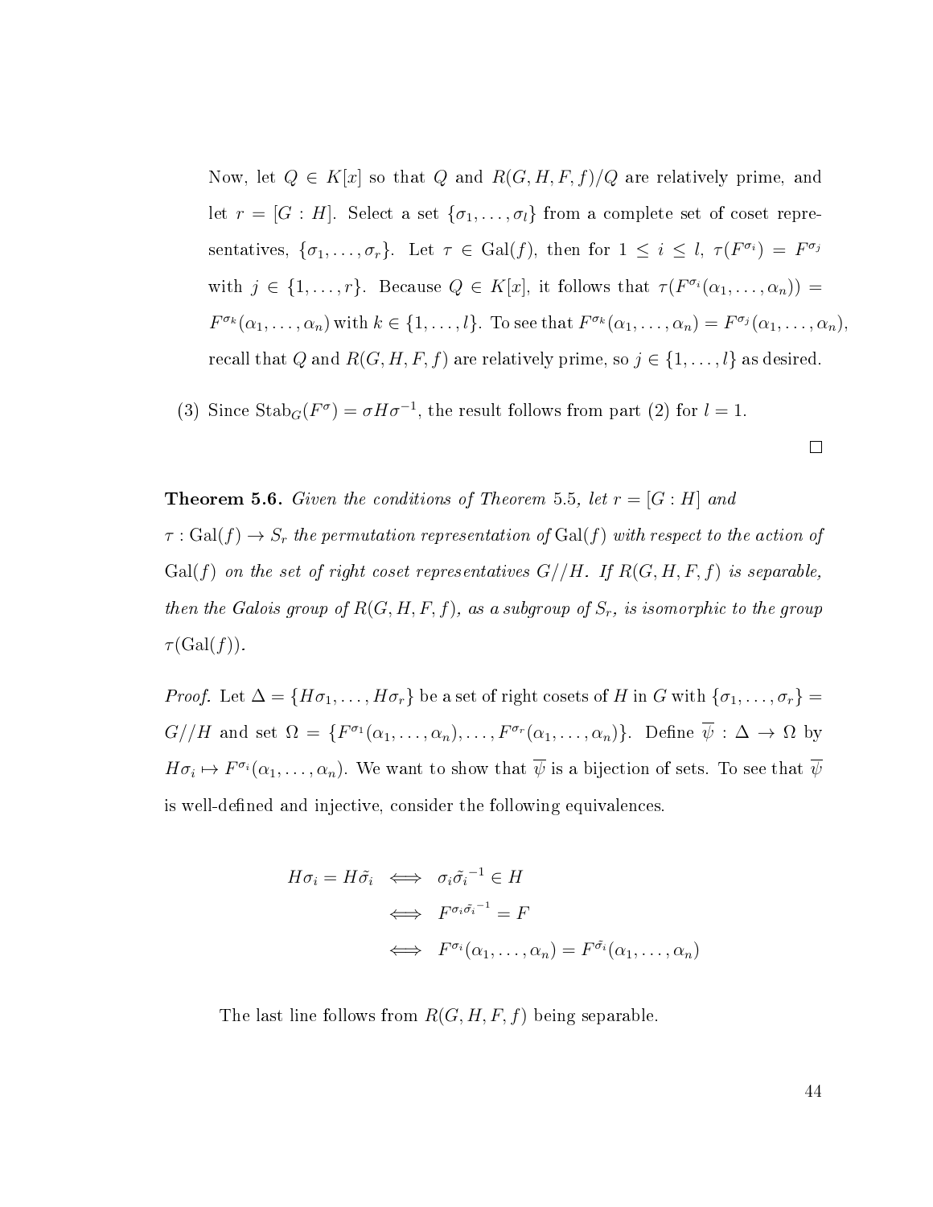Now, let $Q \in K[x]$ so that $Q$ and $R(G,H,F,f)/Q$ are relatively prime, and let $r = [G : H]$. Select a set $\{\sigma_1, \ldots, \sigma_l\}$ from a complete set of coset representatives, $\{\sigma_1, \ldots, \sigma_r\}$. Let $\tau \in \mathrm{Gal}(f)$, then for $1 \leq i \leq l$, $\tau(F^{\sigma_i}) = F^{\sigma_j}$ with $j \in \{1, \ldots, r\}$. Because $Q \in K[x]$, it follows that $\tau(F^{\sigma_i}(\alpha_1, \ldots, \alpha_n)) = F^{\sigma_k}(\alpha_1, \ldots, \alpha_n)$ with $k \in \{1, \ldots, l\}$. To see that $F^{\sigma_k}(\alpha_1, \ldots, \alpha_n) = F^{\sigma_j}(\alpha_1, \ldots, \alpha_n)$, recall that $Q$ and $R(G,H,F,f)$ are relatively prime, so $j \in \{1, \ldots, l\}$ as desired.

(3) Since $\mathrm{Stab}_G(F^{\sigma}) = \sigma H \sigma^{-1}$, the result follows from part (2) for $l = 1$.

□

**Theorem 5.6.** *Given the conditions of Theorem 5.5, let $r = [G : H]$ and $\tau : \mathrm{Gal}(f) \to S_r$ the permutation representation of $\mathrm{Gal}(f)$ with respect to the action of $\mathrm{Gal}(f)$ on the set of right coset representatives $G//H$. If $R(G,H,F,f)$ is separable, then the Galois group of $R(G,H,F,f)$, as a subgroup of $S_r$, is isomorphic to the group $\tau(\mathrm{Gal}(f))$.*

*Proof.* Let $\Delta = \{H\sigma_1, \ldots, H\sigma_r\}$ be a set of right cosets of $H$ in $G$ with $\{\sigma_1, \ldots, \sigma_r\} = G//H$ and set $\Omega = \{F^{\sigma_1}(\alpha_1, \ldots, \alpha_n), \ldots, F^{\sigma_r}(\alpha_1, \ldots, \alpha_n)\}$. Define $\overline{\psi} : \Delta \to \Omega$ by $H\sigma_i \mapsto F^{\sigma_i}(\alpha_1, \ldots, \alpha_n)$. We want to show that $\overline{\psi}$ is a bijection of sets. To see that $\overline{\psi}$ is well-defined and injective, consider the following equivalences.

$$\begin{aligned}
H\sigma_i = H\tilde{\sigma_i} &\iff \sigma_i \tilde{\sigma_i}^{-1} \in H \\
&\iff F^{\sigma_i \tilde{\sigma_i}^{-1}} = F \\
&\iff F^{\sigma_i}(\alpha_1, \ldots, \alpha_n) = F^{\tilde{\sigma_i}}(\alpha_1, \ldots, \alpha_n)
\end{aligned}$$

The last line follows from $R(G,H,F,f)$ being separable.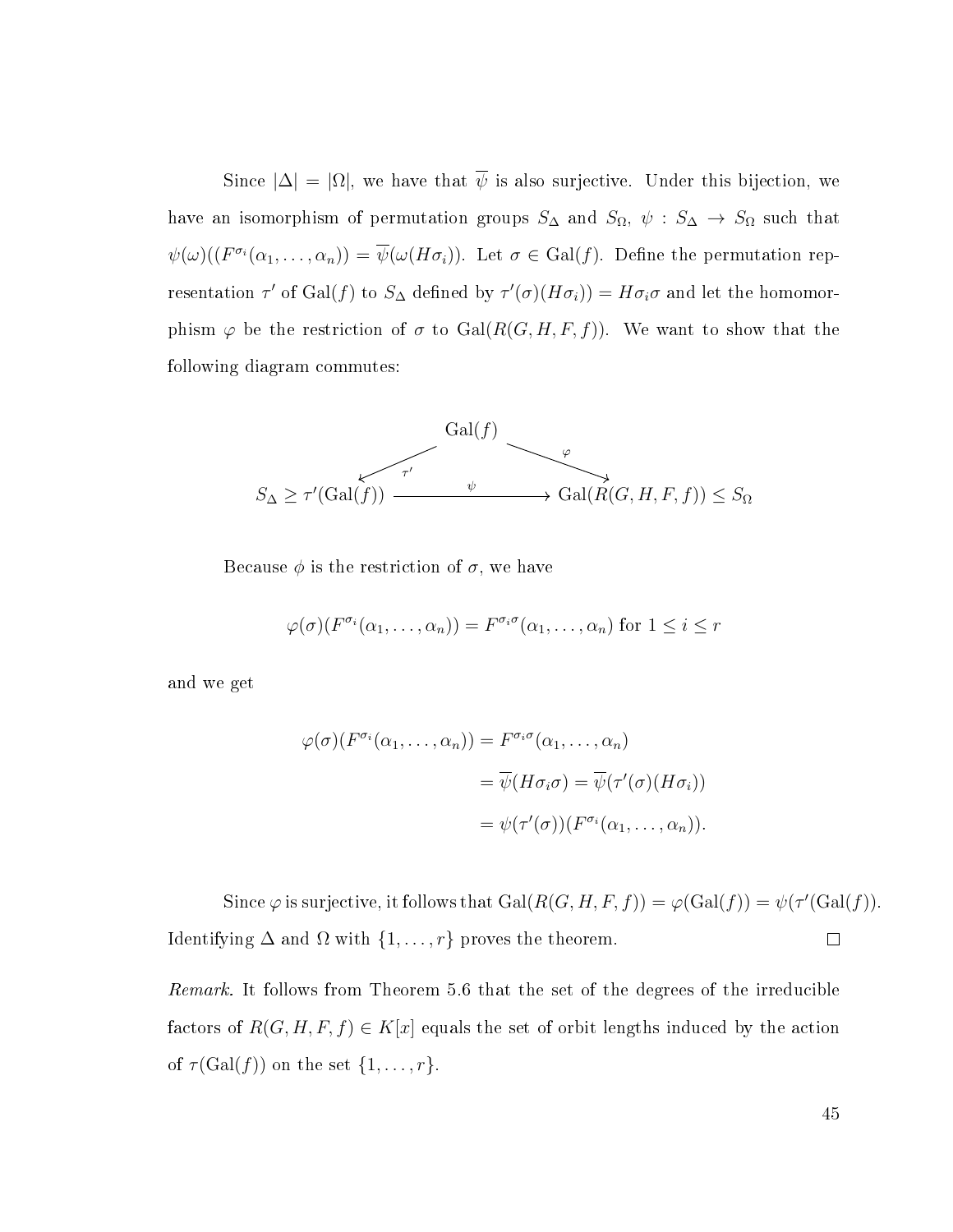Since $|\Delta| = |\Omega|$, we have that $\overline{\psi}$ is also surjective. Under this bijection, we have an isomorphism of permutation groups $S_\Delta$ and $S_\Omega$, $\psi : S_\Delta \to S_\Omega$ such that $\psi(\omega)((F^{\sigma_i}(\alpha_1, \ldots, \alpha_n)) = \overline{\psi}(\omega(H\sigma_i))$. Let $\sigma \in \mathrm{Gal}(f)$. Define the permutation representation $\tau'$ of $\mathrm{Gal}(f)$ to $S_\Delta$ defined by $\tau'(\sigma)(H\sigma_i)) = H\sigma_i\sigma$ and let the homomorphism $\varphi$ be the restriction of $\sigma$ to $\mathrm{Gal}(R(G, H, F, f))$. We want to show that the following diagram commutes:

$$
\begin{array}{ccc}
 & \mathrm{Gal}(f) & \\
\swarrow^{\tau'} & & \searrow^{\varphi} \\
S_\Delta \geq \tau'(\mathrm{Gal}(f)) & \xrightarrow{\quad \psi \quad} & \mathrm{Gal}(R(G, H, F, f)) \leq S_\Omega
\end{array}
$$

Because $\phi$ is the restriction of $\sigma$, we have

$$\varphi(\sigma)(F^{\sigma_i}(\alpha_1, \ldots, \alpha_n)) = F^{\sigma_i\sigma}(\alpha_1, \ldots, \alpha_n) \text{ for } 1 \leq i \leq r$$

and we get

$$
\begin{aligned}
\varphi(\sigma)(F^{\sigma_i}(\alpha_1, \ldots, \alpha_n)) &= F^{\sigma_i\sigma}(\alpha_1, \ldots, \alpha_n) \\
&= \overline{\psi}(H\sigma_i\sigma) = \overline{\psi}(\tau'(\sigma)(H\sigma_i)) \\
&= \psi(\tau'(\sigma))(F^{\sigma_i}(\alpha_1, \ldots, \alpha_n)).
\end{aligned}
$$

Since $\varphi$ is surjective, it follows that $\mathrm{Gal}(R(G, H, F, f)) = \varphi(\mathrm{Gal}(f)) = \psi(\tau'(\mathrm{Gal}(f))$. Identifying $\Delta$ and $\Omega$ with $\{1, \ldots, r\}$ proves the theorem. □

*Remark.* It follows from Theorem 5.6 that the set of the degrees of the irreducible factors of $R(G, H, F, f) \in K[x]$ equals the set of orbit lengths induced by the action of $\tau(\mathrm{Gal}(f))$ on the set $\{1, \ldots, r\}$.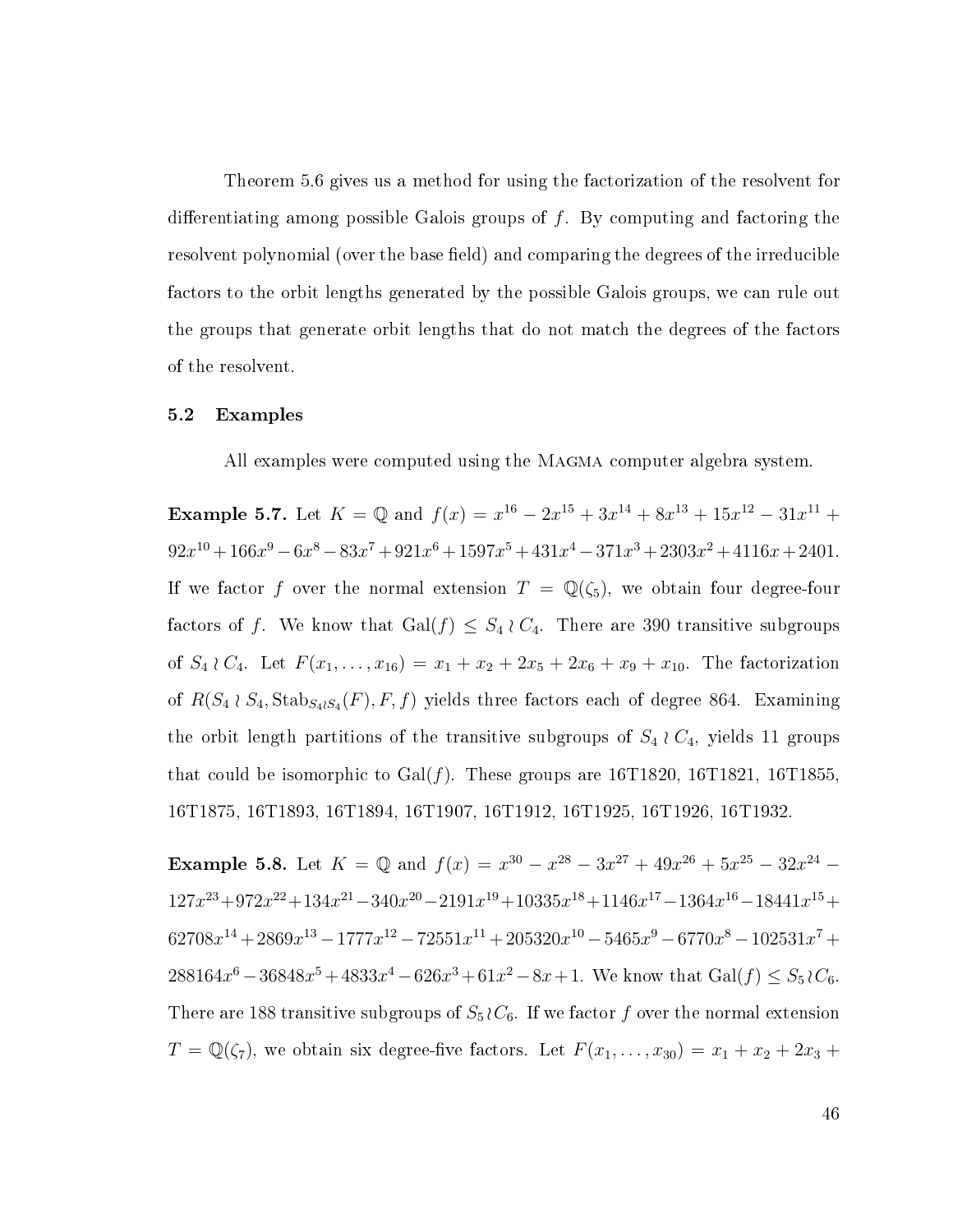Theorem 5.6 gives us a method for using the factorization of the resolvent for differentiating among possible Galois groups of $f$. By computing and factoring the resolvent polynomial (over the base field) and comparing the degrees of the irreducible factors to the orbit lengths generated by the possible Galois groups, we can rule out the groups that generate orbit lengths that do not match the degrees of the factors of the resolvent.

## 5.2 Examples

All examples were computed using the MAGMA computer algebra system.

**Example 5.7.** Let $K = \mathbb{Q}$ and $f(x) = x^{16} - 2x^{15} + 3x^{14} + 8x^{13} + 15x^{12} - 31x^{11} + 92x^{10} + 166x^9 - 6x^8 - 83x^7 + 921x^6 + 1597x^5 + 431x^4 - 371x^3 + 2303x^2 + 4116x + 2401$. If we factor $f$ over the normal extension $T = \mathbb{Q}(\zeta_5)$, we obtain four degree-four factors of $f$. We know that $\mathrm{Gal}(f) \leq S_4 \wr C_4$. There are 390 transitive subgroups of $S_4 \wr C_4$. Let $F(x_1, \ldots, x_{16}) = x_1 + x_2 + 2x_5 + 2x_6 + x_9 + x_{10}$. The factorization of $R(S_4 \wr S_4, \mathrm{Stab}_{S_4 \wr S_4}(F), F, f)$ yields three factors each of degree 864. Examining the orbit length partitions of the transitive subgroups of $S_4 \wr C_4$, yields 11 groups that could be isomorphic to $\mathrm{Gal}(f)$. These groups are 16T1820, 16T1821, 16T1855, 16T1875, 16T1893, 16T1894, 16T1907, 16T1912, 16T1925, 16T1926, 16T1932.

**Example 5.8.** Let $K = \mathbb{Q}$ and $f(x) = x^{30} - x^{28} - 3x^{27} + 49x^{26} + 5x^{25} - 32x^{24} - 127x^{23} + 972x^{22} + 134x^{21} - 340x^{20} - 2191x^{19} + 10335x^{18} + 1146x^{17} - 1364x^{16} - 18441x^{15} + 62708x^{14} + 2869x^{13} - 1777x^{12} - 72551x^{11} + 205320x^{10} - 5465x^9 - 6770x^8 - 102531x^7 + 288164x^6 - 36848x^5 + 4833x^4 - 626x^3 + 61x^2 - 8x + 1$. We know that $\mathrm{Gal}(f) \leq S_5 \wr C_6$. There are 188 transitive subgroups of $S_5 \wr C_6$. If we factor $f$ over the normal extension $T = \mathbb{Q}(\zeta_7)$, we obtain six degree-five factors. Let $F(x_1, \ldots, x_{30}) = x_1 + x_2 + 2x_3 +$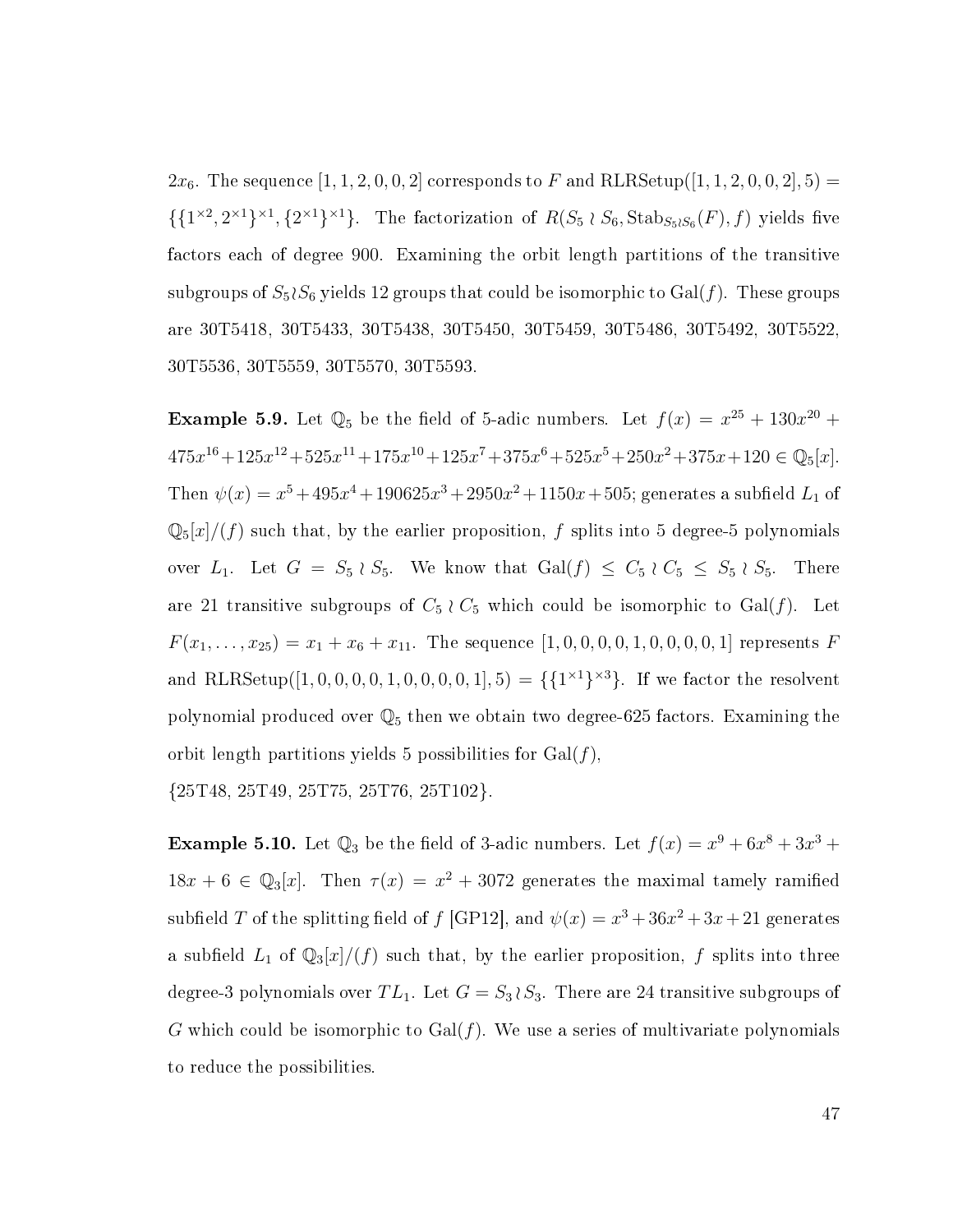$2x_6$. The sequence $[1, 1, 2, 0, 0, 2]$ corresponds to $F$ and $\text{RLRSetup}([1, 1, 2, 0, 0, 2], 5) = \{\{1^{\times 2}, 2^{\times 1}\}^{\times 1}, \{2^{\times 1}\}^{\times 1}\}$. The factorization of $R(S_5 \wr S_6, \text{Stab}_{S_5 \wr S_6}(F), f)$ yields five factors each of degree 900. Examining the orbit length partitions of the transitive subgroups of $S_5 \wr S_6$ yields 12 groups that could be isomorphic to $\text{Gal}(f)$. These groups are 30T5418, 30T5433, 30T5438, 30T5450, 30T5459, 30T5486, 30T5492, 30T5522, 30T5536, 30T5559, 30T5570, 30T5593.

**Example 5.9.** Let $\mathbb{Q}_5$ be the field of 5-adic numbers. Let $f(x) = x^{25} + 130x^{20} + 475x^{16} + 125x^{12} + 525x^{11} + 175x^{10} + 125x^7 + 375x^6 + 525x^5 + 250x^2 + 375x + 120 \in \mathbb{Q}_5[x]$. Then $\psi(x) = x^5 + 495x^4 + 190625x^3 + 2950x^2 + 1150x + 505$; generates a subfield $L_1$ of $\mathbb{Q}_5[x]/(f)$ such that, by the earlier proposition, $f$ splits into 5 degree-5 polynomials over $L_1$. Let $G = S_5 \wr S_5$. We know that $\text{Gal}(f) \leq C_5 \wr C_5 \leq S_5 \wr S_5$. There are 21 transitive subgroups of $C_5 \wr C_5$ which could be isomorphic to $\text{Gal}(f)$. Let $F(x_1, \ldots, x_{25}) = x_1 + x_6 + x_{11}$. The sequence $[1, 0, 0, 0, 0, 1, 0, 0, 0, 0, 1]$ represents $F$ and $\text{RLRSetup}([1, 0, 0, 0, 0, 1, 0, 0, 0, 0, 1], 5) = \{\{1^{\times 1}\}^{\times 3}\}$. If we factor the resolvent polynomial produced over $\mathbb{Q}_5$ then we obtain two degree-625 factors. Examining the orbit length partitions yields 5 possibilities for $\text{Gal}(f)$,
{25T48, 25T49, 25T75, 25T76, 25T102}.

**Example 5.10.** Let $\mathbb{Q}_3$ be the field of 3-adic numbers. Let $f(x) = x^9 + 6x^8 + 3x^3 + 18x + 6 \in \mathbb{Q}_3[x]$. Then $\tau(x) = x^2 + 3072$ generates the maximal tamely ramified subfield $T$ of the splitting field of $f$ [GP12], and $\psi(x) = x^3 + 36x^2 + 3x + 21$ generates a subfield $L_1$ of $\mathbb{Q}_3[x]/(f)$ such that, by the earlier proposition, $f$ splits into three degree-3 polynomials over $TL_1$. Let $G = S_3 \wr S_3$. There are 24 transitive subgroups of $G$ which could be isomorphic to $\text{Gal}(f)$. We use a series of multivariate polynomials to reduce the possibilities.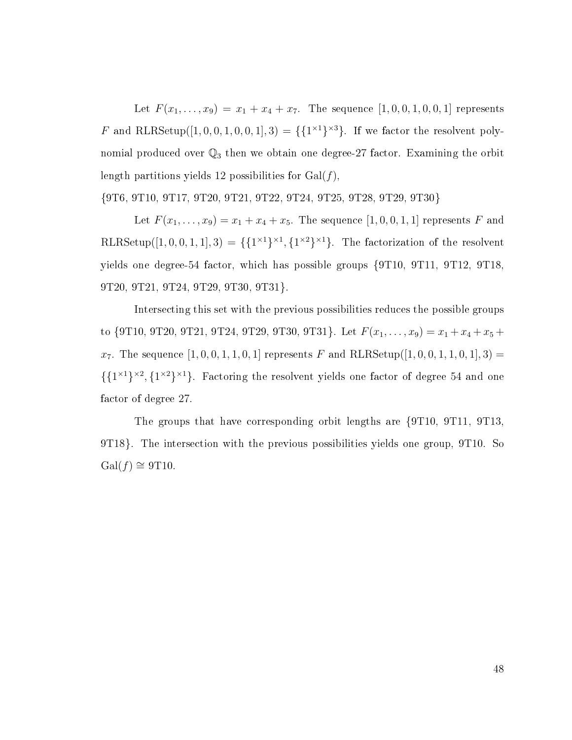Let $F(x_1, \ldots, x_9) = x_1 + x_4 + x_7$. The sequence $[1, 0, 0, 1, 0, 0, 1]$ represents $F$ and $\text{RLRSetup}([1, 0, 0, 1, 0, 0, 1], 3) = \{\{1^{\times 1}\}^{\times 3}\}$. If we factor the resolvent polynomial produced over $\mathbb{Q}_3$ then we obtain one degree-27 factor. Examining the orbit length partitions yields 12 possibilities for $\text{Gal}(f)$,

{9T6, 9T10, 9T17, 9T20, 9T21, 9T22, 9T24, 9T25, 9T28, 9T29, 9T30}

Let $F(x_1, \ldots, x_9) = x_1 + x_4 + x_5$. The sequence $[1, 0, 0, 1, 1]$ represents $F$ and $\text{RLRSetup}([1, 0, 0, 1, 1], 3) = \{\{1^{\times 1}\}^{\times 1}, \{1^{\times 2}\}^{\times 1}\}$. The factorization of the resolvent yields one degree-54 factor, which has possible groups {9T10, 9T11, 9T12, 9T18, 9T20, 9T21, 9T24, 9T29, 9T30, 9T31}.

Intersecting this set with the previous possibilities reduces the possible groups to {9T10, 9T20, 9T21, 9T24, 9T29, 9T30, 9T31}. Let $F(x_1, \ldots, x_9) = x_1 + x_4 + x_5 + x_7$. The sequence $[1, 0, 0, 1, 1, 0, 1]$ represents $F$ and $\text{RLRSetup}([1, 0, 0, 1, 1, 0, 1], 3) = \{\{1^{\times 1}\}^{\times 2}, \{1^{\times 2}\}^{\times 1}\}$. Factoring the resolvent yields one factor of degree 54 and one factor of degree 27.

The groups that have corresponding orbit lengths are {9T10, 9T11, 9T13, 9T18}. The intersection with the previous possibilities yields one group, 9T10. So $\text{Gal}(f) \cong$ 9T10.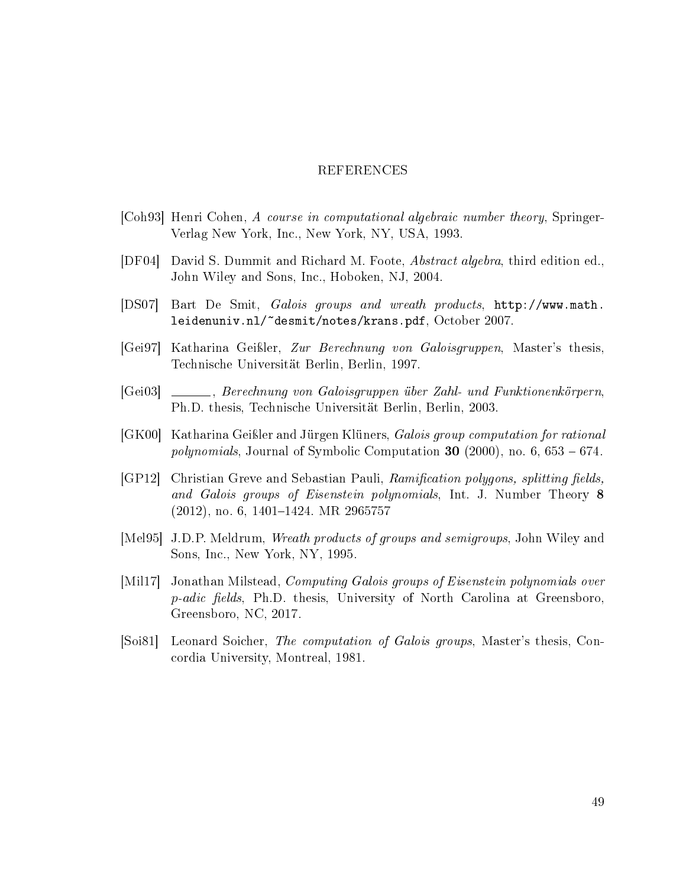## REFERENCES

[Coh93] Henri Cohen, *A course in computational algebraic number theory*, Springer-Verlag New York, Inc., New York, NY, USA, 1993.

[DF04] David S. Dummit and Richard M. Foote, *Abstract algebra*, third edition ed., John Wiley and Sons, Inc., Hoboken, NJ, 2004.

[DS07] Bart De Smit, *Galois groups and wreath products*, `http://www.math.leidenuniv.nl/~desmit/notes/krans.pdf`, October 2007.

[Gei97] Katharina Geißler, *Zur Berechnung von Galoisgruppen*, Master's thesis, Technische Universität Berlin, Berlin, 1997.

[Gei03] ______, *Berechnung von Galoisgruppen über Zahl- und Funktionenkörpern*, Ph.D. thesis, Technische Universität Berlin, Berlin, 2003.

[GK00] Katharina Geißler and Jürgen Klüners, *Galois group computation for rational polynomials*, Journal of Symbolic Computation **30** (2000), no. 6, 653 – 674.

[GP12] Christian Greve and Sebastian Pauli, *Ramification polygons, splitting fields, and Galois groups of Eisenstein polynomials*, Int. J. Number Theory **8** (2012), no. 6, 1401–1424. MR 2965757

[Mel95] J.D.P. Meldrum, *Wreath products of groups and semigroups*, John Wiley and Sons, Inc., New York, NY, 1995.

[Mil17] Jonathan Milstead, *Computing Galois groups of Eisenstein polynomials over p-adic fields*, Ph.D. thesis, University of North Carolina at Greensboro, Greensboro, NC, 2017.

[Soi81] Leonard Soicher, *The computation of Galois groups*, Master's thesis, Concordia University, Montreal, 1981.